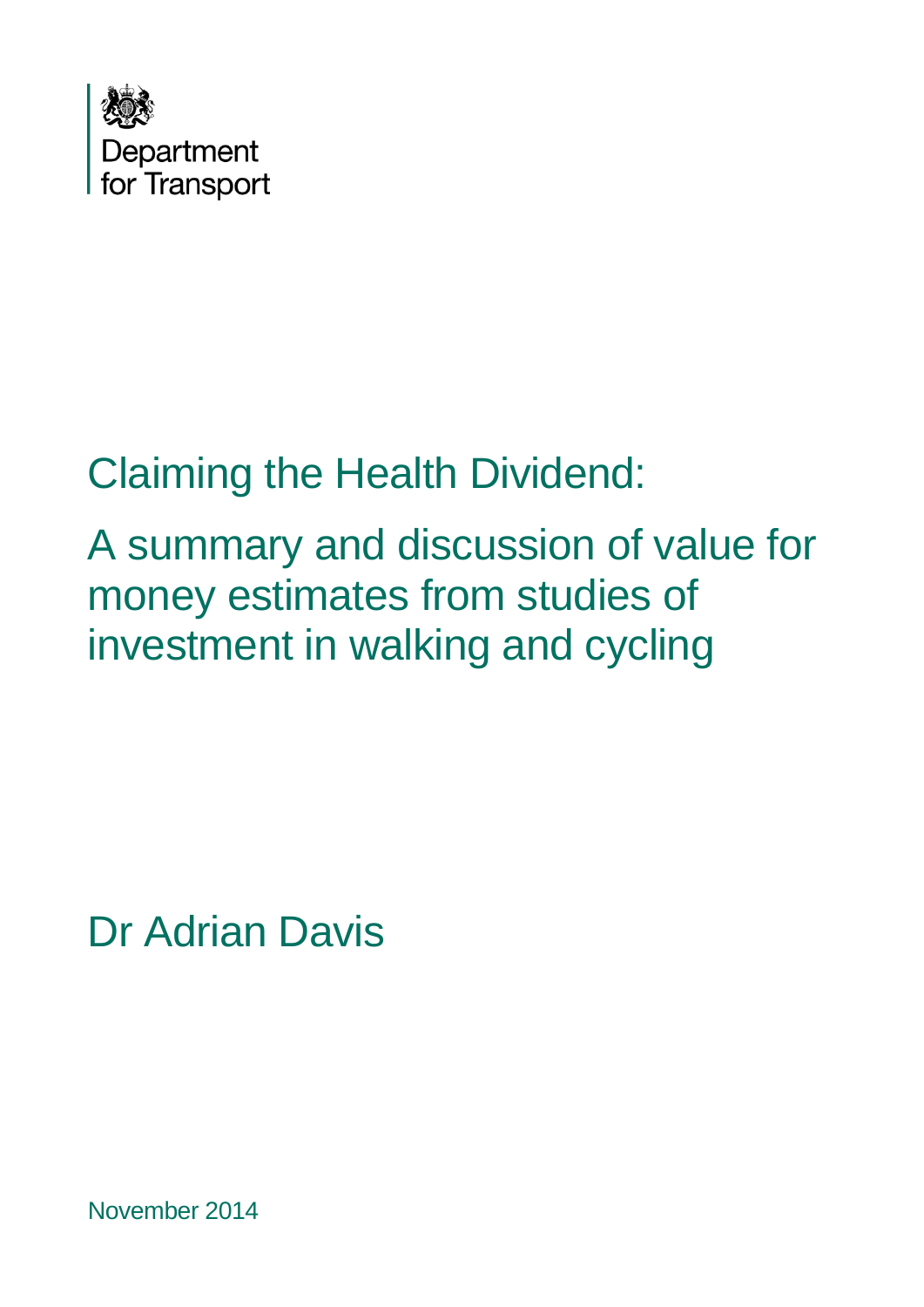Department for Transport

# Claiming the Health Dividend:

# A summary and discussion of value for money estimates from studies of investment in walking and cycling

Dr Adrian Davis

November 2014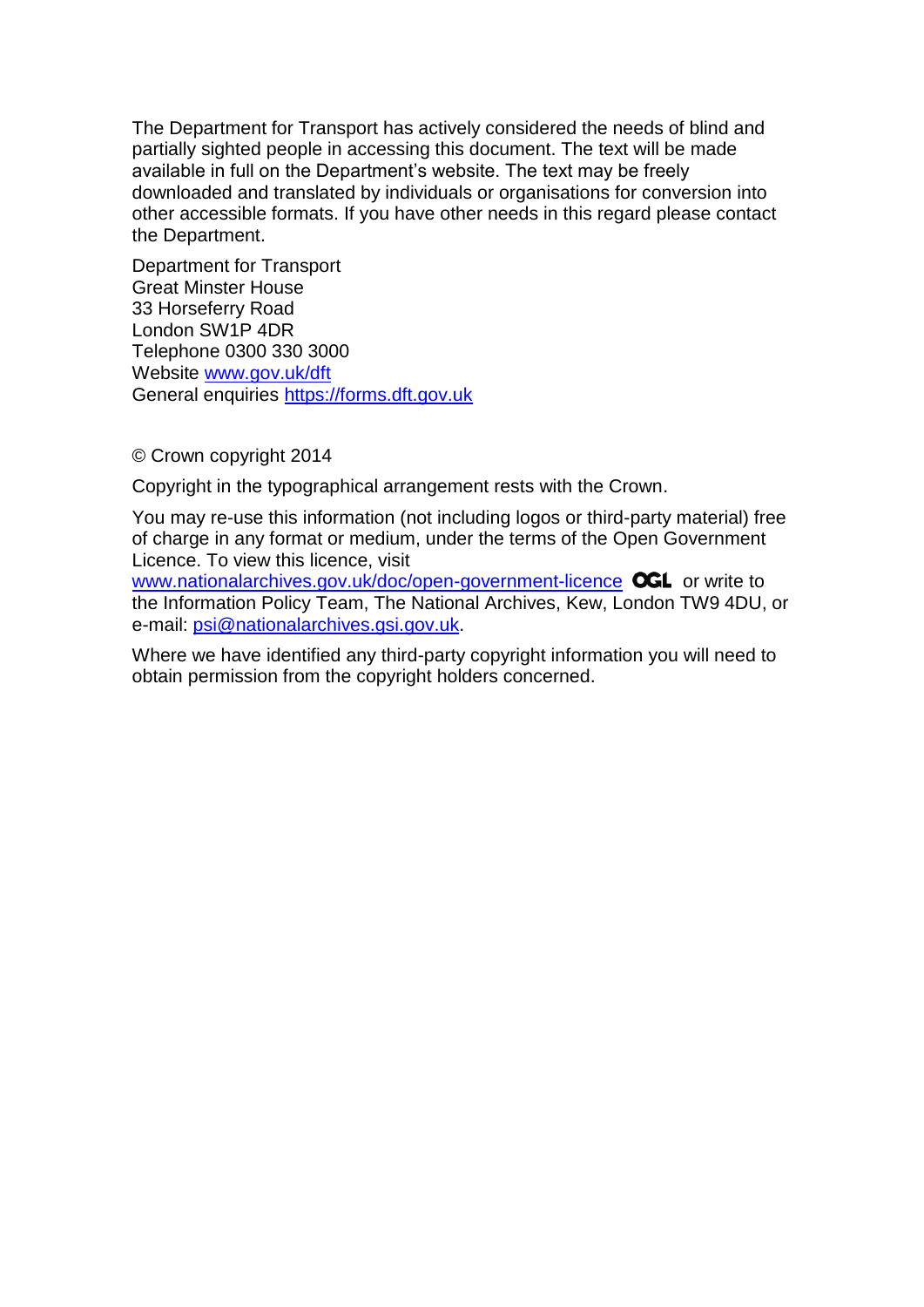The Department for Transport has actively considered the needs of blind and partially sighted people in accessing this document. The text will be made available in full on the Department's website. The text may be freely downloaded and translated by individuals or organisations for conversion into other accessible formats. If you have other needs in this regard please contact the Department.

Department for Transport
Great Minster House
33 Horseferry Road
London SW1P 4DR
Telephone 0300 330 3000
Website [www.gov.uk/dft](http://www.gov.uk/dft)
General enquiries [https://forms.dft.gov.uk](https://forms.dft.gov.uk)

© Crown copyright 2014

Copyright in the typographical arrangement rests with the Crown.

You may re-use this information (not including logos or third-party material) free of charge in any format or medium, under the terms of the Open Government Licence. To view this licence, visit [www.nationalarchives.gov.uk/doc/open-government-licence](http://www.nationalarchives.gov.uk/doc/open-government-licence) OGL or write to the Information Policy Team, The National Archives, Kew, London TW9 4DU, or e-mail: [psi@nationalarchives.gsi.gov.uk](mailto:psi@nationalarchives.gsi.gov.uk).

Where we have identified any third-party copyright information you will need to obtain permission from the copyright holders concerned.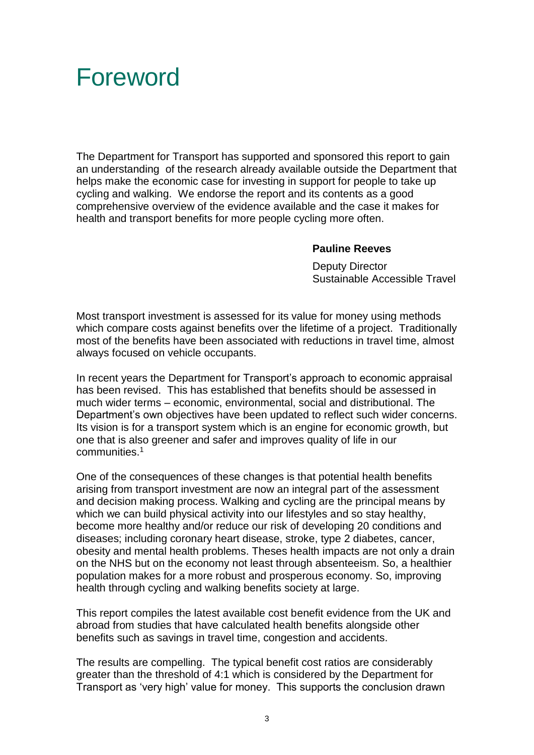# Foreword

The Department for Transport has supported and sponsored this report to gain an understanding of the research already available outside the Department that helps make the economic case for investing in support for people to take up cycling and walking. We endorse the report and its contents as a good comprehensive overview of the evidence available and the case it makes for health and transport benefits for more people cycling more often.

**Pauline Reeves**

Deputy Director
Sustainable Accessible Travel

Most transport investment is assessed for its value for money using methods which compare costs against benefits over the lifetime of a project. Traditionally most of the benefits have been associated with reductions in travel time, almost always focused on vehicle occupants.

In recent years the Department for Transport's approach to economic appraisal has been revised. This has established that benefits should be assessed in much wider terms – economic, environmental, social and distributional. The Department's own objectives have been updated to reflect such wider concerns. Its vision is for a transport system which is an engine for economic growth, but one that is also greener and safer and improves quality of life in our communities.[1]

One of the consequences of these changes is that potential health benefits arising from transport investment are now an integral part of the assessment and decision making process. Walking and cycling are the principal means by which we can build physical activity into our lifestyles and so stay healthy, become more healthy and/or reduce our risk of developing 20 conditions and diseases; including coronary heart disease, stroke, type 2 diabetes, cancer, obesity and mental health problems. Theses health impacts are not only a drain on the NHS but on the economy not least through absenteeism. So, a healthier population makes for a more robust and prosperous economy. So, improving health through cycling and walking benefits society at large.

This report compiles the latest available cost benefit evidence from the UK and abroad from studies that have calculated health benefits alongside other benefits such as savings in travel time, congestion and accidents.

The results are compelling. The typical benefit cost ratios are considerably greater than the threshold of 4:1 which is considered by the Department for Transport as 'very high' value for money. This supports the conclusion drawn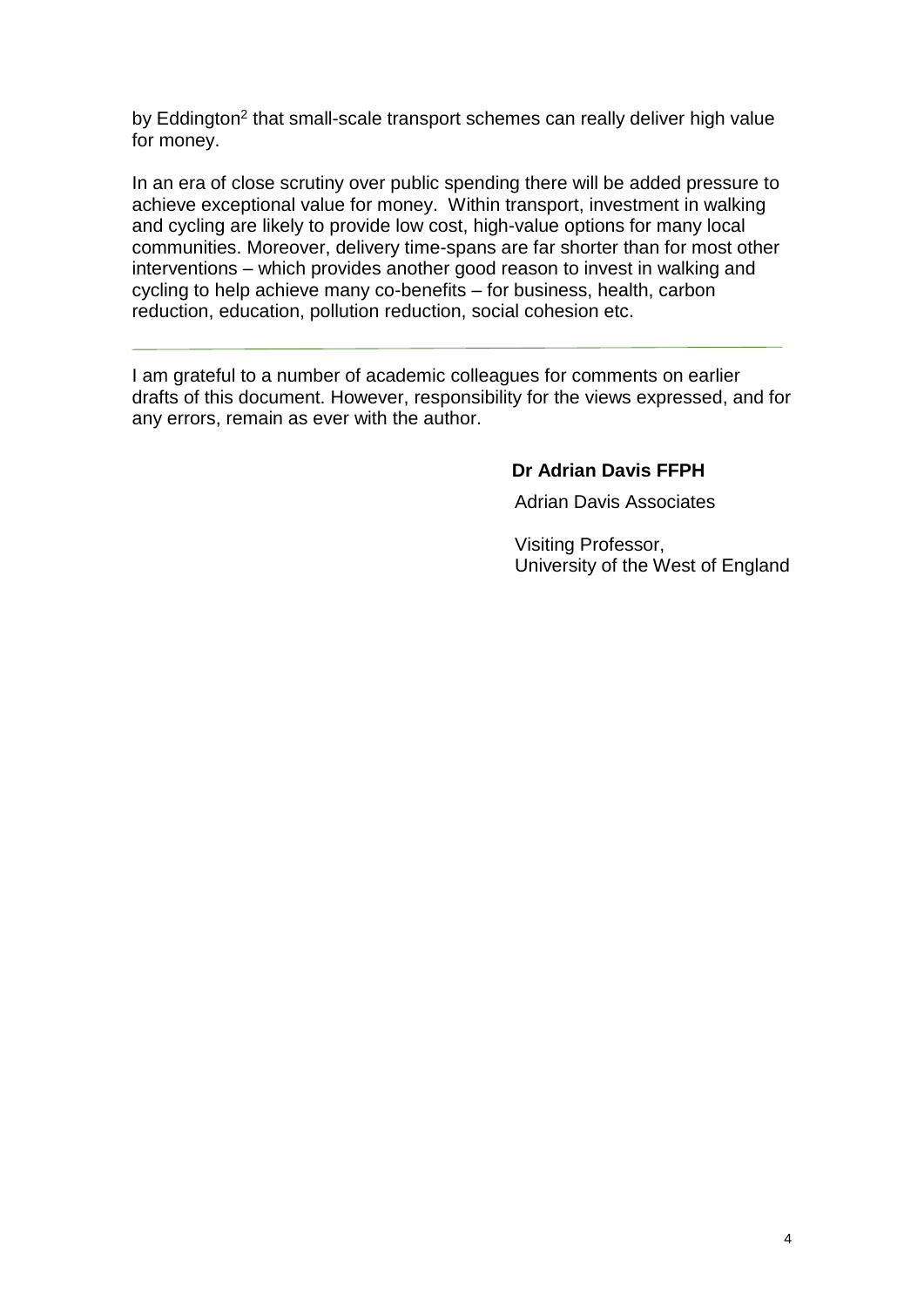by Eddington[2] that small-scale transport schemes can really deliver high value for money.

In an era of close scrutiny over public spending there will be added pressure to achieve exceptional value for money. Within transport, investment in walking and cycling are likely to provide low cost, high-value options for many local communities. Moreover, delivery time-spans are far shorter than for most other interventions – which provides another good reason to invest in walking and cycling to help achieve many co-benefits – for business, health, carbon reduction, education, pollution reduction, social cohesion etc.

---

I am grateful to a number of academic colleagues for comments on earlier drafts of this document. However, responsibility for the views expressed, and for any errors, remain as ever with the author.

**Dr Adrian Davis FFPH**

Adrian Davis Associates

Visiting Professor,
University of the West of England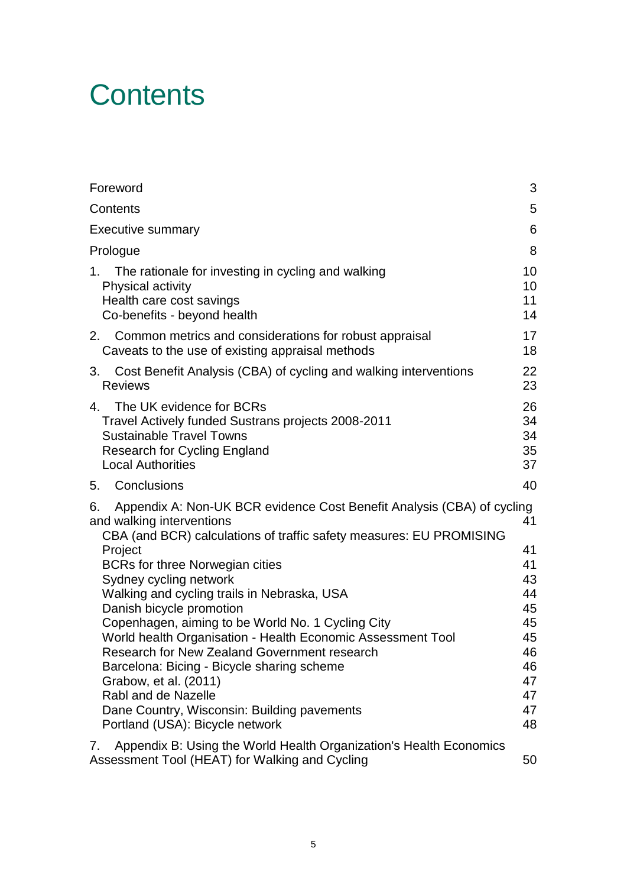# Contents

| | |
|---|---|
| Foreword | 3 |
| Contents | 5 |
| Executive summary | 6 |
| Prologue | 8 |
| 1. The rationale for investing in cycling and walking | 10 |
| Physical activity | 10 |
| Health care cost savings | 11 |
| Co-benefits - beyond health | 14 |
| 2. Common metrics and considerations for robust appraisal | 17 |
| Caveats to the use of existing appraisal methods | 18 |
| 3. Cost Benefit Analysis (CBA) of cycling and walking interventions | 22 |
| Reviews | 23 |
| 4. The UK evidence for BCRs | 26 |
| Travel Actively funded Sustrans projects 2008-2011 | 34 |
| Sustainable Travel Towns | 34 |
| Research for Cycling England | 35 |
| Local Authorities | 37 |
| 5. Conclusions | 40 |
| 6. Appendix A: Non-UK BCR evidence Cost Benefit Analysis (CBA) of cycling and walking interventions | 41 |
| CBA (and BCR) calculations of traffic safety measures: EU PROMISING Project | 41 |
| BCRs for three Norwegian cities | 41 |
| Sydney cycling network | 43 |
| Walking and cycling trails in Nebraska, USA | 44 |
| Danish bicycle promotion | 45 |
| Copenhagen, aiming to be World No. 1 Cycling City | 45 |
| World health Organisation - Health Economic Assessment Tool | 45 |
| Research for New Zealand Government research | 46 |
| Barcelona: Bicing - Bicycle sharing scheme | 46 |
| Grabow, et al. (2011) | 47 |
| Rabl and de Nazelle | 47 |
| Dane Country, Wisconsin: Building pavements | 47 |
| Portland (USA): Bicycle network | 48 |
| 7. Appendix B: Using the World Health Organization's Health Economics Assessment Tool (HEAT) for Walking and Cycling | 50 |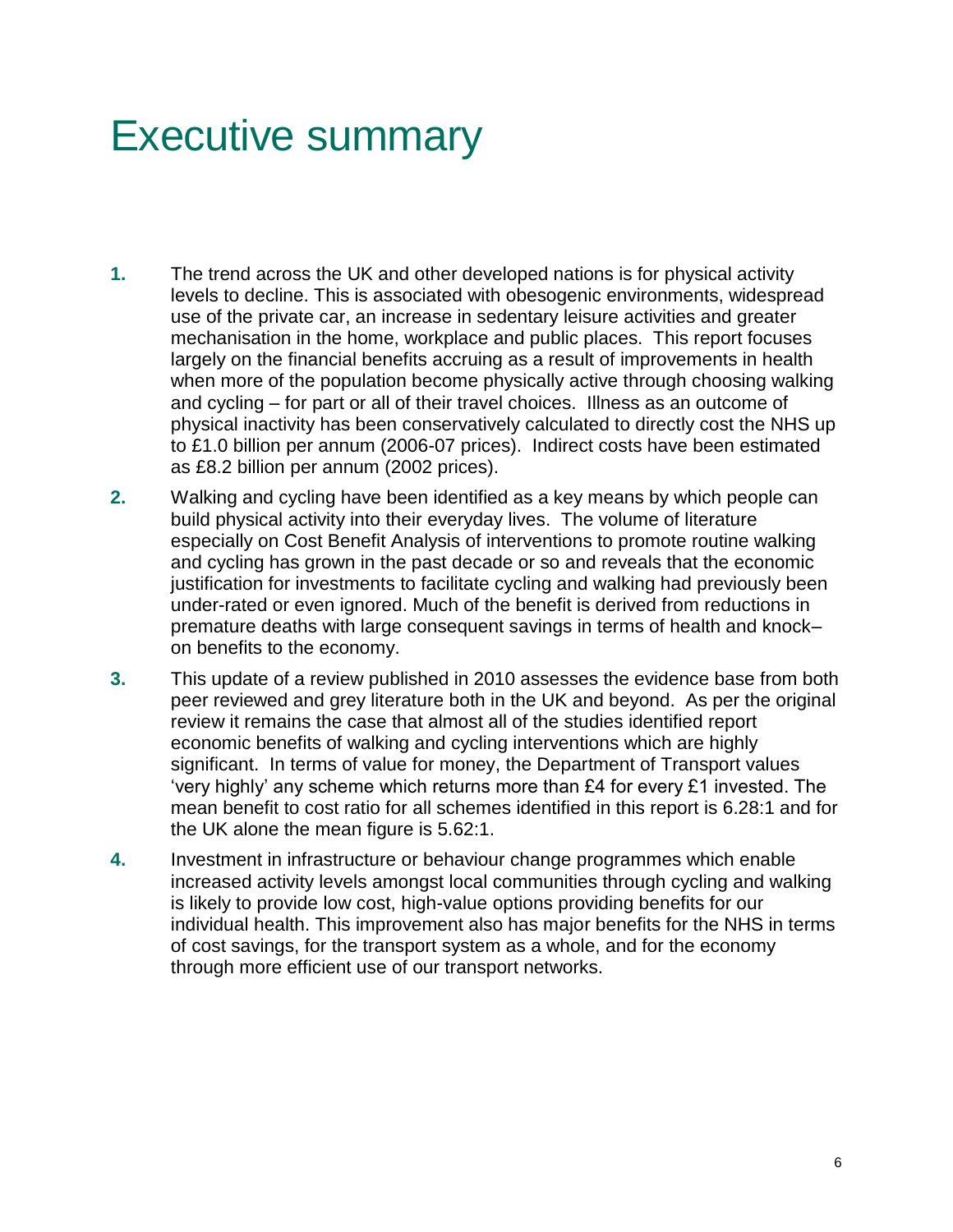# Executive summary

**1.** The trend across the UK and other developed nations is for physical activity levels to decline. This is associated with obesogenic environments, widespread use of the private car, an increase in sedentary leisure activities and greater mechanisation in the home, workplace and public places. This report focuses largely on the financial benefits accruing as a result of improvements in health when more of the population become physically active through choosing walking and cycling – for part or all of their travel choices. Illness as an outcome of physical inactivity has been conservatively calculated to directly cost the NHS up to £1.0 billion per annum (2006-07 prices). Indirect costs have been estimated as £8.2 billion per annum (2002 prices).

**2.** Walking and cycling have been identified as a key means by which people can build physical activity into their everyday lives. The volume of literature especially on Cost Benefit Analysis of interventions to promote routine walking and cycling has grown in the past decade or so and reveals that the economic justification for investments to facilitate cycling and walking had previously been under-rated or even ignored. Much of the benefit is derived from reductions in premature deaths with large consequent savings in terms of health and knock–on benefits to the economy.

**3.** This update of a review published in 2010 assesses the evidence base from both peer reviewed and grey literature both in the UK and beyond. As per the original review it remains the case that almost all of the studies identified report economic benefits of walking and cycling interventions which are highly significant. In terms of value for money, the Department of Transport values 'very highly' any scheme which returns more than £4 for every £1 invested. The mean benefit to cost ratio for all schemes identified in this report is 6.28:1 and for the UK alone the mean figure is 5.62:1.

**4.** Investment in infrastructure or behaviour change programmes which enable increased activity levels amongst local communities through cycling and walking is likely to provide low cost, high-value options providing benefits for our individual health. This improvement also has major benefits for the NHS in terms of cost savings, for the transport system as a whole, and for the economy through more efficient use of our transport networks.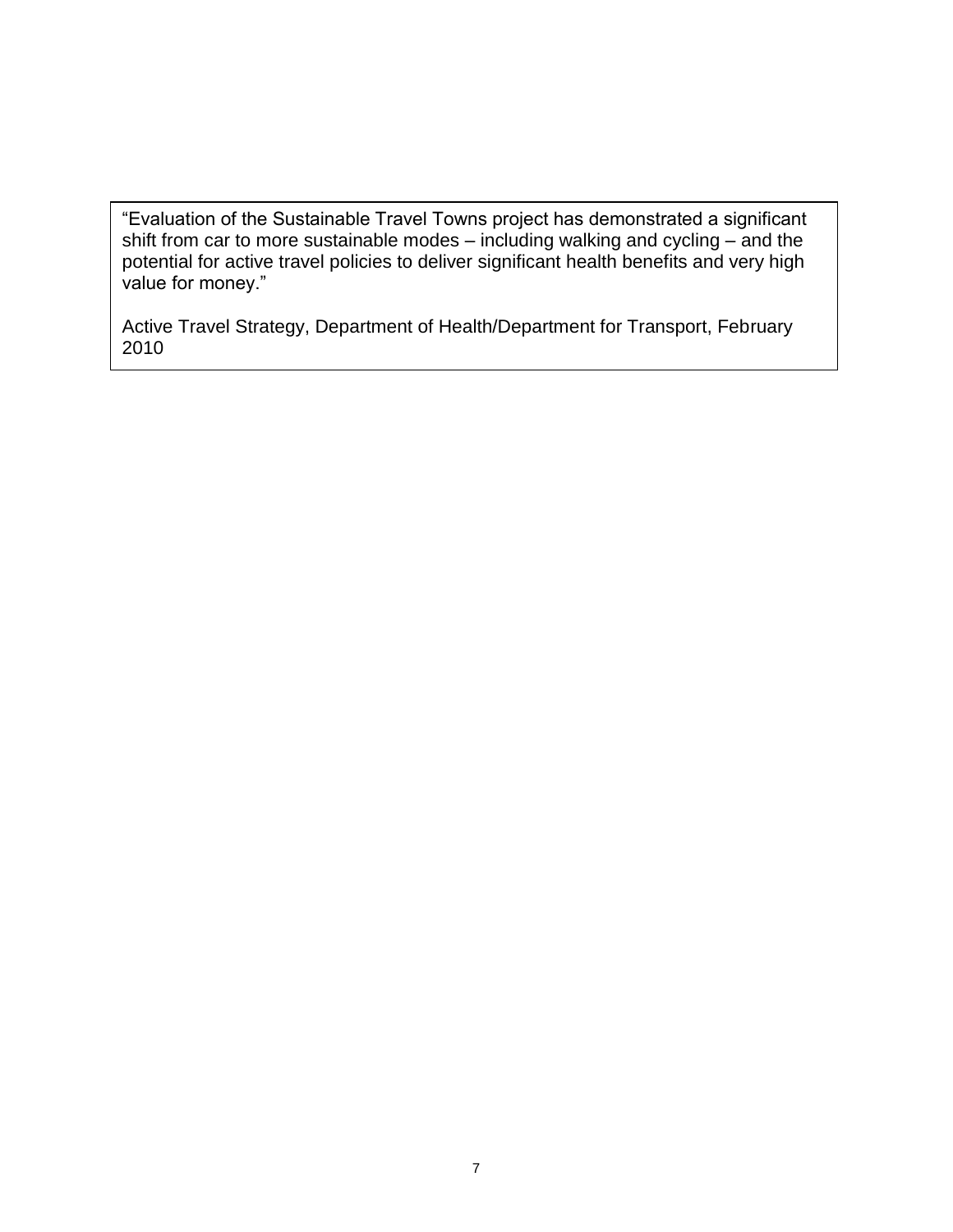> "Evaluation of the Sustainable Travel Towns project has demonstrated a significant shift from car to more sustainable modes – including walking and cycling – and the potential for active travel policies to deliver significant health benefits and very high value for money."
>
> Active Travel Strategy, Department of Health/Department for Transport, February 2010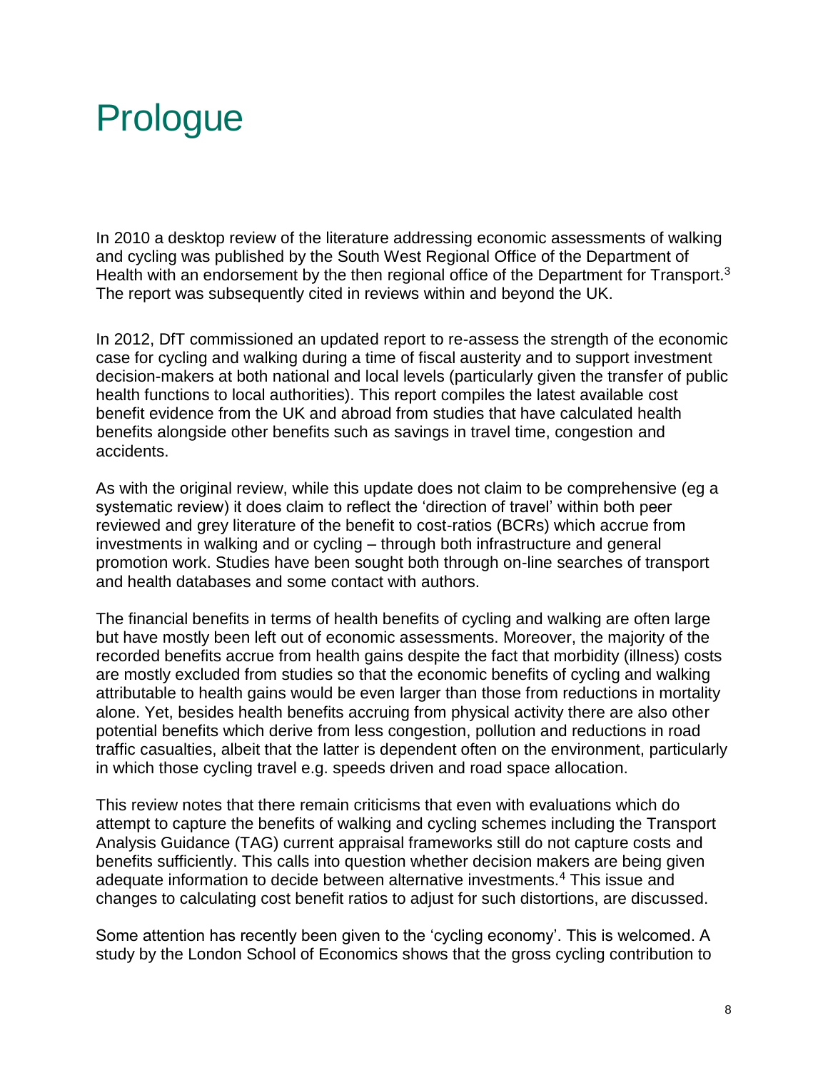# Prologue

In 2010 a desktop review of the literature addressing economic assessments of walking and cycling was published by the South West Regional Office of the Department of Health with an endorsement by the then regional office of the Department for Transport.[3] The report was subsequently cited in reviews within and beyond the UK.

In 2012, DfT commissioned an updated report to re-assess the strength of the economic case for cycling and walking during a time of fiscal austerity and to support investment decision-makers at both national and local levels (particularly given the transfer of public health functions to local authorities). This report compiles the latest available cost benefit evidence from the UK and abroad from studies that have calculated health benefits alongside other benefits such as savings in travel time, congestion and accidents.

As with the original review, while this update does not claim to be comprehensive (eg a systematic review) it does claim to reflect the 'direction of travel' within both peer reviewed and grey literature of the benefit to cost-ratios (BCRs) which accrue from investments in walking and or cycling – through both infrastructure and general promotion work. Studies have been sought both through on-line searches of transport and health databases and some contact with authors.

The financial benefits in terms of health benefits of cycling and walking are often large but have mostly been left out of economic assessments. Moreover, the majority of the recorded benefits accrue from health gains despite the fact that morbidity (illness) costs are mostly excluded from studies so that the economic benefits of cycling and walking attributable to health gains would be even larger than those from reductions in mortality alone. Yet, besides health benefits accruing from physical activity there are also other potential benefits which derive from less congestion, pollution and reductions in road traffic casualties, albeit that the latter is dependent often on the environment, particularly in which those cycling travel e.g. speeds driven and road space allocation.

This review notes that there remain criticisms that even with evaluations which do attempt to capture the benefits of walking and cycling schemes including the Transport Analysis Guidance (TAG) current appraisal frameworks still do not capture costs and benefits sufficiently. This calls into question whether decision makers are being given adequate information to decide between alternative investments.[4] This issue and changes to calculating cost benefit ratios to adjust for such distortions, are discussed.

Some attention has recently been given to the 'cycling economy'. This is welcomed. A study by the London School of Economics shows that the gross cycling contribution to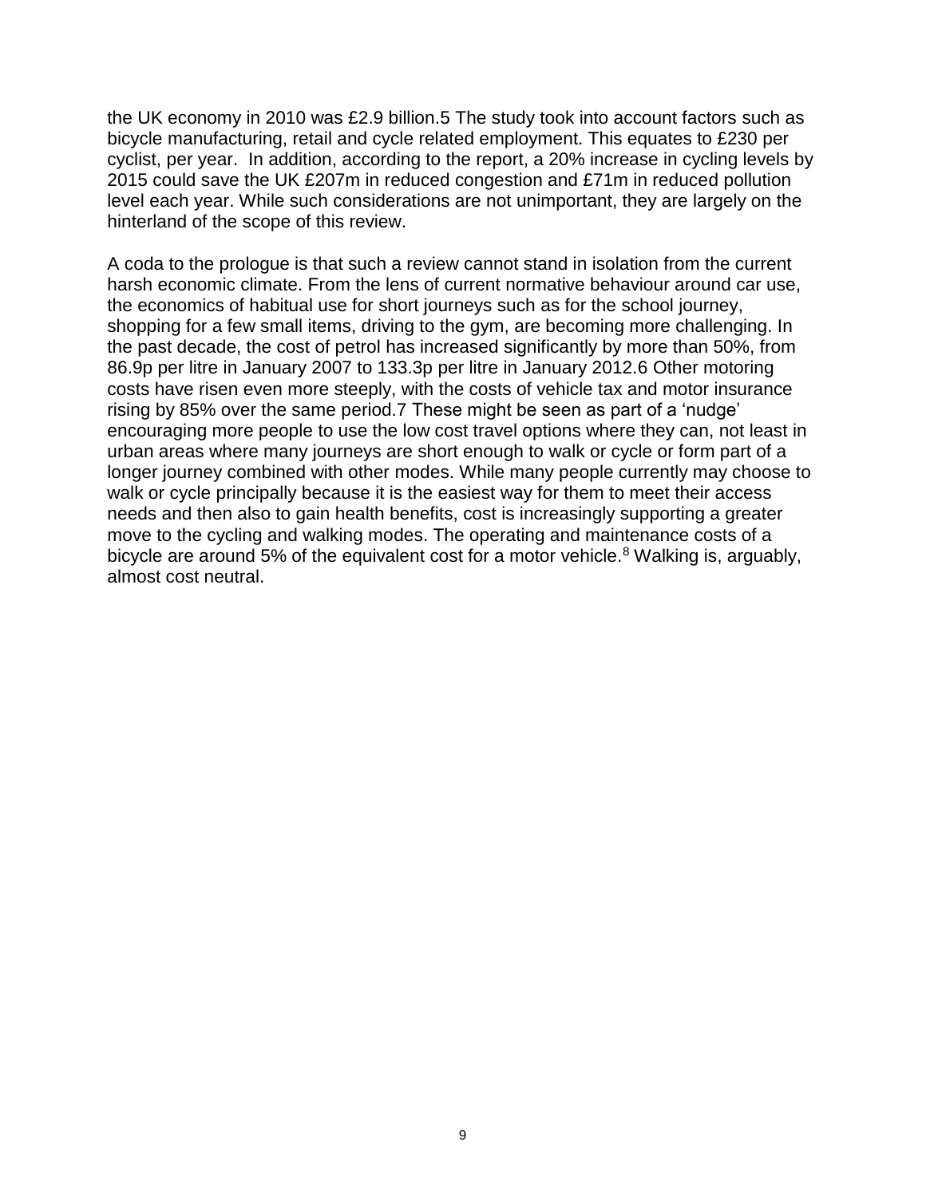the UK economy in 2010 was £2.9 billion.5 The study took into account factors such as bicycle manufacturing, retail and cycle related employment. This equates to £230 per cyclist, per year. In addition, according to the report, a 20% increase in cycling levels by 2015 could save the UK £207m in reduced congestion and £71m in reduced pollution level each year. While such considerations are not unimportant, they are largely on the hinterland of the scope of this review.

A coda to the prologue is that such a review cannot stand in isolation from the current harsh economic climate. From the lens of current normative behaviour around car use, the economics of habitual use for short journeys such as for the school journey, shopping for a few small items, driving to the gym, are becoming more challenging. In the past decade, the cost of petrol has increased significantly by more than 50%, from 86.9p per litre in January 2007 to 133.3p per litre in January 2012.6 Other motoring costs have risen even more steeply, with the costs of vehicle tax and motor insurance rising by 85% over the same period.7 These might be seen as part of a 'nudge' encouraging more people to use the low cost travel options where they can, not least in urban areas where many journeys are short enough to walk or cycle or form part of a longer journey combined with other modes. While many people currently may choose to walk or cycle principally because it is the easiest way for them to meet their access needs and then also to gain health benefits, cost is increasingly supporting a greater move to the cycling and walking modes. The operating and maintenance costs of a bicycle are around 5% of the equivalent cost for a motor vehicle.[8] Walking is, arguably, almost cost neutral.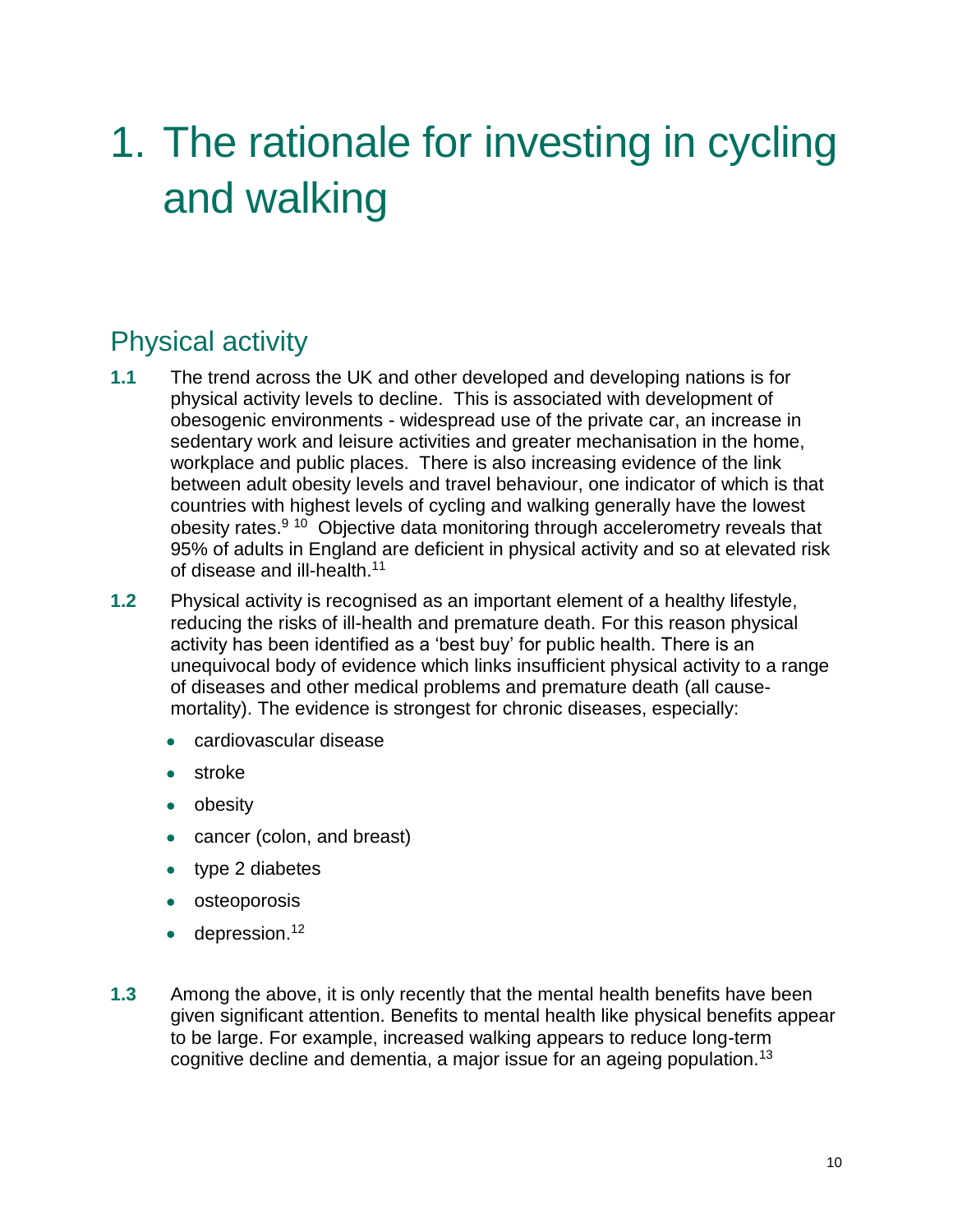# 1. The rationale for investing in cycling and walking

## Physical activity

**1.1** The trend across the UK and other developed and developing nations is for physical activity levels to decline. This is associated with development of obesogenic environments - widespread use of the private car, an increase in sedentary work and leisure activities and greater mechanisation in the home, workplace and public places. There is also increasing evidence of the link between adult obesity levels and travel behaviour, one indicator of which is that countries with highest levels of cycling and walking generally have the lowest obesity rates.[9] [10] Objective data monitoring through accelerometry reveals that 95% of adults in England are deficient in physical activity and so at elevated risk of disease and ill-health.[11]

**1.2** Physical activity is recognised as an important element of a healthy lifestyle, reducing the risks of ill-health and premature death. For this reason physical activity has been identified as a 'best buy' for public health. There is an unequivocal body of evidence which links insufficient physical activity to a range of diseases and other medical problems and premature death (all cause-mortality). The evidence is strongest for chronic diseases, especially:

- cardiovascular disease
- stroke
- obesity
- cancer (colon, and breast)
- type 2 diabetes
- osteoporosis
- depression.[12]

**1.3** Among the above, it is only recently that the mental health benefits have been given significant attention. Benefits to mental health like physical benefits appear to be large. For example, increased walking appears to reduce long-term cognitive decline and dementia, a major issue for an ageing population.[13]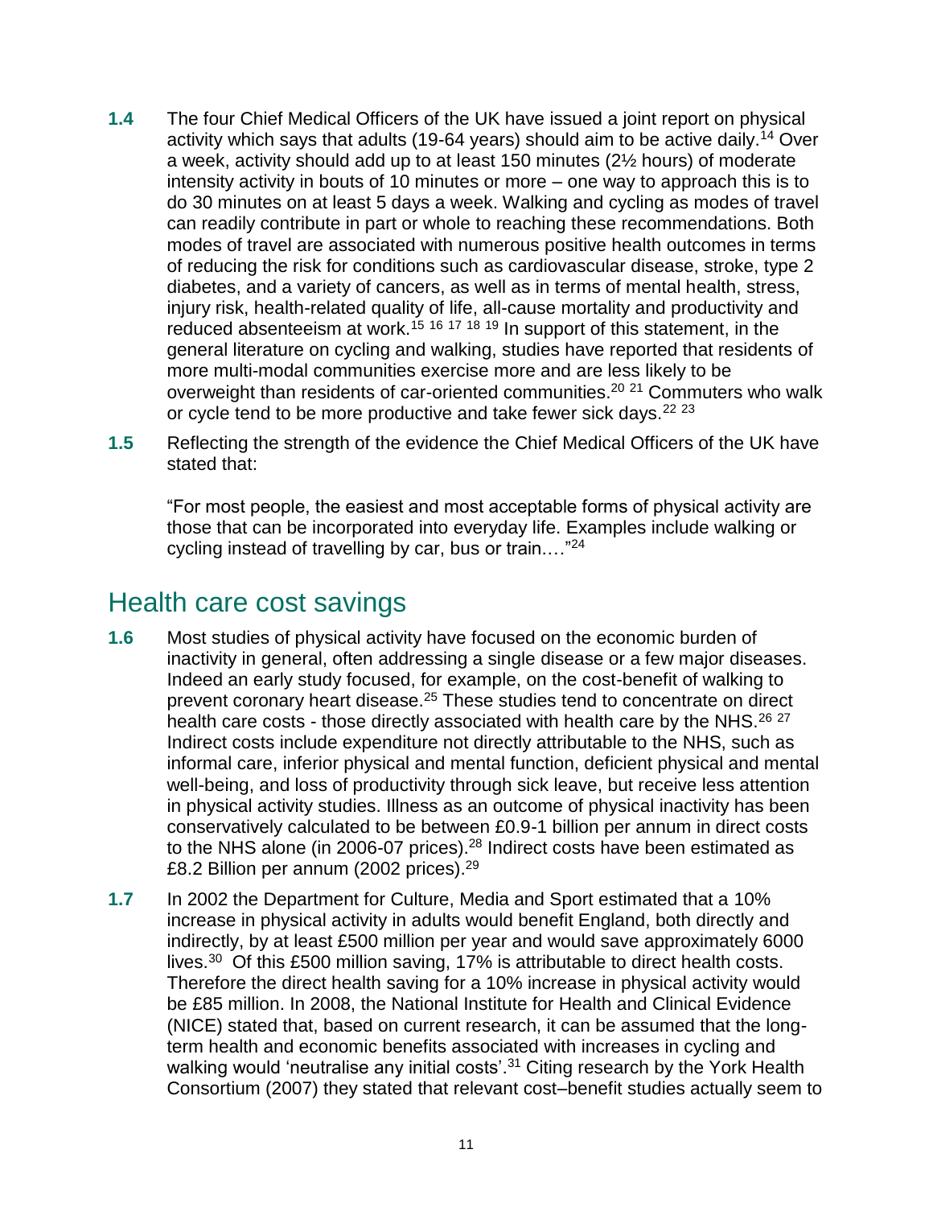**1.4** The four Chief Medical Officers of the UK have issued a joint report on physical activity which says that adults (19-64 years) should aim to be active daily.[14] Over a week, activity should add up to at least 150 minutes (2½ hours) of moderate intensity activity in bouts of 10 minutes or more – one way to approach this is to do 30 minutes on at least 5 days a week. Walking and cycling as modes of travel can readily contribute in part or whole to reaching these recommendations. Both modes of travel are associated with numerous positive health outcomes in terms of reducing the risk for conditions such as cardiovascular disease, stroke, type 2 diabetes, and a variety of cancers, as well as in terms of mental health, stress, injury risk, health-related quality of life, all-cause mortality and productivity and reduced absenteeism at work.[15 16 17 18 19] In support of this statement, in the general literature on cycling and walking, studies have reported that residents of more multi-modal communities exercise more and are less likely to be overweight than residents of car-oriented communities.[20 21] Commuters who walk or cycle tend to be more productive and take fewer sick days.[22 23]

**1.5** Reflecting the strength of the evidence the Chief Medical Officers of the UK have stated that:

> "For most people, the easiest and most acceptable forms of physical activity are those that can be incorporated into everyday life. Examples include walking or cycling instead of travelling by car, bus or train…."[24]

## Health care cost savings

**1.6** Most studies of physical activity have focused on the economic burden of inactivity in general, often addressing a single disease or a few major diseases. Indeed an early study focused, for example, on the cost-benefit of walking to prevent coronary heart disease.[25] These studies tend to concentrate on direct health care costs - those directly associated with health care by the NHS.[26 27] Indirect costs include expenditure not directly attributable to the NHS, such as informal care, inferior physical and mental function, deficient physical and mental well-being, and loss of productivity through sick leave, but receive less attention in physical activity studies. Illness as an outcome of physical inactivity has been conservatively calculated to be between £0.9-1 billion per annum in direct costs to the NHS alone (in 2006-07 prices).[28] Indirect costs have been estimated as £8.2 Billion per annum (2002 prices).[29]

**1.7** In 2002 the Department for Culture, Media and Sport estimated that a 10% increase in physical activity in adults would benefit England, both directly and indirectly, by at least £500 million per year and would save approximately 6000 lives.[30] Of this £500 million saving, 17% is attributable to direct health costs. Therefore the direct health saving for a 10% increase in physical activity would be £85 million. In 2008, the National Institute for Health and Clinical Evidence (NICE) stated that, based on current research, it can be assumed that the long-term health and economic benefits associated with increases in cycling and walking would 'neutralise any initial costs'.[31] Citing research by the York Health Consortium (2007) they stated that relevant cost–benefit studies actually seem to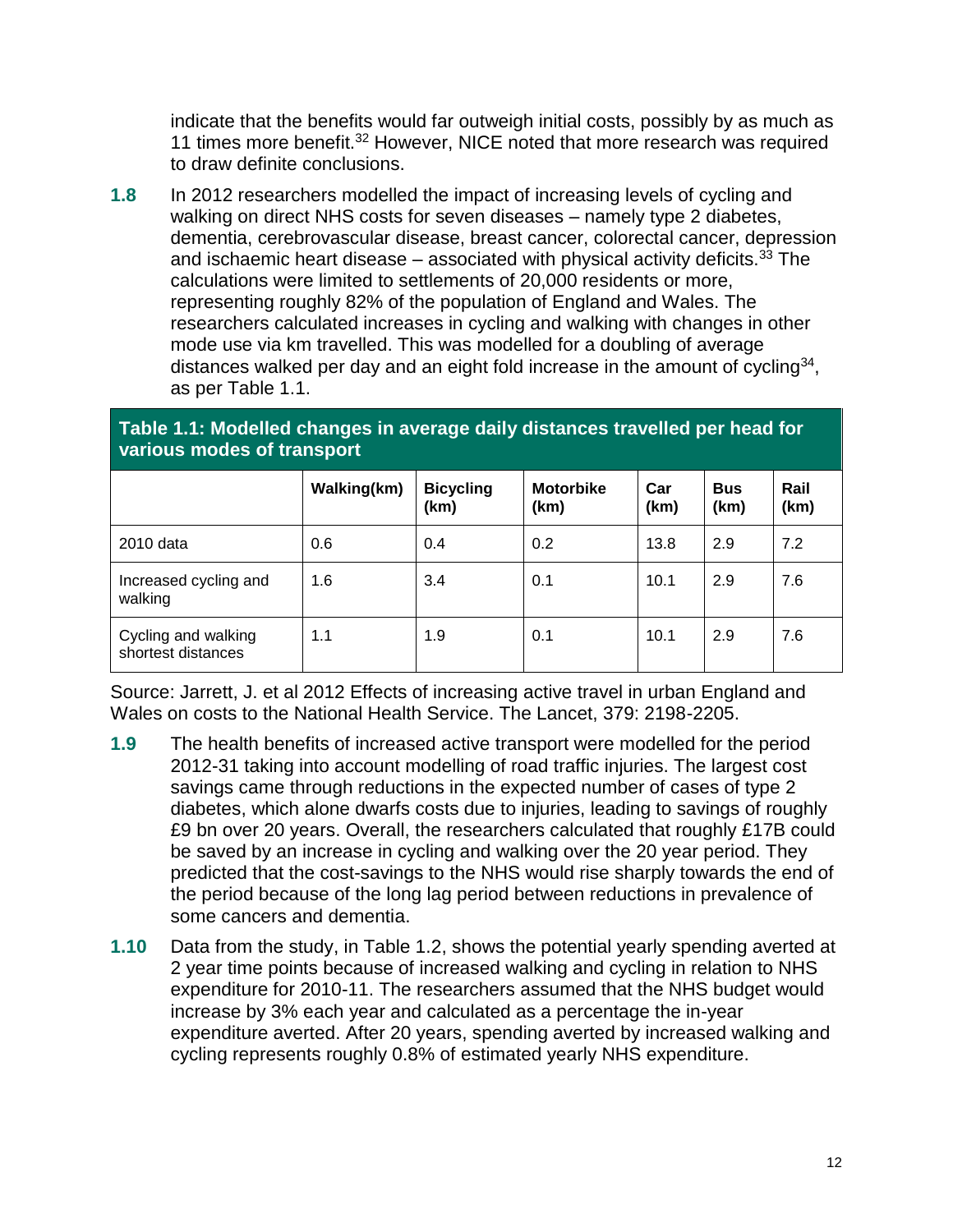indicate that the benefits would far outweigh initial costs, possibly by as much as 11 times more benefit.[32] However, NICE noted that more research was required to draw definite conclusions.

**1.8** In 2012 researchers modelled the impact of increasing levels of cycling and walking on direct NHS costs for seven diseases – namely type 2 diabetes, dementia, cerebrovascular disease, breast cancer, colorectal cancer, depression and ischaemic heart disease – associated with physical activity deficits.[33] The calculations were limited to settlements of 20,000 residents or more, representing roughly 82% of the population of England and Wales. The researchers calculated increases in cycling and walking with changes in other mode use via km travelled. This was modelled for a doubling of average distances walked per day and an eight fold increase in the amount of cycling[34], as per Table 1.1.

**Table 1.1: Modelled changes in average daily distances travelled per head for various modes of transport**

| | Walking(km) | Bicycling (km) | Motorbike (km) | Car (km) | Bus (km) | Rail (km) |
|---|---|---|---|---|---|---|
| 2010 data | 0.6 | 0.4 | 0.2 | 13.8 | 2.9 | 7.2 |
| Increased cycling and walking | 1.6 | 3.4 | 0.1 | 10.1 | 2.9 | 7.6 |
| Cycling and walking shortest distances | 1.1 | 1.9 | 0.1 | 10.1 | 2.9 | 7.6 |

Source: Jarrett, J. et al 2012 Effects of increasing active travel in urban England and Wales on costs to the National Health Service. The Lancet, 379: 2198-2205.

**1.9** The health benefits of increased active transport were modelled for the period 2012-31 taking into account modelling of road traffic injuries. The largest cost savings came through reductions in the expected number of cases of type 2 diabetes, which alone dwarfs costs due to injuries, leading to savings of roughly £9 bn over 20 years. Overall, the researchers calculated that roughly £17B could be saved by an increase in cycling and walking over the 20 year period. They predicted that the cost-savings to the NHS would rise sharply towards the end of the period because of the long lag period between reductions in prevalence of some cancers and dementia.

**1.10** Data from the study, in Table 1.2, shows the potential yearly spending averted at 2 year time points because of increased walking and cycling in relation to NHS expenditure for 2010-11. The researchers assumed that the NHS budget would increase by 3% each year and calculated as a percentage the in-year expenditure averted. After 20 years, spending averted by increased walking and cycling represents roughly 0.8% of estimated yearly NHS expenditure.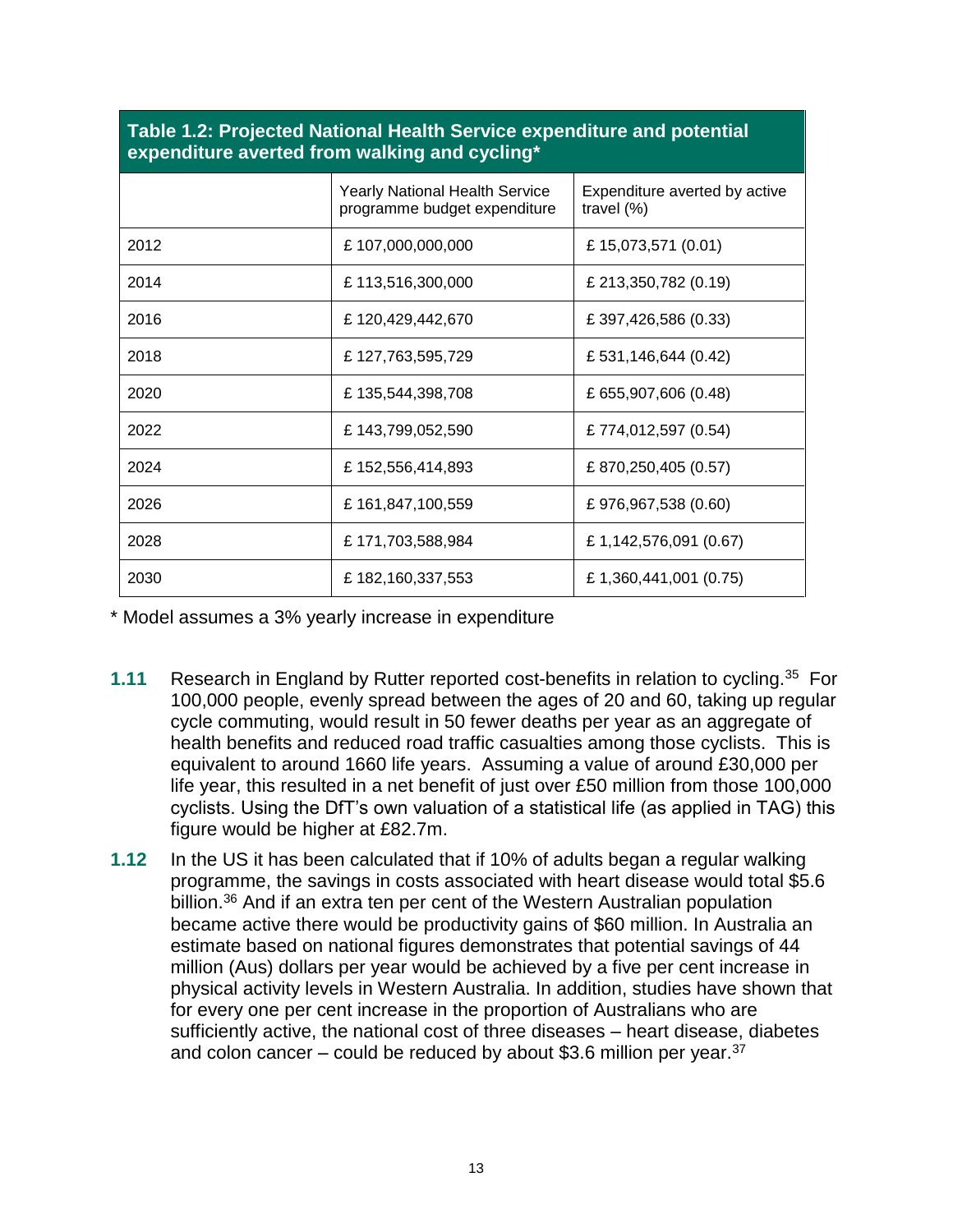**Table 1.2: Projected National Health Service expenditure and potential expenditure averted from walking and cycling***

| | Yearly National Health Service programme budget expenditure | Expenditure averted by active travel (%) |
|---|---|---|
| 2012 | £ 107,000,000,000 | £ 15,073,571 (0.01) |
| 2014 | £ 113,516,300,000 | £ 213,350,782 (0.19) |
| 2016 | £ 120,429,442,670 | £ 397,426,586 (0.33) |
| 2018 | £ 127,763,595,729 | £ 531,146,644 (0.42) |
| 2020 | £ 135,544,398,708 | £ 655,907,606 (0.48) |
| 2022 | £ 143,799,052,590 | £ 774,012,597 (0.54) |
| 2024 | £ 152,556,414,893 | £ 870,250,405 (0.57) |
| 2026 | £ 161,847,100,559 | £ 976,967,538 (0.60) |
| 2028 | £ 171,703,588,984 | £ 1,142,576,091 (0.67) |
| 2030 | £ 182,160,337,553 | £ 1,360,441,001 (0.75) |

* Model assumes a 3% yearly increase in expenditure

**1.11** Research in England by Rutter reported cost-benefits in relation to cycling.[35] For 100,000 people, evenly spread between the ages of 20 and 60, taking up regular cycle commuting, would result in 50 fewer deaths per year as an aggregate of health benefits and reduced road traffic casualties among those cyclists. This is equivalent to around 1660 life years. Assuming a value of around £30,000 per life year, this resulted in a net benefit of just over £50 million from those 100,000 cyclists. Using the DfT's own valuation of a statistical life (as applied in TAG) this figure would be higher at £82.7m.

**1.12** In the US it has been calculated that if 10% of adults began a regular walking programme, the savings in costs associated with heart disease would total $5.6 billion.[36] And if an extra ten per cent of the Western Australian population became active there would be productivity gains of $60 million. In Australia an estimate based on national figures demonstrates that potential savings of 44 million (Aus) dollars per year would be achieved by a five per cent increase in physical activity levels in Western Australia. In addition, studies have shown that for every one per cent increase in the proportion of Australians who are sufficiently active, the national cost of three diseases – heart disease, diabetes and colon cancer – could be reduced by about $3.6 million per year.[37]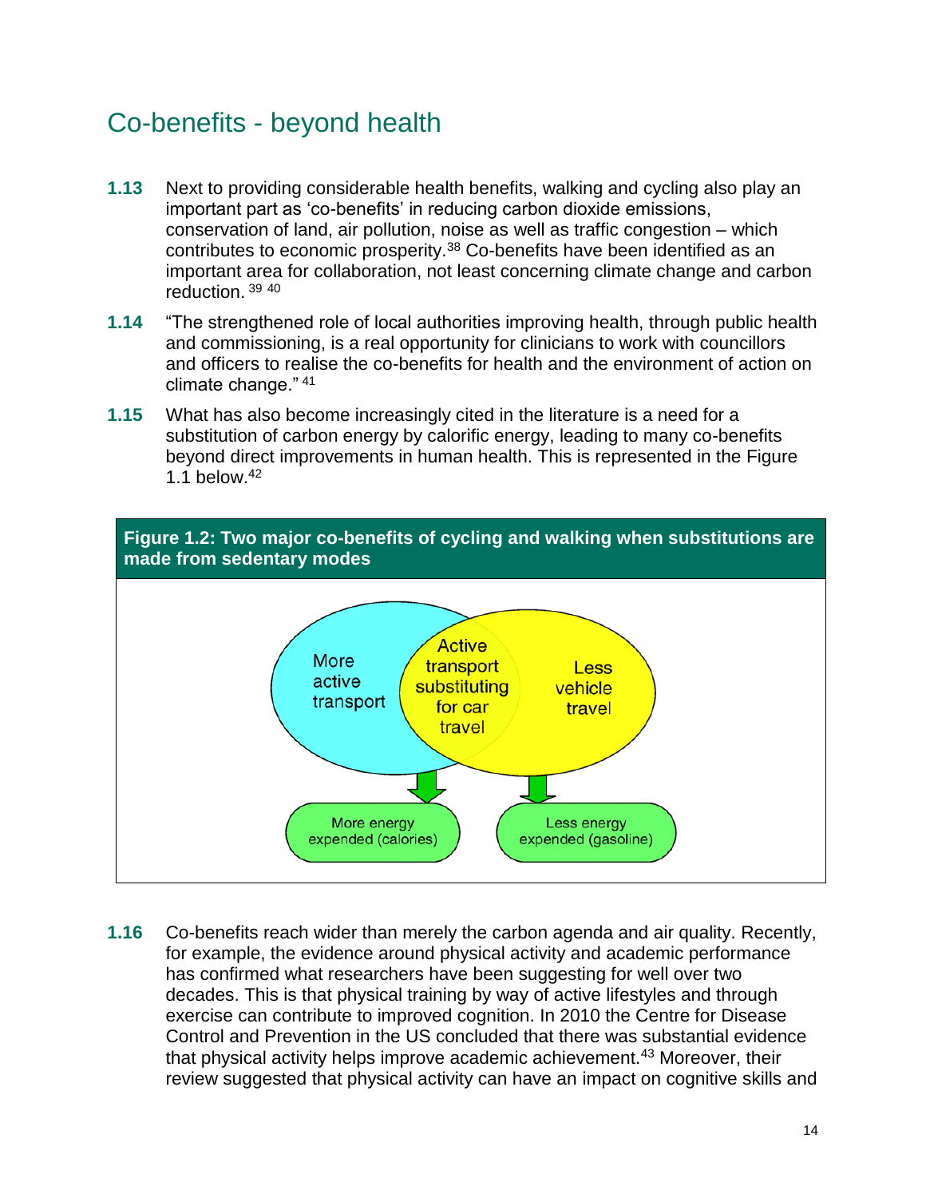## Co-benefits - beyond health

**1.13** Next to providing considerable health benefits, walking and cycling also play an important part as 'co-benefits' in reducing carbon dioxide emissions, conservation of land, air pollution, noise as well as traffic congestion – which contributes to economic prosperity.[38] Co-benefits have been identified as an important area for collaboration, not least concerning climate change and carbon reduction.[39] [40]

**1.14** "The strengthened role of local authorities improving health, through public health and commissioning, is a real opportunity for clinicians to work with councillors and officers to realise the co-benefits for health and the environment of action on climate change."[41]

**1.15** What has also become increasingly cited in the literature is a need for a substitution of carbon energy by calorific energy, leading to many co-benefits beyond direct improvements in human health. This is represented in the Figure 1.1 below.[42]

**Figure 1.2: Two major co-benefits of cycling and walking when substitutions are made from sedentary modes**

More active transport | Active transport substituting for car travel | Less vehicle travel

More energy expended (calories) | Less energy expended (gasoline)

**1.16** Co-benefits reach wider than merely the carbon agenda and air quality. Recently, for example, the evidence around physical activity and academic performance has confirmed what researchers have been suggesting for well over two decades. This is that physical training by way of active lifestyles and through exercise can contribute to improved cognition. In 2010 the Centre for Disease Control and Prevention in the US concluded that there was substantial evidence that physical activity helps improve academic achievement.[43] Moreover, their review suggested that physical activity can have an impact on cognitive skills and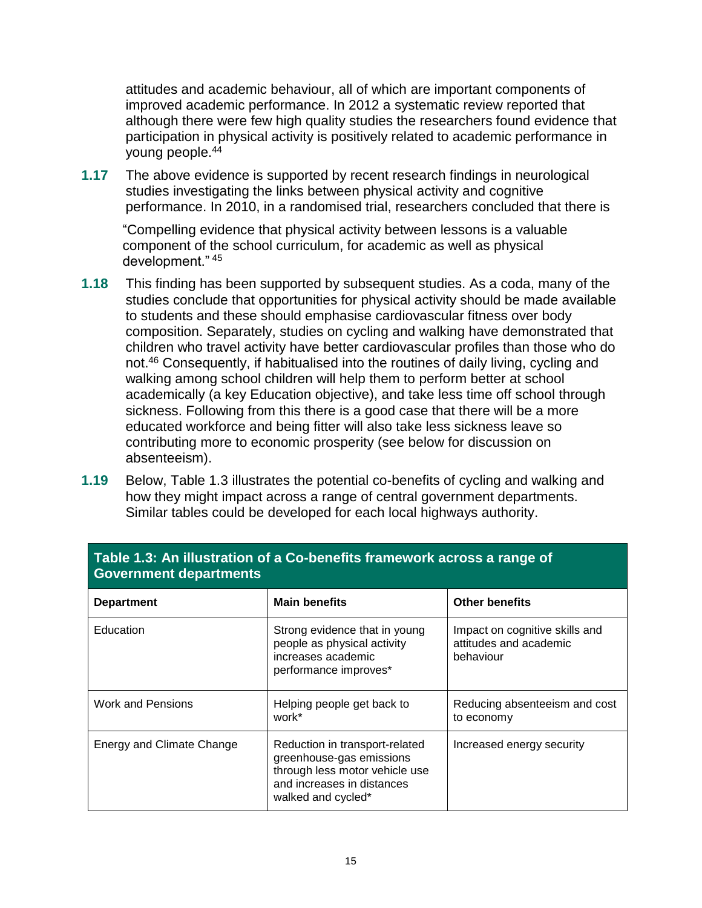attitudes and academic behaviour, all of which are important components of improved academic performance. In 2012 a systematic review reported that although there were few high quality studies the researchers found evidence that participation in physical activity is positively related to academic performance in young people.[44]

**1.17** The above evidence is supported by recent research findings in neurological studies investigating the links between physical activity and cognitive performance. In 2010, in a randomised trial, researchers concluded that there is

> "Compelling evidence that physical activity between lessons is a valuable component of the school curriculum, for academic as well as physical development." [45]

**1.18** This finding has been supported by subsequent studies. As a coda, many of the studies conclude that opportunities for physical activity should be made available to students and these should emphasise cardiovascular fitness over body composition. Separately, studies on cycling and walking have demonstrated that children who travel activity have better cardiovascular profiles than those who do not.[46] Consequently, if habitualised into the routines of daily living, cycling and walking among school children will help them to perform better at school academically (a key Education objective), and take less time off school through sickness. Following from this there is a good case that there will be a more educated workforce and being fitter will also take less sickness leave so contributing more to economic prosperity (see below for discussion on absenteeism).

**1.19** Below, Table 1.3 illustrates the potential co-benefits of cycling and walking and how they might impact across a range of central government departments. Similar tables could be developed for each local highways authority.

**Table 1.3: An illustration of a Co-benefits framework across a range of Government departments**

| Department | Main benefits | Other benefits |
|---|---|---|
| Education | Strong evidence that in young people as physical activity increases academic performance improves* | Impact on cognitive skills and attitudes and academic behaviour |
| Work and Pensions | Helping people get back to work* | Reducing absenteeism and cost to economy |
| Energy and Climate Change | Reduction in transport-related greenhouse-gas emissions through less motor vehicle use and increases in distances walked and cycled* | Increased energy security |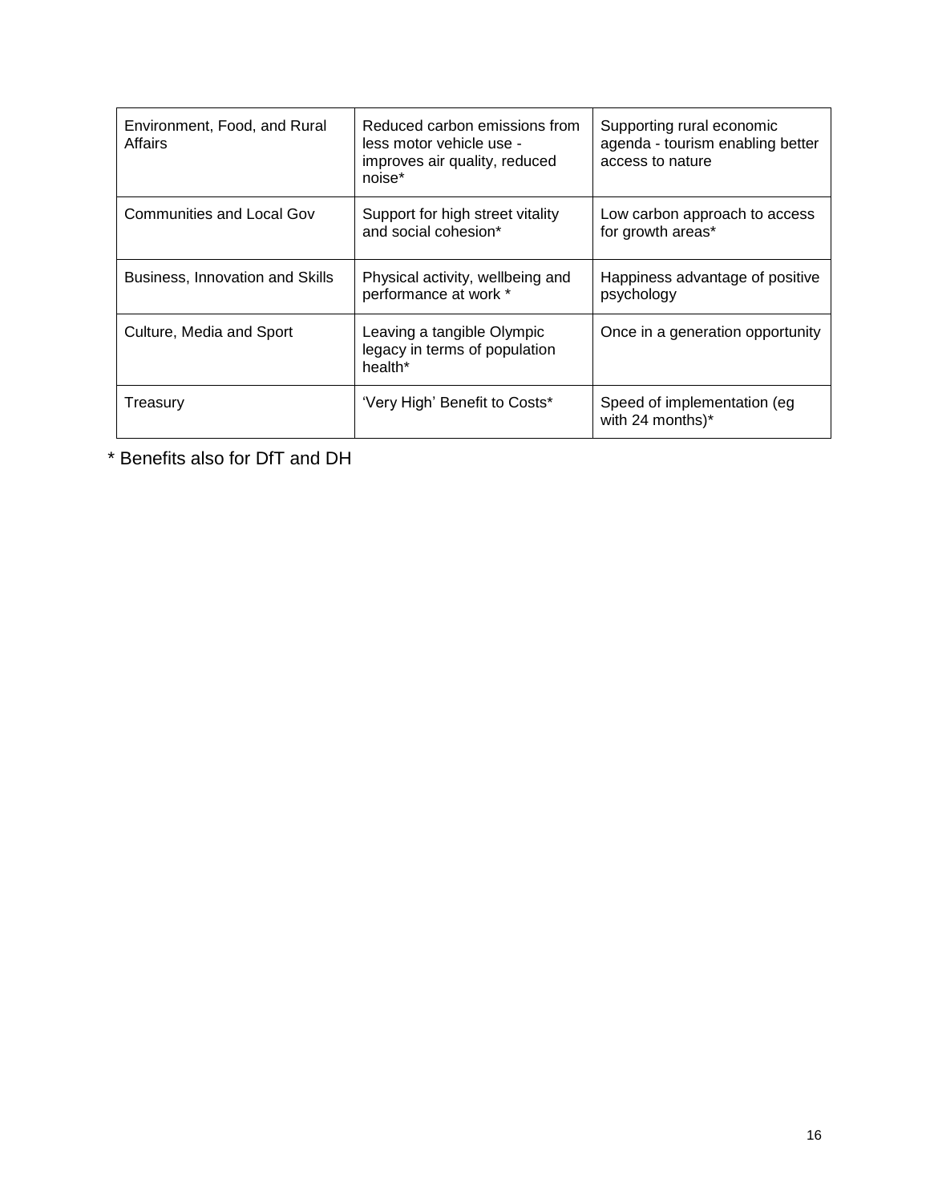| | | |
|---|---|---|
| Environment, Food, and Rural Affairs | Reduced carbon emissions from less motor vehicle use - improves air quality, reduced noise* | Supporting rural economic agenda - tourism enabling better access to nature |
| Communities and Local Gov | Support for high street vitality and social cohesion* | Low carbon approach to access for growth areas* |
| Business, Innovation and Skills | Physical activity, wellbeing and performance at work * | Happiness advantage of positive psychology |
| Culture, Media and Sport | Leaving a tangible Olympic legacy in terms of population health* | Once in a generation opportunity |
| Treasury | 'Very High' Benefit to Costs* | Speed of implementation (eg with 24 months)* |

* Benefits also for DfT and DH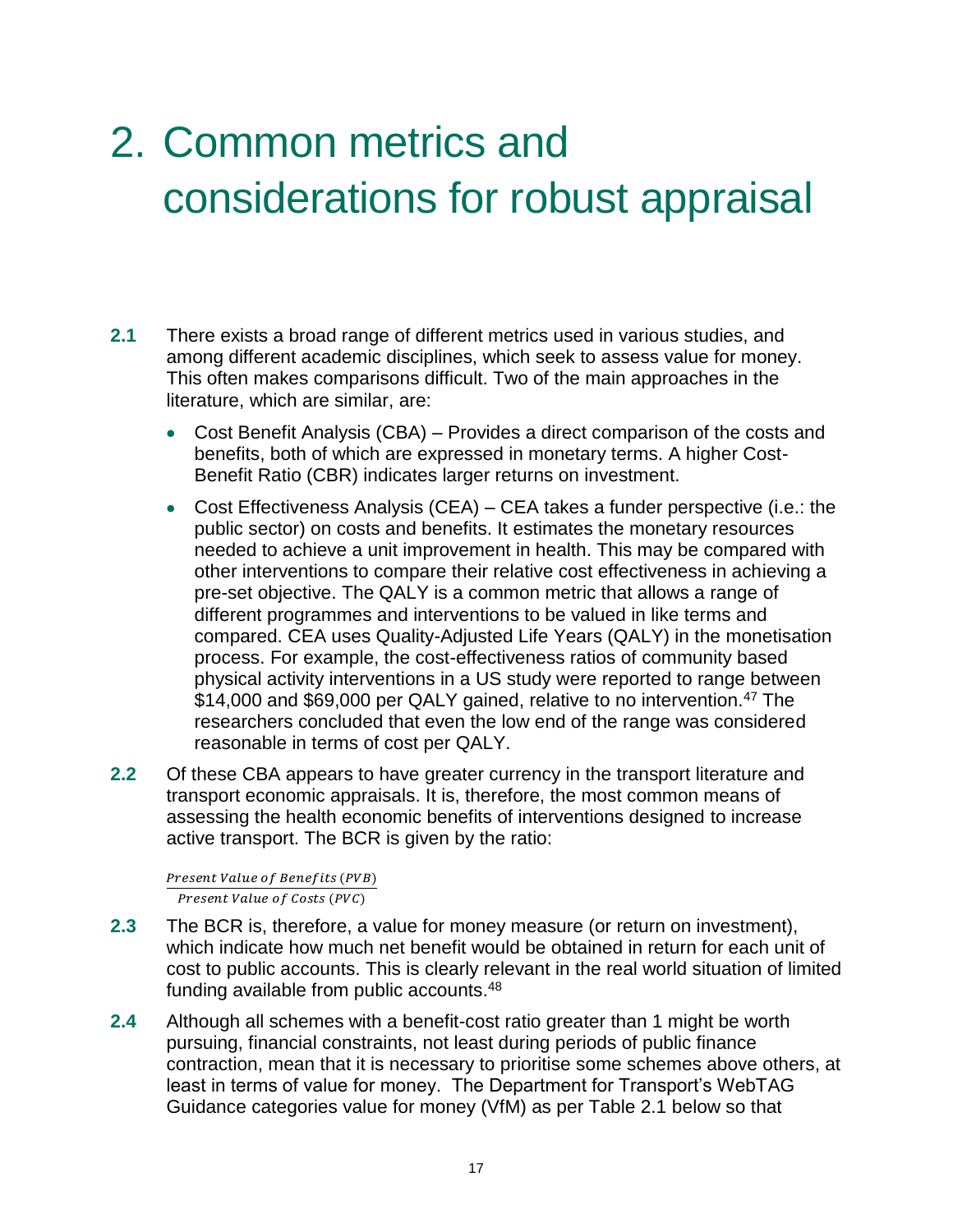# 2. Common metrics and considerations for robust appraisal

**2.1** There exists a broad range of different metrics used in various studies, and among different academic disciplines, which seek to assess value for money. This often makes comparisons difficult. Two of the main approaches in the literature, which are similar, are:

- Cost Benefit Analysis (CBA) – Provides a direct comparison of the costs and benefits, both of which are expressed in monetary terms. A higher Cost-Benefit Ratio (CBR) indicates larger returns on investment.
- Cost Effectiveness Analysis (CEA) – CEA takes a funder perspective (i.e.: the public sector) on costs and benefits. It estimates the monetary resources needed to achieve a unit improvement in health. This may be compared with other interventions to compare their relative cost effectiveness in achieving a pre-set objective. The QALY is a common metric that allows a range of different programmes and interventions to be valued in like terms and compared. CEA uses Quality-Adjusted Life Years (QALY) in the monetisation process. For example, the cost-effectiveness ratios of community based physical activity interventions in a US study were reported to range between \$14,000 and \$69,000 per QALY gained, relative to no intervention.[47] The researchers concluded that even the low end of the range was considered reasonable in terms of cost per QALY.

**2.2** Of these CBA appears to have greater currency in the transport literature and transport economic appraisals. It is, therefore, the most common means of assessing the health economic benefits of interventions designed to increase active transport. The BCR is given by the ratio:

$$\frac{Present\ Value\ of\ Benefits\ (PVB)}{Present\ Value\ of\ Costs\ (PVC)}$$

**2.3** The BCR is, therefore, a value for money measure (or return on investment), which indicate how much net benefit would be obtained in return for each unit of cost to public accounts. This is clearly relevant in the real world situation of limited funding available from public accounts.[48]

**2.4** Although all schemes with a benefit-cost ratio greater than 1 might be worth pursuing, financial constraints, not least during periods of public finance contraction, mean that it is necessary to prioritise some schemes above others, at least in terms of value for money. The Department for Transport's WebTAG Guidance categories value for money (VfM) as per Table 2.1 below so that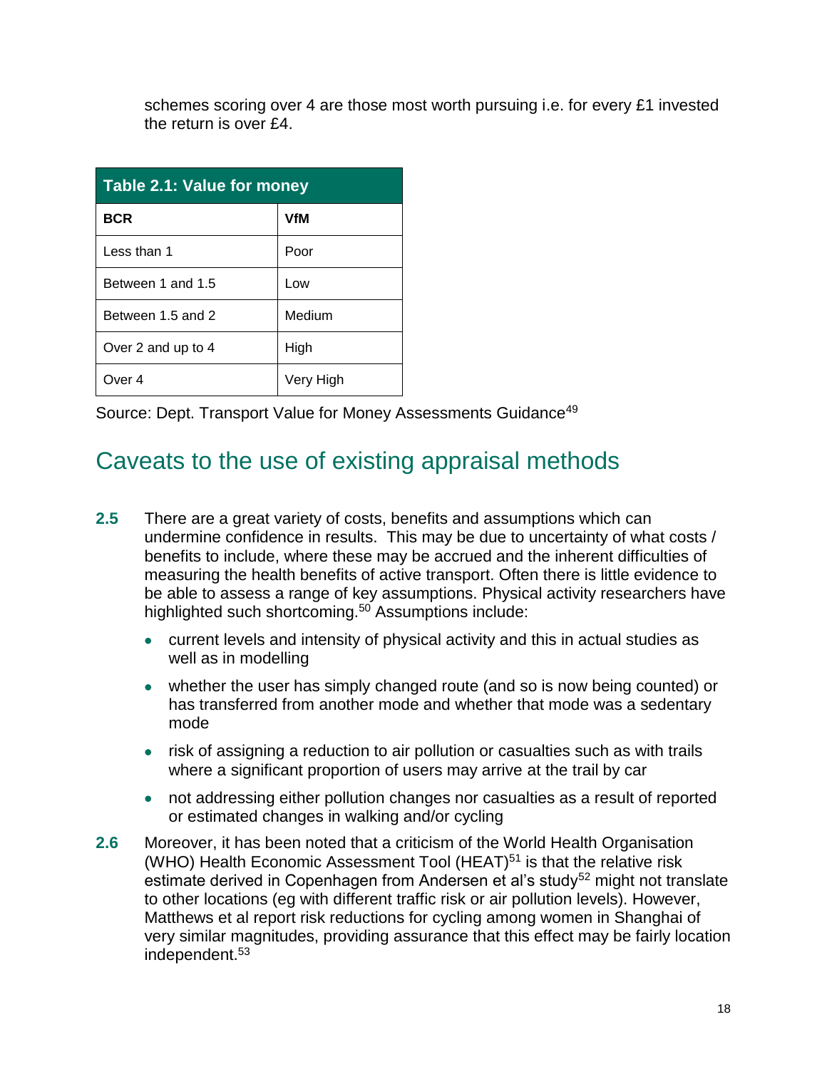schemes scoring over 4 are those most worth pursuing i.e. for every £1 invested the return is over £4.

| Table 2.1: Value for money | |
|---|---|
| **BCR** | **VfM** |
| Less than 1 | Poor |
| Between 1 and 1.5 | Low |
| Between 1.5 and 2 | Medium |
| Over 2 and up to 4 | High |
| Over 4 | Very High |

Source: Dept. Transport Value for Money Assessments Guidance[49]

## Caveats to the use of existing appraisal methods

**2.5** There are a great variety of costs, benefits and assumptions which can undermine confidence in results. This may be due to uncertainty of what costs / benefits to include, where these may be accrued and the inherent difficulties of measuring the health benefits of active transport. Often there is little evidence to be able to assess a range of key assumptions. Physical activity researchers have highlighted such shortcoming.[50] Assumptions include:

- current levels and intensity of physical activity and this in actual studies as well as in modelling
- whether the user has simply changed route (and so is now being counted) or has transferred from another mode and whether that mode was a sedentary mode
- risk of assigning a reduction to air pollution or casualties such as with trails where a significant proportion of users may arrive at the trail by car
- not addressing either pollution changes nor casualties as a result of reported or estimated changes in walking and/or cycling

**2.6** Moreover, it has been noted that a criticism of the World Health Organisation (WHO) Health Economic Assessment Tool (HEAT)[51] is that the relative risk estimate derived in Copenhagen from Andersen et al's study[52] might not translate to other locations (eg with different traffic risk or air pollution levels). However, Matthews et al report risk reductions for cycling among women in Shanghai of very similar magnitudes, providing assurance that this effect may be fairly location independent.[53]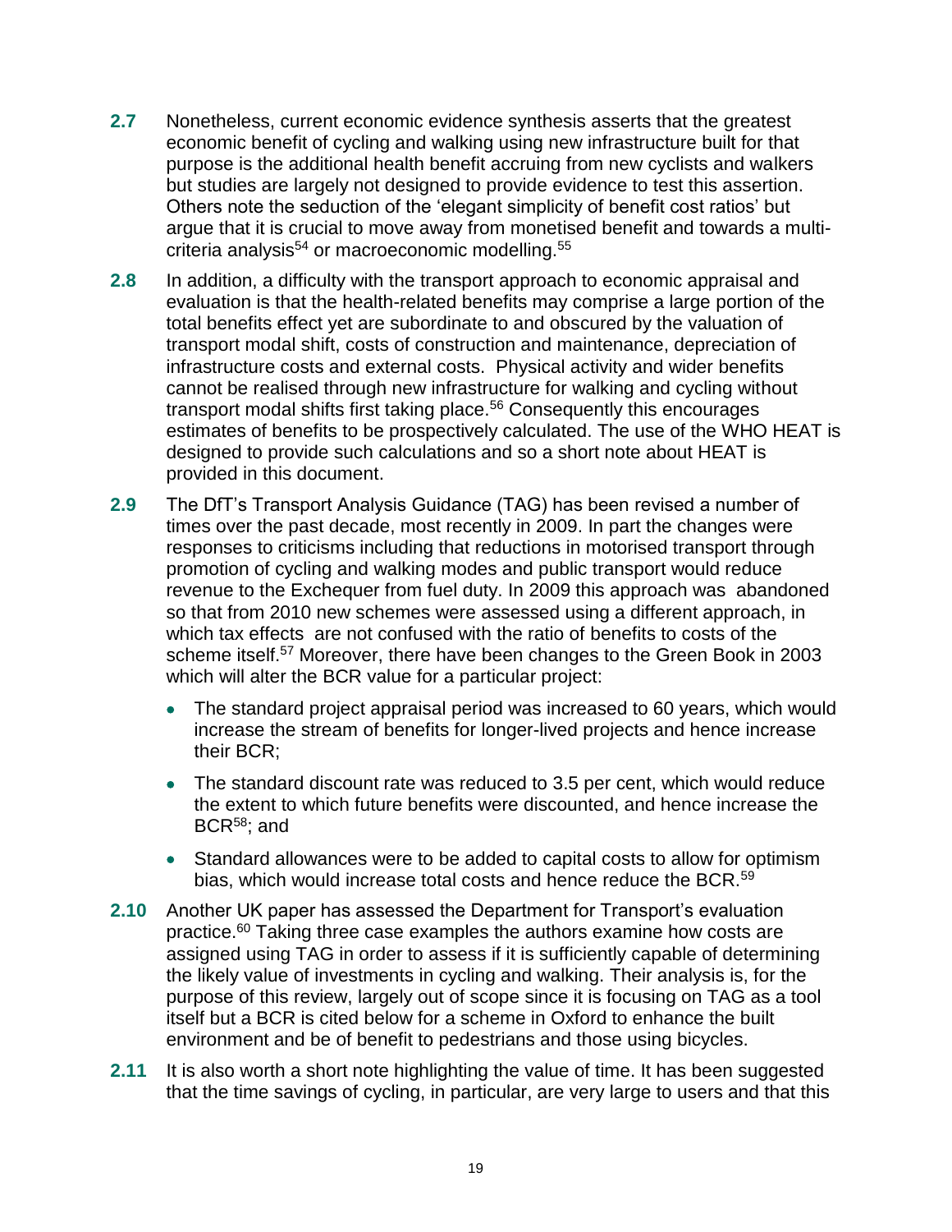**2.7** Nonetheless, current economic evidence synthesis asserts that the greatest economic benefit of cycling and walking using new infrastructure built for that purpose is the additional health benefit accruing from new cyclists and walkers but studies are largely not designed to provide evidence to test this assertion. Others note the seduction of the 'elegant simplicity of benefit cost ratios' but argue that it is crucial to move away from monetised benefit and towards a multi-criteria analysis[54] or macroeconomic modelling.[55]

**2.8** In addition, a difficulty with the transport approach to economic appraisal and evaluation is that the health-related benefits may comprise a large portion of the total benefits effect yet are subordinate to and obscured by the valuation of transport modal shift, costs of construction and maintenance, depreciation of infrastructure costs and external costs. Physical activity and wider benefits cannot be realised through new infrastructure for walking and cycling without transport modal shifts first taking place.[56] Consequently this encourages estimates of benefits to be prospectively calculated. The use of the WHO HEAT is designed to provide such calculations and so a short note about HEAT is provided in this document.

**2.9** The DfT's Transport Analysis Guidance (TAG) has been revised a number of times over the past decade, most recently in 2009. In part the changes were responses to criticisms including that reductions in motorised transport through promotion of cycling and walking modes and public transport would reduce revenue to the Exchequer from fuel duty. In 2009 this approach was abandoned so that from 2010 new schemes were assessed using a different approach, in which tax effects are not confused with the ratio of benefits to costs of the scheme itself.[57] Moreover, there have been changes to the Green Book in 2003 which will alter the BCR value for a particular project:

- The standard project appraisal period was increased to 60 years, which would increase the stream of benefits for longer-lived projects and hence increase their BCR;
- The standard discount rate was reduced to 3.5 per cent, which would reduce the extent to which future benefits were discounted, and hence increase the BCR[58]; and
- Standard allowances were to be added to capital costs to allow for optimism bias, which would increase total costs and hence reduce the BCR.[59]

**2.10** Another UK paper has assessed the Department for Transport's evaluation practice.[60] Taking three case examples the authors examine how costs are assigned using TAG in order to assess if it is sufficiently capable of determining the likely value of investments in cycling and walking. Their analysis is, for the purpose of this review, largely out of scope since it is focusing on TAG as a tool itself but a BCR is cited below for a scheme in Oxford to enhance the built environment and be of benefit to pedestrians and those using bicycles.

**2.11** It is also worth a short note highlighting the value of time. It has been suggested that the time savings of cycling, in particular, are very large to users and that this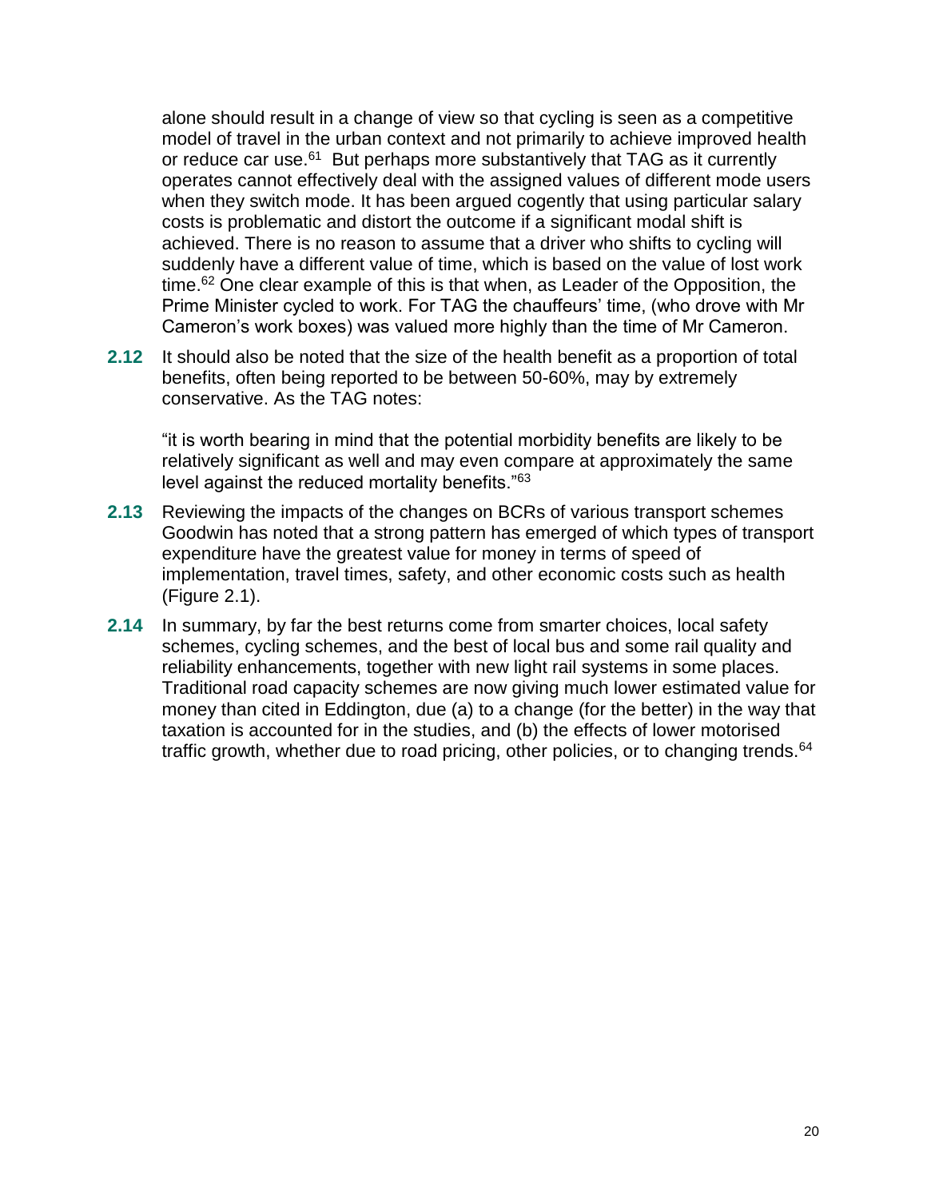alone should result in a change of view so that cycling is seen as a competitive model of travel in the urban context and not primarily to achieve improved health or reduce car use.[61] But perhaps more substantively that TAG as it currently operates cannot effectively deal with the assigned values of different mode users when they switch mode. It has been argued cogently that using particular salary costs is problematic and distort the outcome if a significant modal shift is achieved. There is no reason to assume that a driver who shifts to cycling will suddenly have a different value of time, which is based on the value of lost work time.[62] One clear example of this is that when, as Leader of the Opposition, the Prime Minister cycled to work. For TAG the chauffeurs' time, (who drove with Mr Cameron's work boxes) was valued more highly than the time of Mr Cameron.

**2.12** It should also be noted that the size of the health benefit as a proportion of total benefits, often being reported to be between 50-60%, may by extremely conservative. As the TAG notes:

"it is worth bearing in mind that the potential morbidity benefits are likely to be relatively significant as well and may even compare at approximately the same level against the reduced mortality benefits."[63]

**2.13** Reviewing the impacts of the changes on BCRs of various transport schemes Goodwin has noted that a strong pattern has emerged of which types of transport expenditure have the greatest value for money in terms of speed of implementation, travel times, safety, and other economic costs such as health (Figure 2.1).

**2.14** In summary, by far the best returns come from smarter choices, local safety schemes, cycling schemes, and the best of local bus and some rail quality and reliability enhancements, together with new light rail systems in some places. Traditional road capacity schemes are now giving much lower estimated value for money than cited in Eddington, due (a) to a change (for the better) in the way that taxation is accounted for in the studies, and (b) the effects of lower motorised traffic growth, whether due to road pricing, other policies, or to changing trends.[64]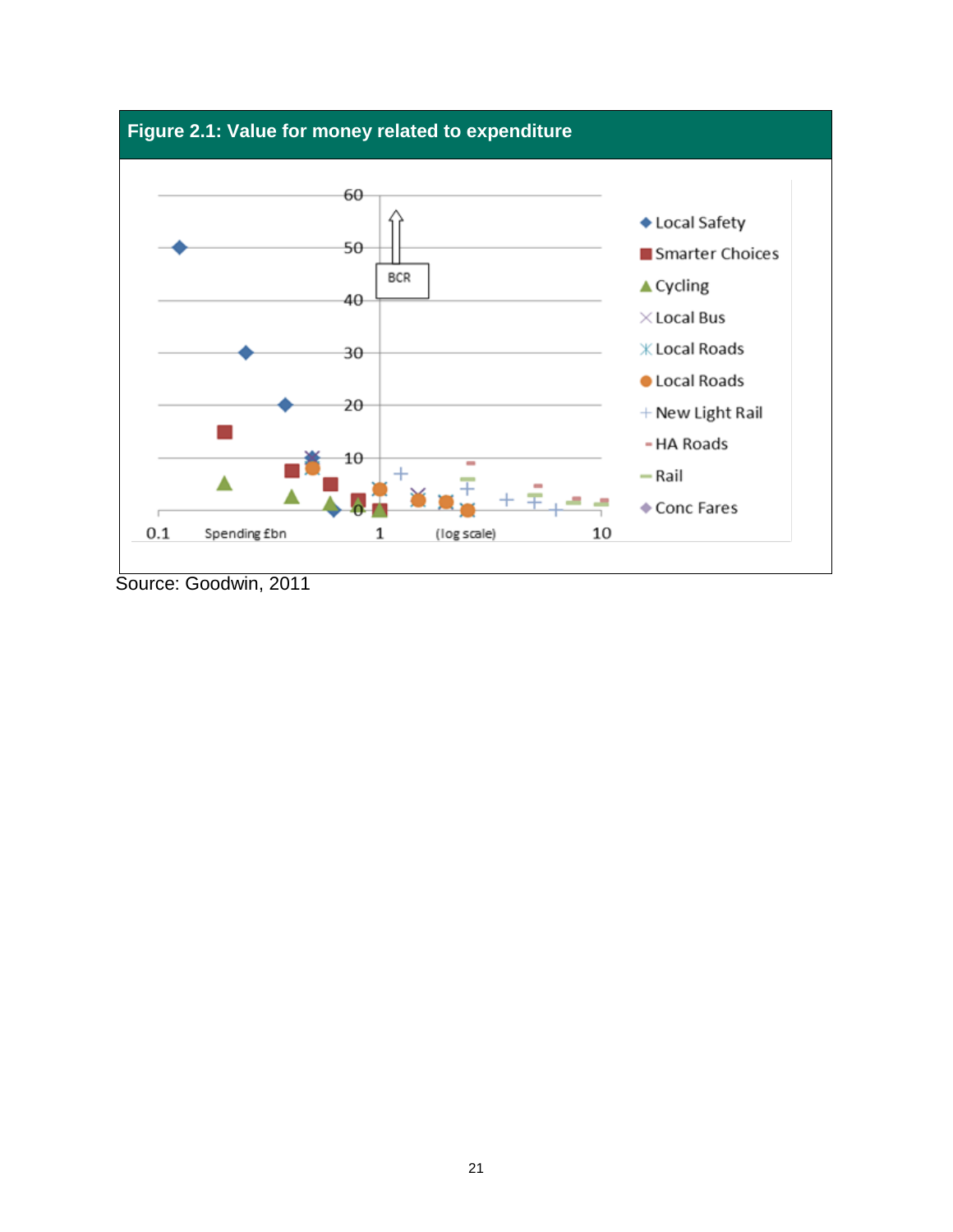**Figure 2.1: Value for money related to expenditure**

Source: Goodwin, 2011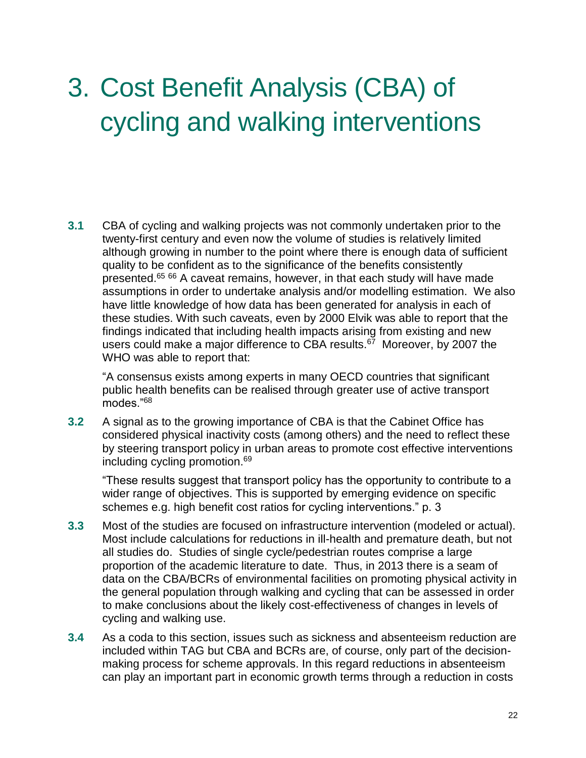# 3. Cost Benefit Analysis (CBA) of cycling and walking interventions

**3.1** CBA of cycling and walking projects was not commonly undertaken prior to the twenty-first century and even now the volume of studies is relatively limited although growing in number to the point where there is enough data of sufficient quality to be confident as to the significance of the benefits consistently presented.[65] [66] A caveat remains, however, in that each study will have made assumptions in order to undertake analysis and/or modelling estimation. We also have little knowledge of how data has been generated for analysis in each of these studies. With such caveats, even by 2000 Elvik was able to report that the findings indicated that including health impacts arising from existing and new users could make a major difference to CBA results.[67] Moreover, by 2007 the WHO was able to report that:

"A consensus exists among experts in many OECD countries that significant public health benefits can be realised through greater use of active transport modes."[68]

**3.2** A signal as to the growing importance of CBA is that the Cabinet Office has considered physical inactivity costs (among others) and the need to reflect these by steering transport policy in urban areas to promote cost effective interventions including cycling promotion.[69]

"These results suggest that transport policy has the opportunity to contribute to a wider range of objectives. This is supported by emerging evidence on specific schemes e.g. high benefit cost ratios for cycling interventions." p. 3

**3.3** Most of the studies are focused on infrastructure intervention (modeled or actual). Most include calculations for reductions in ill-health and premature death, but not all studies do. Studies of single cycle/pedestrian routes comprise a large proportion of the academic literature to date. Thus, in 2013 there is a seam of data on the CBA/BCRs of environmental facilities on promoting physical activity in the general population through walking and cycling that can be assessed in order to make conclusions about the likely cost-effectiveness of changes in levels of cycling and walking use.

**3.4** As a coda to this section, issues such as sickness and absenteeism reduction are included within TAG but CBA and BCRs are, of course, only part of the decision-making process for scheme approvals. In this regard reductions in absenteeism can play an important part in economic growth terms through a reduction in costs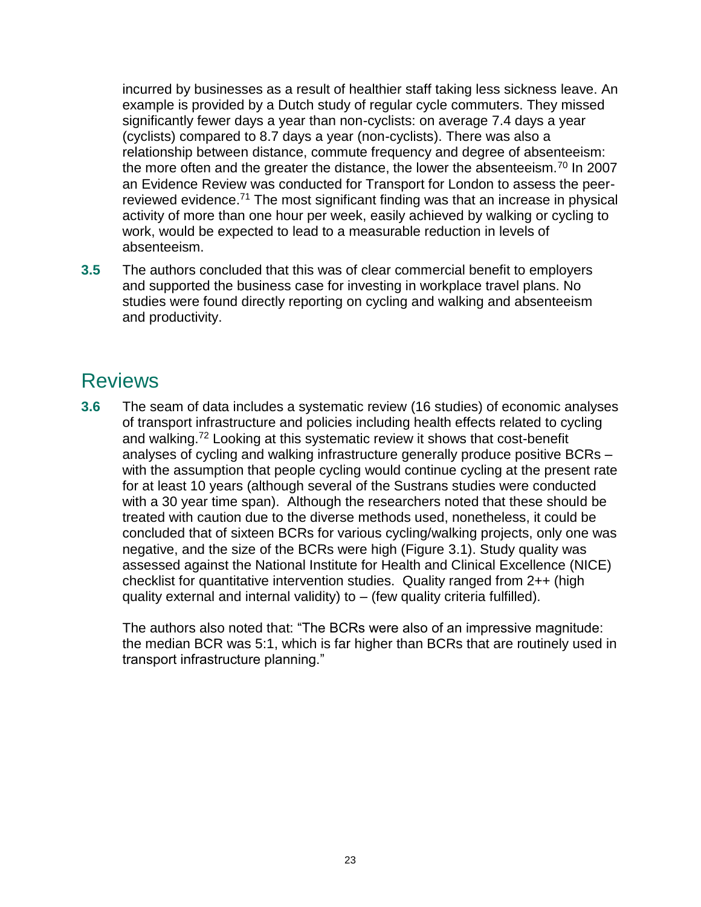incurred by businesses as a result of healthier staff taking less sickness leave. An example is provided by a Dutch study of regular cycle commuters. They missed significantly fewer days a year than non-cyclists: on average 7.4 days a year (cyclists) compared to 8.7 days a year (non-cyclists). There was also a relationship between distance, commute frequency and degree of absenteeism: the more often and the greater the distance, the lower the absenteeism.[70] In 2007 an Evidence Review was conducted for Transport for London to assess the peer-reviewed evidence.[71] The most significant finding was that an increase in physical activity of more than one hour per week, easily achieved by walking or cycling to work, would be expected to lead to a measurable reduction in levels of absenteeism.

**3.5** The authors concluded that this was of clear commercial benefit to employers and supported the business case for investing in workplace travel plans. No studies were found directly reporting on cycling and walking and absenteeism and productivity.

## Reviews

**3.6** The seam of data includes a systematic review (16 studies) of economic analyses of transport infrastructure and policies including health effects related to cycling and walking.[72] Looking at this systematic review it shows that cost-benefit analyses of cycling and walking infrastructure generally produce positive BCRs – with the assumption that people cycling would continue cycling at the present rate for at least 10 years (although several of the Sustrans studies were conducted with a 30 year time span). Although the researchers noted that these should be treated with caution due to the diverse methods used, nonetheless, it could be concluded that of sixteen BCRs for various cycling/walking projects, only one was negative, and the size of the BCRs were high (Figure 3.1). Study quality was assessed against the National Institute for Health and Clinical Excellence (NICE) checklist for quantitative intervention studies. Quality ranged from 2++ (high quality external and internal validity) to – (few quality criteria fulfilled).

The authors also noted that: "The BCRs were also of an impressive magnitude: the median BCR was 5:1, which is far higher than BCRs that are routinely used in transport infrastructure planning."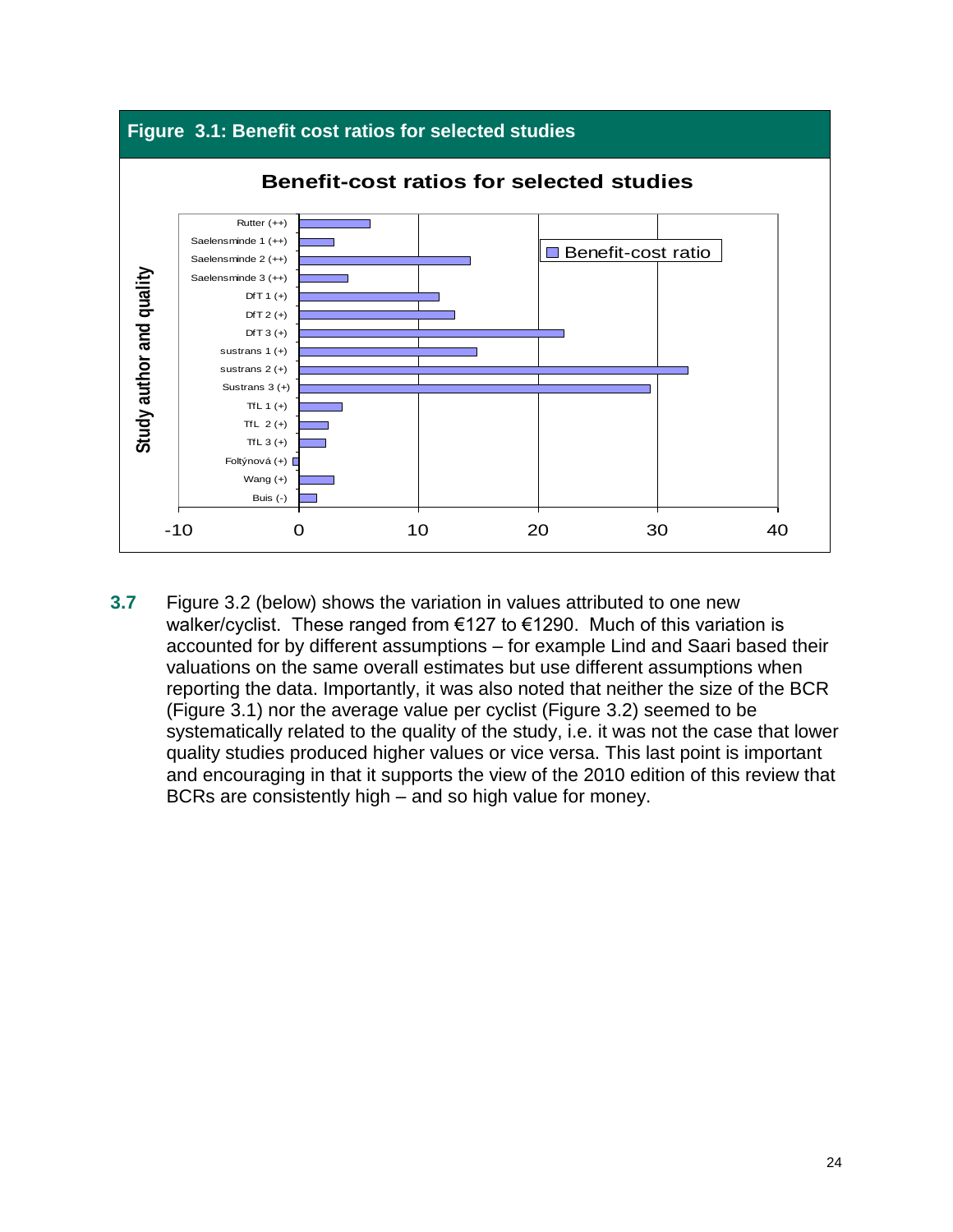**Figure 3.1: Benefit cost ratios for selected studies**

**Benefit-cost ratios for selected studies**

Study author and quality

Rutter (++)
Saelensminde 1 (++)
Saelensminde 2 (++)
Saelensminde 3 (++)
DfT 1 (+)
DfT 2 (+)
DfT 3 (+)
sustrans 1 (+)
sustrans 2 (+)
Sustrans 3 (+)
TfL 1 (+)
TfL 2 (+)
TfL 3 (+)
Foltýnová (+)
Wang (+)
Buis (-)

Benefit-cost ratio

-10 0 10 20 30 40

**3.7** Figure 3.2 (below) shows the variation in values attributed to one new walker/cyclist. These ranged from €127 to €1290. Much of this variation is accounted for by different assumptions – for example Lind and Saari based their valuations on the same overall estimates but use different assumptions when reporting the data. Importantly, it was also noted that neither the size of the BCR (Figure 3.1) nor the average value per cyclist (Figure 3.2) seemed to be systematically related to the quality of the study, i.e. it was not the case that lower quality studies produced higher values or vice versa. This last point is important and encouraging in that it supports the view of the 2010 edition of this review that BCRs are consistently high – and so high value for money.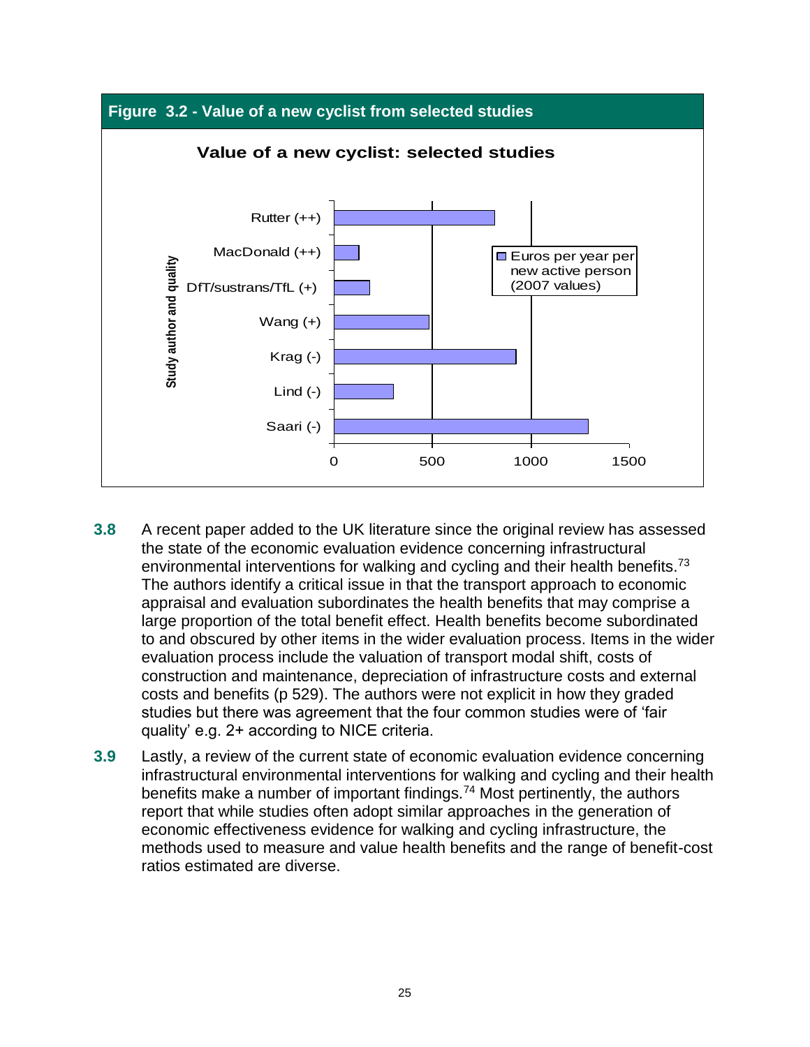**Figure 3.2 - Value of a new cyclist from selected studies**

**Value of a new cyclist: selected studies**

| Study author and quality | Euros per year per new active person (2007 values) |
|---|---|
| Rutter (++) | ~810 |
| MacDonald (++) | ~120 |
| DfT/sustrans/TfL (+) | ~175 |
| Wang (+) | ~480 |
| Krag (-) | ~920 |
| Lind (-) | ~300 |
| Saari (-) | ~1290 |

**3.8** A recent paper added to the UK literature since the original review has assessed the state of the economic evaluation evidence concerning infrastructural environmental interventions for walking and cycling and their health benefits.[73] The authors identify a critical issue in that the transport approach to economic appraisal and evaluation subordinates the health benefits that may comprise a large proportion of the total benefit effect. Health benefits become subordinated to and obscured by other items in the wider evaluation process. Items in the wider evaluation process include the valuation of transport modal shift, costs of construction and maintenance, depreciation of infrastructure costs and external costs and benefits (p 529). The authors were not explicit in how they graded studies but there was agreement that the four common studies were of 'fair quality' e.g. 2+ according to NICE criteria.

**3.9** Lastly, a review of the current state of economic evaluation evidence concerning infrastructural environmental interventions for walking and cycling and their health benefits make a number of important findings.[74] Most pertinently, the authors report that while studies often adopt similar approaches in the generation of economic effectiveness evidence for walking and cycling infrastructure, the methods used to measure and value health benefits and the range of benefit-cost ratios estimated are diverse.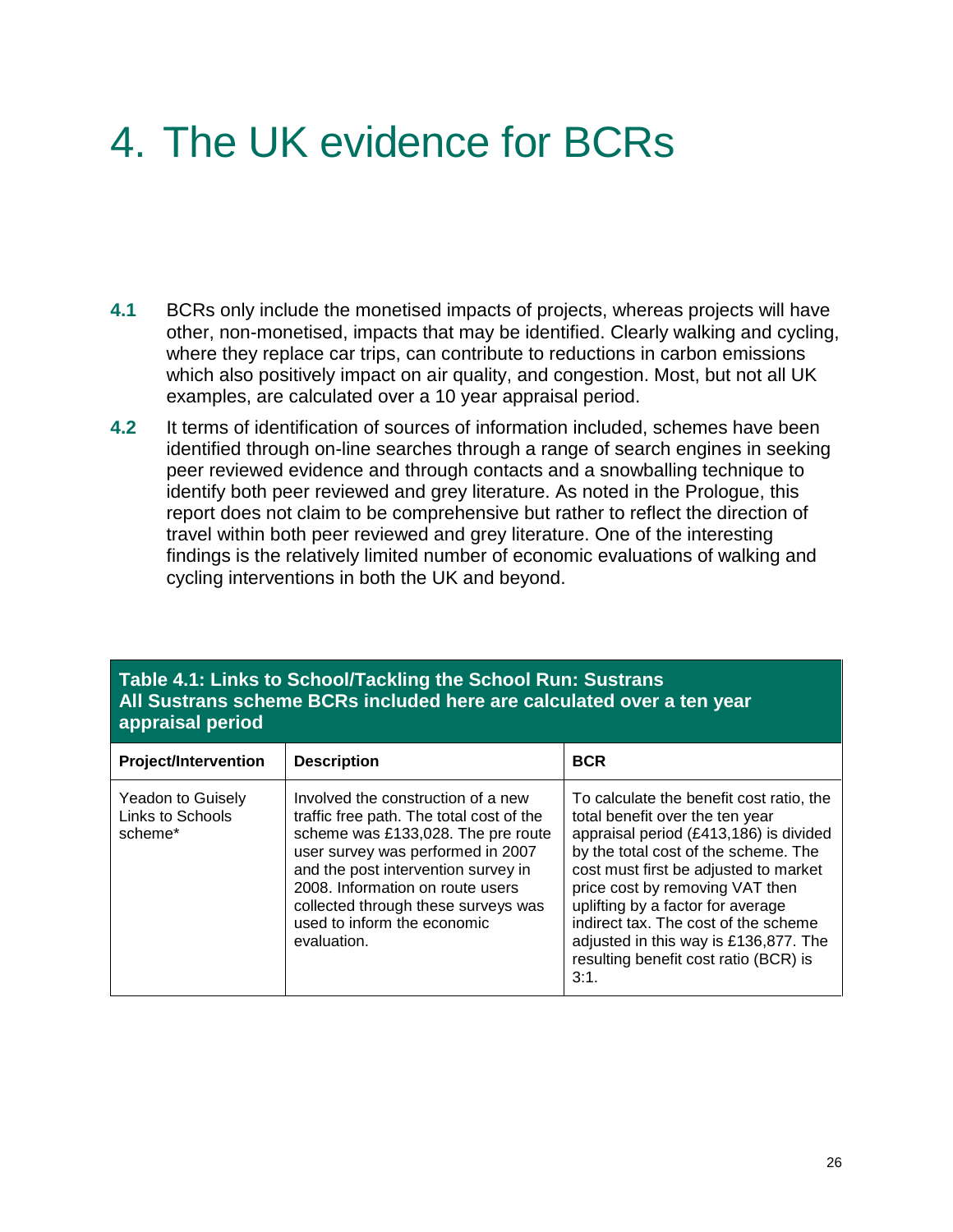# 4. The UK evidence for BCRs

**4.1** BCRs only include the monetised impacts of projects, whereas projects will have other, non-monetised, impacts that may be identified. Clearly walking and cycling, where they replace car trips, can contribute to reductions in carbon emissions which also positively impact on air quality, and congestion. Most, but not all UK examples, are calculated over a 10 year appraisal period.

**4.2** It terms of identification of sources of information included, schemes have been identified through on-line searches through a range of search engines in seeking peer reviewed evidence and through contacts and a snowballing technique to identify both peer reviewed and grey literature. As noted in the Prologue, this report does not claim to be comprehensive but rather to reflect the direction of travel within both peer reviewed and grey literature. One of the interesting findings is the relatively limited number of economic evaluations of walking and cycling interventions in both the UK and beyond.

**Table 4.1: Links to School/Tackling the School Run: Sustrans**
**All Sustrans scheme BCRs included here are calculated over a ten year appraisal period**

| Project/Intervention | Description | BCR |
|---|---|---|
| Yeadon to Guisely Links to Schools scheme* | Involved the construction of a new traffic free path. The total cost of the scheme was £133,028. The pre route user survey was performed in 2007 and the post intervention survey in 2008. Information on route users collected through these surveys was used to inform the economic evaluation. | To calculate the benefit cost ratio, the total benefit over the ten year appraisal period (£413,186) is divided by the total cost of the scheme. The cost must first be adjusted to market price cost by removing VAT then uplifting by a factor for average indirect tax. The cost of the scheme adjusted in this way is £136,877. The resulting benefit cost ratio (BCR) is 3:1. |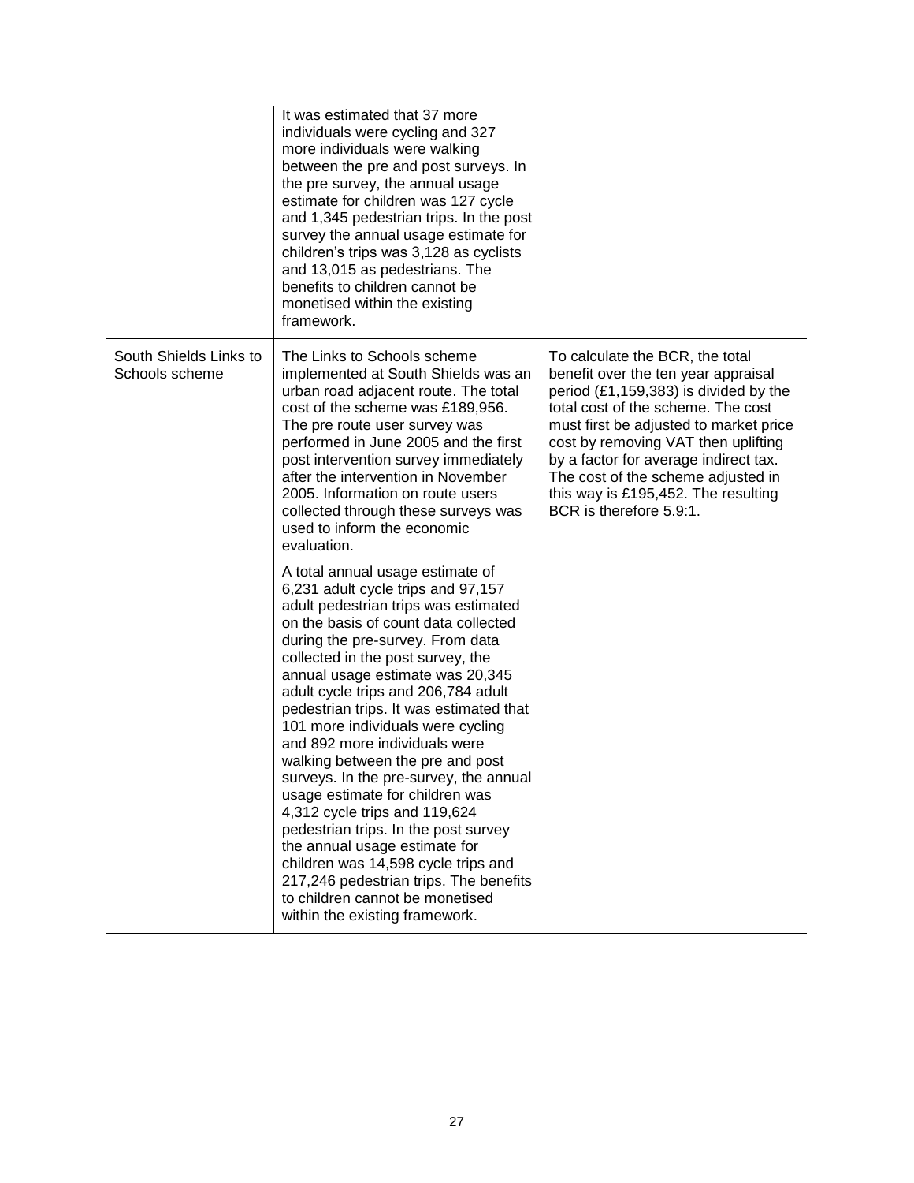| | | |
|---|---|---|
| | It was estimated that 37 more individuals were cycling and 327 more individuals were walking between the pre and post surveys. In the pre survey, the annual usage estimate for children was 127 cycle and 1,345 pedestrian trips. In the post survey the annual usage estimate for children's trips was 3,128 as cyclists and 13,015 as pedestrians. The benefits to children cannot be monetised within the existing framework. | |
| South Shields Links to Schools scheme | The Links to Schools scheme implemented at South Shields was an urban road adjacent route. The total cost of the scheme was £189,956. The pre route user survey was performed in June 2005 and the first post intervention survey immediately after the intervention in November 2005. Information on route users collected through these surveys was used to inform the economic evaluation.<br><br>A total annual usage estimate of 6,231 adult cycle trips and 97,157 adult pedestrian trips was estimated on the basis of count data collected during the pre-survey. From data collected in the post survey, the annual usage estimate was 20,345 adult cycle trips and 206,784 adult pedestrian trips. It was estimated that 101 more individuals were cycling and 892 more individuals were walking between the pre and post surveys. In the pre-survey, the annual usage estimate for children was 4,312 cycle trips and 119,624 pedestrian trips. In the post survey the annual usage estimate for children was 14,598 cycle trips and 217,246 pedestrian trips. The benefits to children cannot be monetised within the existing framework. | To calculate the BCR, the total benefit over the ten year appraisal period (£1,159,383) is divided by the total cost of the scheme. The cost must first be adjusted to market price cost by removing VAT then uplifting by a factor for average indirect tax. The cost of the scheme adjusted in this way is £195,452. The resulting BCR is therefore 5.9:1. |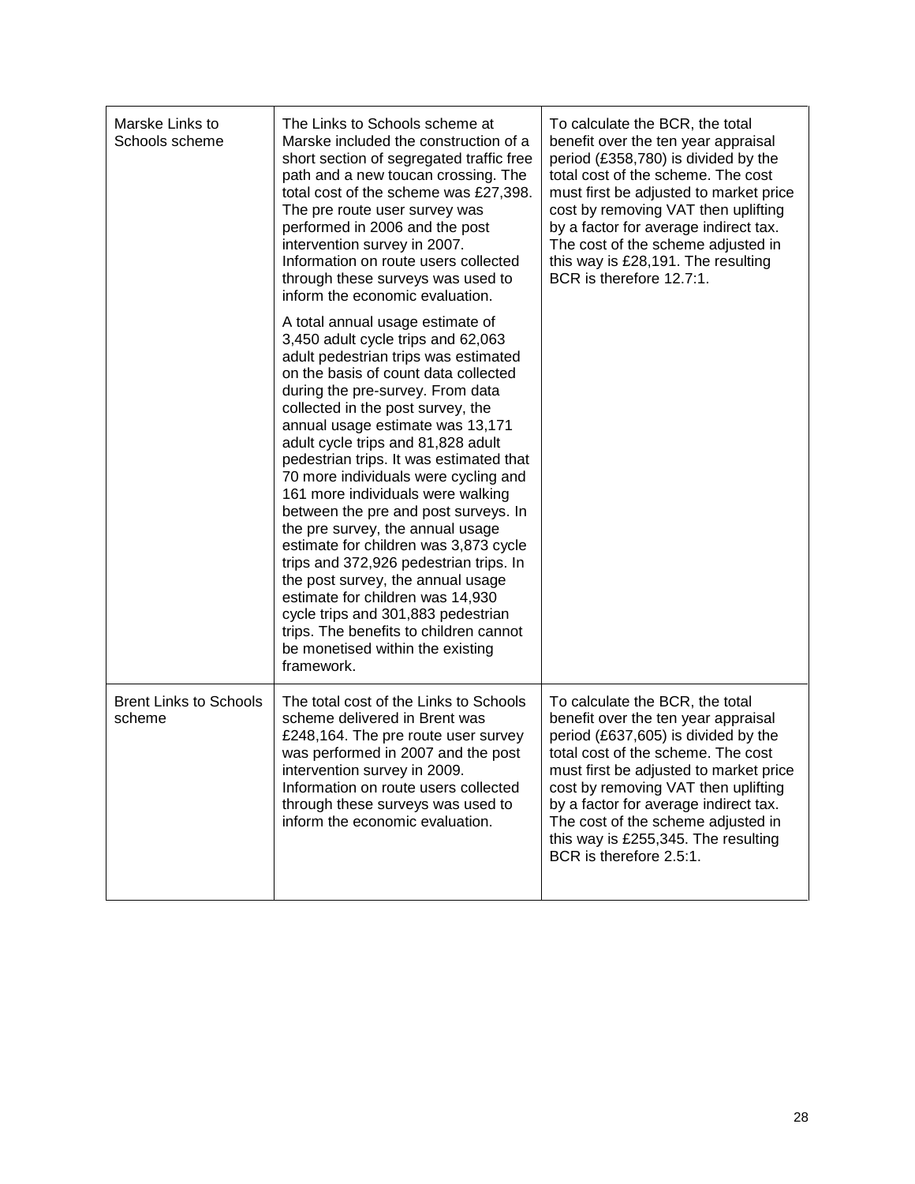| | | |
|---|---|---|
| Marske Links to Schools scheme | The Links to Schools scheme at Marske included the construction of a short section of segregated traffic free path and a new toucan crossing. The total cost of the scheme was £27,398. The pre route user survey was performed in 2006 and the post intervention survey in 2007. Information on route users collected through these surveys was used to inform the economic evaluation.<br><br>A total annual usage estimate of 3,450 adult cycle trips and 62,063 adult pedestrian trips was estimated on the basis of count data collected during the pre-survey. From data collected in the post survey, the annual usage estimate was 13,171 adult cycle trips and 81,828 adult pedestrian trips. It was estimated that 70 more individuals were cycling and 161 more individuals were walking between the pre and post surveys. In the pre survey, the annual usage estimate for children was 3,873 cycle trips and 372,926 pedestrian trips. In the post survey, the annual usage estimate for children was 14,930 cycle trips and 301,883 pedestrian trips. The benefits to children cannot be monetised within the existing framework. | To calculate the BCR, the total benefit over the ten year appraisal period (£358,780) is divided by the total cost of the scheme. The cost must first be adjusted to market price cost by removing VAT then uplifting by a factor for average indirect tax. The cost of the scheme adjusted in this way is £28,191. The resulting BCR is therefore 12.7:1. |
| Brent Links to Schools scheme | The total cost of the Links to Schools scheme delivered in Brent was £248,164. The pre route user survey was performed in 2007 and the post intervention survey in 2009. Information on route users collected through these surveys was used to inform the economic evaluation. | To calculate the BCR, the total benefit over the ten year appraisal period (£637,605) is divided by the total cost of the scheme. The cost must first be adjusted to market price cost by removing VAT then uplifting by a factor for average indirect tax. The cost of the scheme adjusted in this way is £255,345. The resulting BCR is therefore 2.5:1. |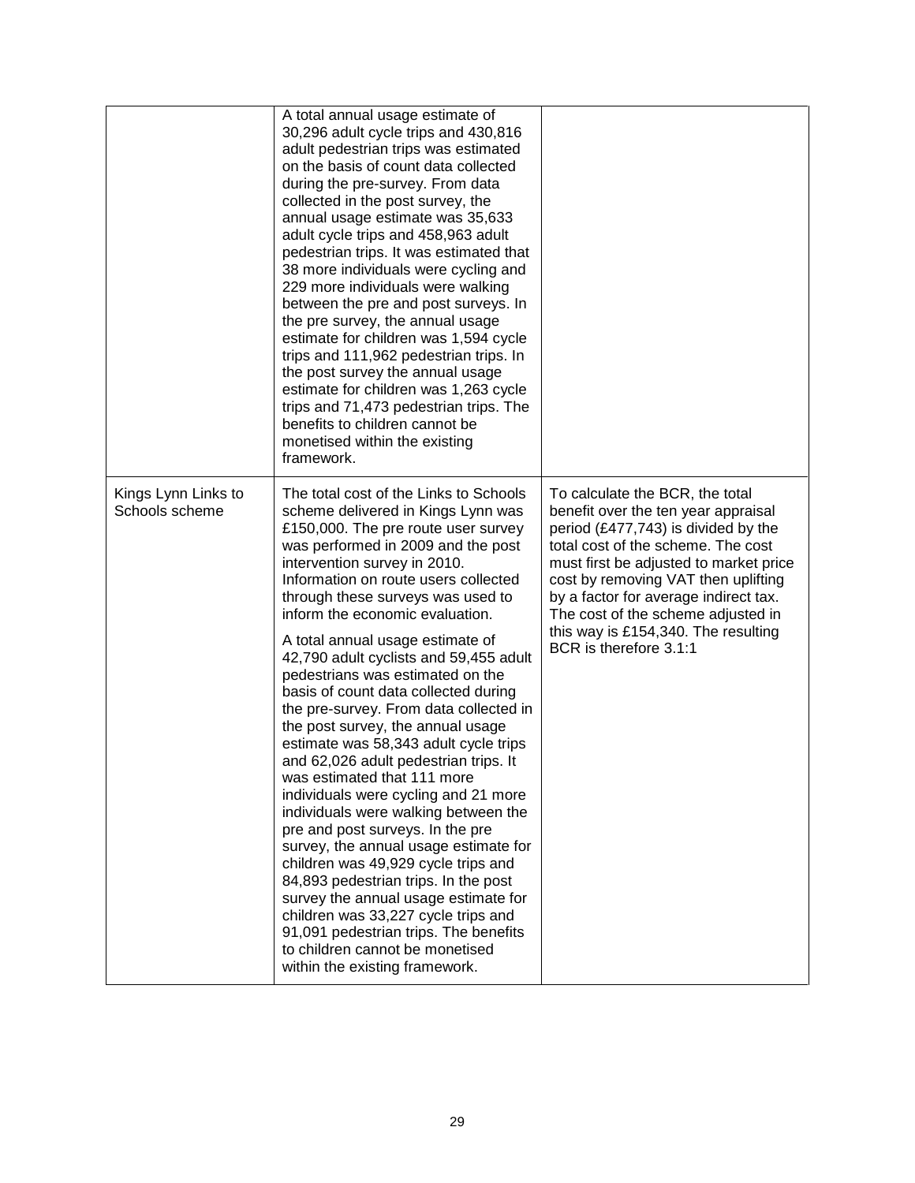| | | |
|---|---|---|
| | A total annual usage estimate of 30,296 adult cycle trips and 430,816 adult pedestrian trips was estimated on the basis of count data collected during the pre-survey. From data collected in the post survey, the annual usage estimate was 35,633 adult cycle trips and 458,963 adult pedestrian trips. It was estimated that 38 more individuals were cycling and 229 more individuals were walking between the pre and post surveys. In the pre survey, the annual usage estimate for children was 1,594 cycle trips and 111,962 pedestrian trips. In the post survey the annual usage estimate for children was 1,263 cycle trips and 71,473 pedestrian trips. The benefits to children cannot be monetised within the existing framework. | |
| Kings Lynn Links to Schools scheme | The total cost of the Links to Schools scheme delivered in Kings Lynn was £150,000. The pre route user survey was performed in 2009 and the post intervention survey in 2010. Information on route users collected through these surveys was used to inform the economic evaluation.<br><br>A total annual usage estimate of 42,790 adult cyclists and 59,455 adult pedestrians was estimated on the basis of count data collected during the pre-survey. From data collected in the post survey, the annual usage estimate was 58,343 adult cycle trips and 62,026 adult pedestrian trips. It was estimated that 111 more individuals were cycling and 21 more individuals were walking between the pre and post surveys. In the pre survey, the annual usage estimate for children was 49,929 cycle trips and 84,893 pedestrian trips. In the post survey the annual usage estimate for children was 33,227 cycle trips and 91,091 pedestrian trips. The benefits to children cannot be monetised within the existing framework. | To calculate the BCR, the total benefit over the ten year appraisal period (£477,743) is divided by the total cost of the scheme. The cost must first be adjusted to market price cost by removing VAT then uplifting by a factor for average indirect tax. The cost of the scheme adjusted in this way is £154,340. The resulting BCR is therefore 3.1:1 |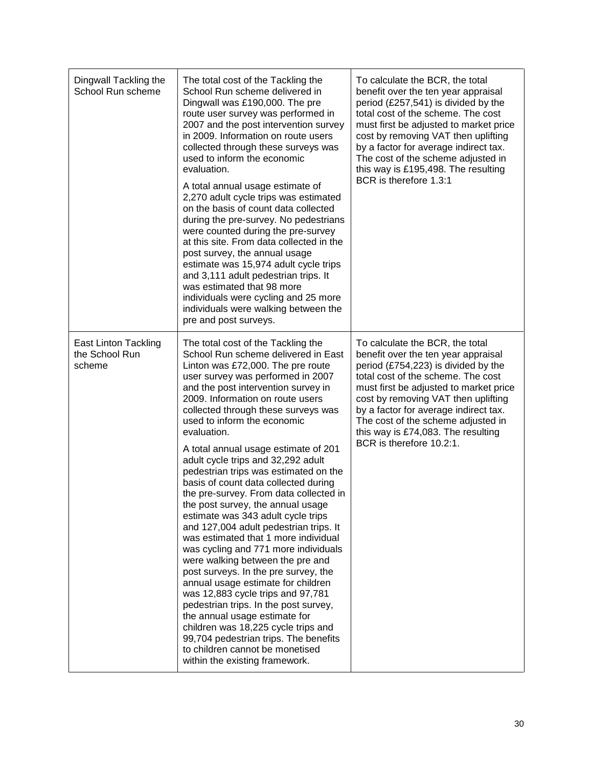| | | |
|---|---|---|
| Dingwall Tackling the School Run scheme | The total cost of the Tackling the School Run scheme delivered in Dingwall was £190,000. The pre route user survey was performed in 2007 and the post intervention survey in 2009. Information on route users collected through these surveys was used to inform the economic evaluation.<br><br>A total annual usage estimate of 2,270 adult cycle trips was estimated on the basis of count data collected during the pre-survey. No pedestrians were counted during the pre-survey at this site. From data collected in the post survey, the annual usage estimate was 15,974 adult cycle trips and 3,111 adult pedestrian trips. It was estimated that 98 more individuals were cycling and 25 more individuals were walking between the pre and post surveys. | To calculate the BCR, the total benefit over the ten year appraisal period (£257,541) is divided by the total cost of the scheme. The cost must first be adjusted to market price cost by removing VAT then uplifting by a factor for average indirect tax. The cost of the scheme adjusted in this way is £195,498. The resulting BCR is therefore 1.3:1 |
| East Linton Tackling the School Run scheme | The total cost of the Tackling the School Run scheme delivered in East Linton was £72,000. The pre route user survey was performed in 2007 and the post intervention survey in 2009. Information on route users collected through these surveys was used to inform the economic evaluation.<br><br>A total annual usage estimate of 201 adult cycle trips and 32,292 adult pedestrian trips was estimated on the basis of count data collected during the pre-survey. From data collected in the post survey, the annual usage estimate was 343 adult cycle trips and 127,004 adult pedestrian trips. It was estimated that 1 more individual was cycling and 771 more individuals were walking between the pre and post surveys. In the pre survey, the annual usage estimate for children was 12,883 cycle trips and 97,781 pedestrian trips. In the post survey, the annual usage estimate for children was 18,225 cycle trips and 99,704 pedestrian trips. The benefits to children cannot be monetised within the existing framework. | To calculate the BCR, the total benefit over the ten year appraisal period (£754,223) is divided by the total cost of the scheme. The cost must first be adjusted to market price cost by removing VAT then uplifting by a factor for average indirect tax. The cost of the scheme adjusted in this way is £74,083. The resulting BCR is therefore 10.2:1. |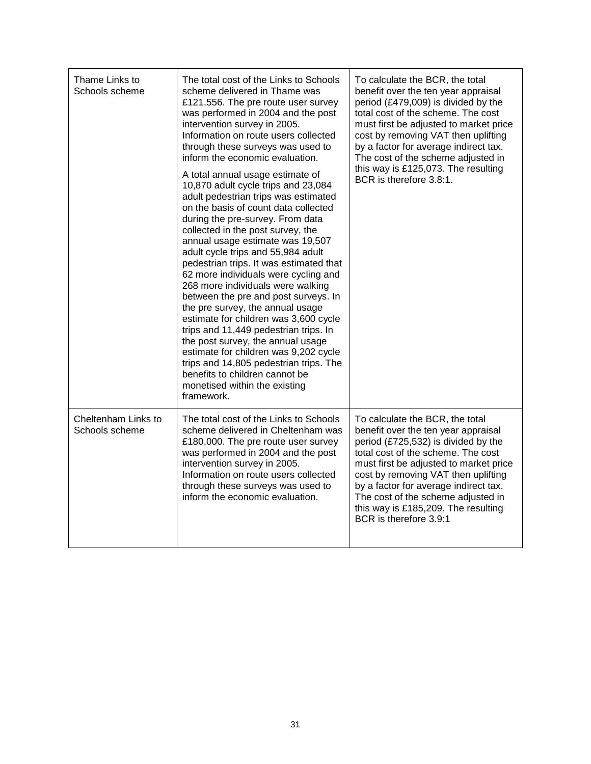| | | |
|---|---|---|
| Thame Links to Schools scheme | The total cost of the Links to Schools scheme delivered in Thame was £121,556. The pre route user survey was performed in 2004 and the post intervention survey in 2005. Information on route users collected through these surveys was used to inform the economic evaluation.<br><br>A total annual usage estimate of 10,870 adult cycle trips and 23,084 adult pedestrian trips was estimated on the basis of count data collected during the pre-survey. From data collected in the post survey, the annual usage estimate was 19,507 adult cycle trips and 55,984 adult pedestrian trips. It was estimated that 62 more individuals were cycling and 268 more individuals were walking between the pre and post surveys. In the pre survey, the annual usage estimate for children was 3,600 cycle trips and 11,449 pedestrian trips. In the post survey, the annual usage estimate for children was 9,202 cycle trips and 14,805 pedestrian trips. The benefits to children cannot be monetised within the existing framework. | To calculate the BCR, the total benefit over the ten year appraisal period (£479,009) is divided by the total cost of the scheme. The cost must first be adjusted to market price cost by removing VAT then uplifting by a factor for average indirect tax. The cost of the scheme adjusted in this way is £125,073. The resulting BCR is therefore 3.8:1. |
| Cheltenham Links to Schools scheme | The total cost of the Links to Schools scheme delivered in Cheltenham was £180,000. The pre route user survey was performed in 2004 and the post intervention survey in 2005. Information on route users collected through these surveys was used to inform the economic evaluation. | To calculate the BCR, the total benefit over the ten year appraisal period (£725,532) is divided by the total cost of the scheme. The cost must first be adjusted to market price cost by removing VAT then uplifting by a factor for average indirect tax. The cost of the scheme adjusted in this way is £185,209. The resulting BCR is therefore 3.9:1 |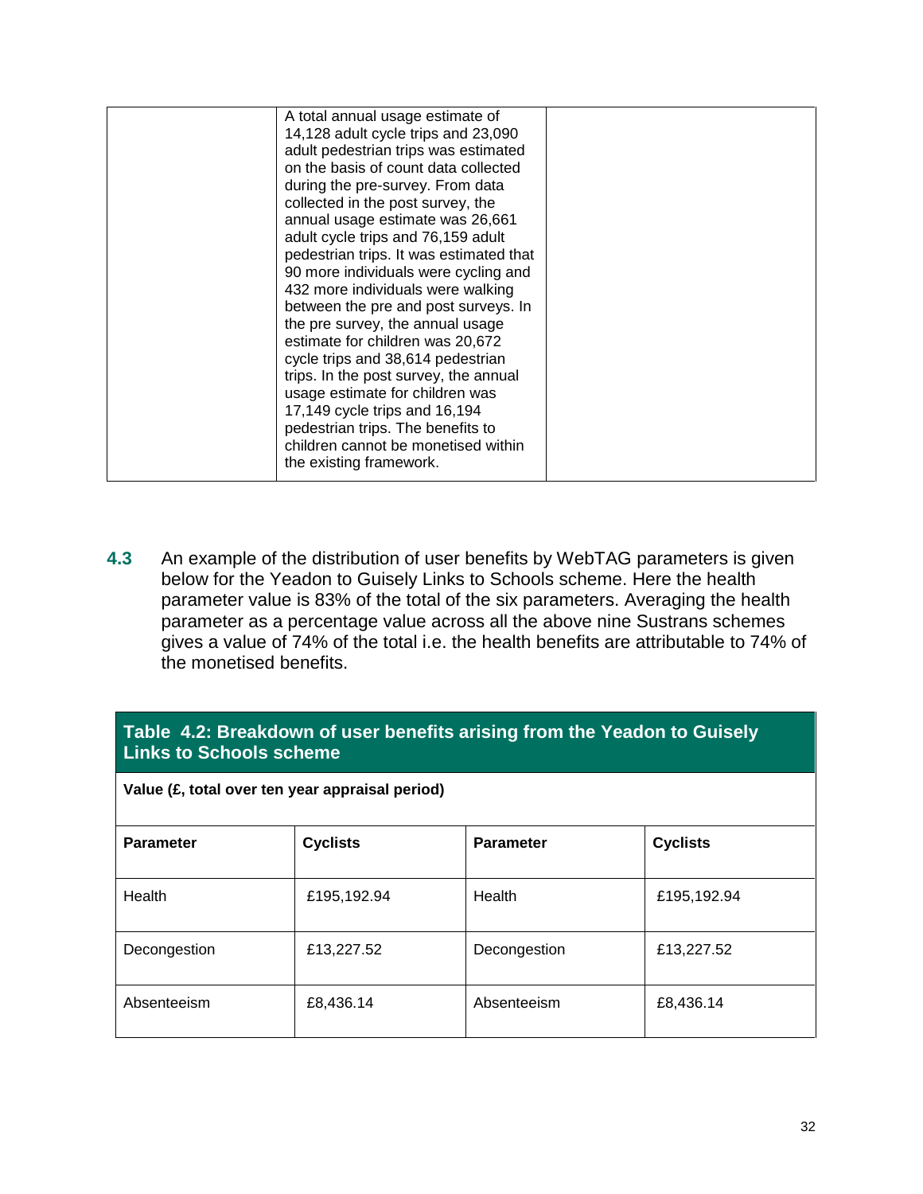| | A total annual usage estimate of 14,128 adult cycle trips and 23,090 adult pedestrian trips was estimated on the basis of count data collected during the pre-survey. From data collected in the post survey, the annual usage estimate was 26,661 adult cycle trips and 76,159 adult pedestrian trips. It was estimated that 90 more individuals were cycling and 432 more individuals were walking between the pre and post surveys. In the pre survey, the annual usage estimate for children was 20,672 cycle trips and 38,614 pedestrian trips. In the post survey, the annual usage estimate for children was 17,149 cycle trips and 16,194 pedestrian trips. The benefits to children cannot be monetised within the existing framework. | |
|---|---|---|

**4.3** An example of the distribution of user benefits by WebTAG parameters is given below for the Yeadon to Guisely Links to Schools scheme. Here the health parameter value is 83% of the total of the six parameters. Averaging the health parameter as a percentage value across all the above nine Sustrans schemes gives a value of 74% of the total i.e. the health benefits are attributable to 74% of the monetised benefits.

**Table 4.2: Breakdown of user benefits arising from the Yeadon to Guisely Links to Schools scheme**

**Value (£, total over ten year appraisal period)**

| Parameter | Cyclists | Parameter | Cyclists |
|---|---|---|---|
| Health | £195,192.94 | Health | £195,192.94 |
| Decongestion | £13,227.52 | Decongestion | £13,227.52 |
| Absenteeism | £8,436.14 | Absenteeism | £8,436.14 |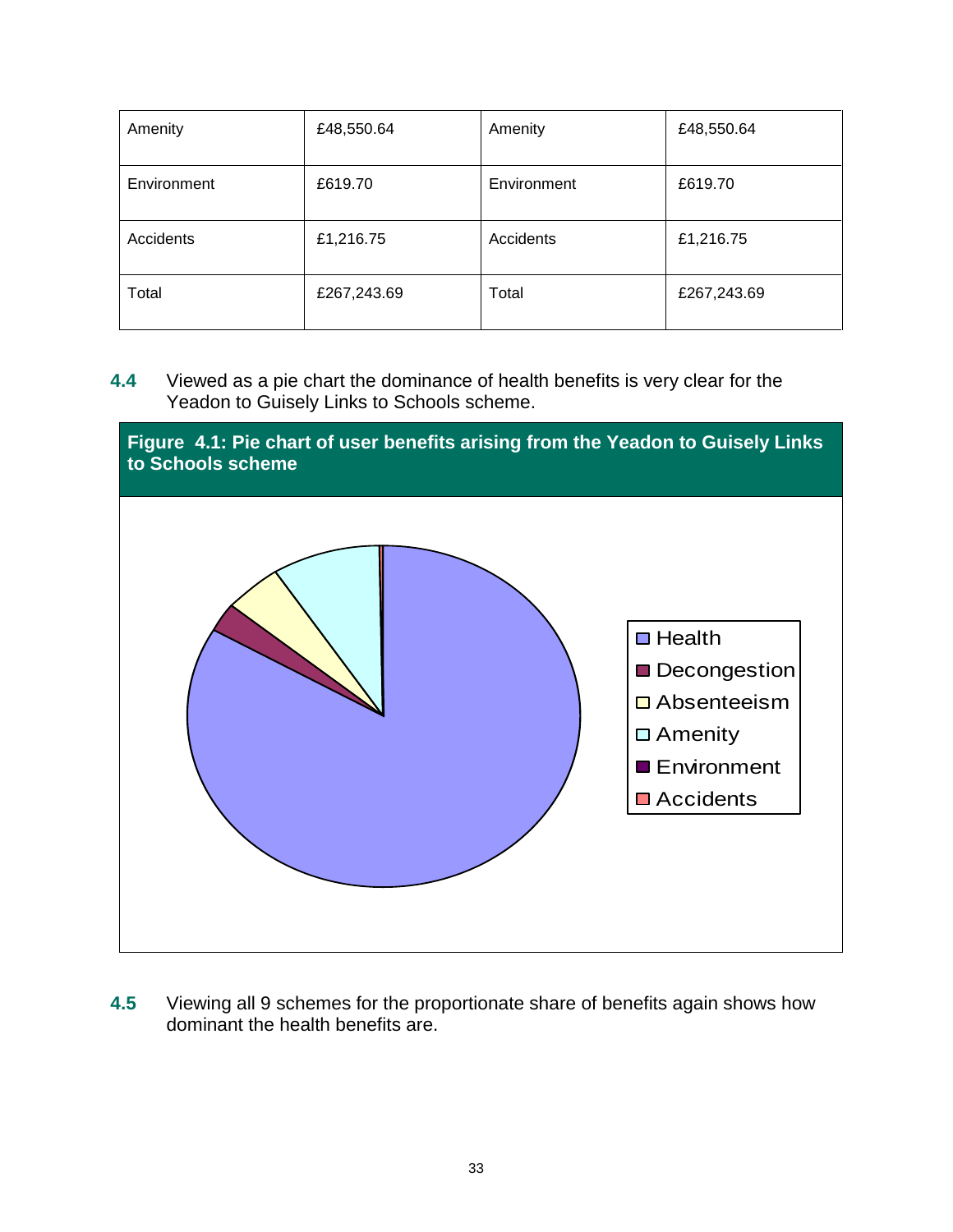| Amenity | £48,550.64 | Amenity | £48,550.64 |
|---|---|---|---|
| Environment | £619.70 | Environment | £619.70 |
| Accidents | £1,216.75 | Accidents | £1,216.75 |
| Total | £267,243.69 | Total | £267,243.69 |

**4.4** Viewed as a pie chart the dominance of health benefits is very clear for the Yeadon to Guisely Links to Schools scheme.

**Figure 4.1: Pie chart of user benefits arising from the Yeadon to Guisely Links to Schools scheme**

**4.5** Viewing all 9 schemes for the proportionate share of benefits again shows how dominant the health benefits are.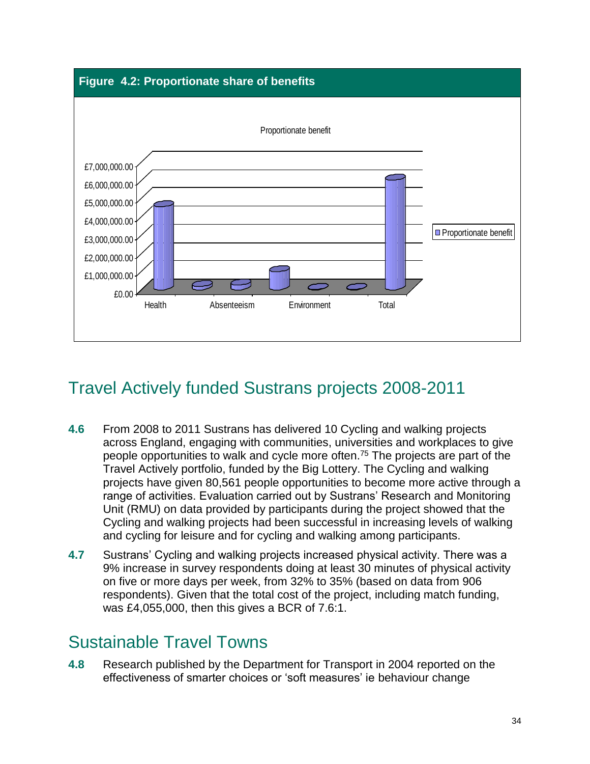**Figure 4.2: Proportionate share of benefits**

Proportionate benefit

£7,000,000.00
£6,000,000.00
£5,000,000.00
£4,000,000.00
£3,000,000.00
£2,000,000.00
£1,000,000.00
£0.00

Health | Absenteeism | Environment | Total

Proportionate benefit

## Travel Actively funded Sustrans projects 2008-2011

**4.6** From 2008 to 2011 Sustrans has delivered 10 Cycling and walking projects across England, engaging with communities, universities and workplaces to give people opportunities to walk and cycle more often.[75] The projects are part of the Travel Actively portfolio, funded by the Big Lottery. The Cycling and walking projects have given 80,561 people opportunities to become more active through a range of activities. Evaluation carried out by Sustrans' Research and Monitoring Unit (RMU) on data provided by participants during the project showed that the Cycling and walking projects had been successful in increasing levels of walking and cycling for leisure and for cycling and walking among participants.

**4.7** Sustrans' Cycling and walking projects increased physical activity. There was a 9% increase in survey respondents doing at least 30 minutes of physical activity on five or more days per week, from 32% to 35% (based on data from 906 respondents). Given that the total cost of the project, including match funding, was £4,055,000, then this gives a BCR of 7.6:1.

## Sustainable Travel Towns

**4.8** Research published by the Department for Transport in 2004 reported on the effectiveness of smarter choices or 'soft measures' ie behaviour change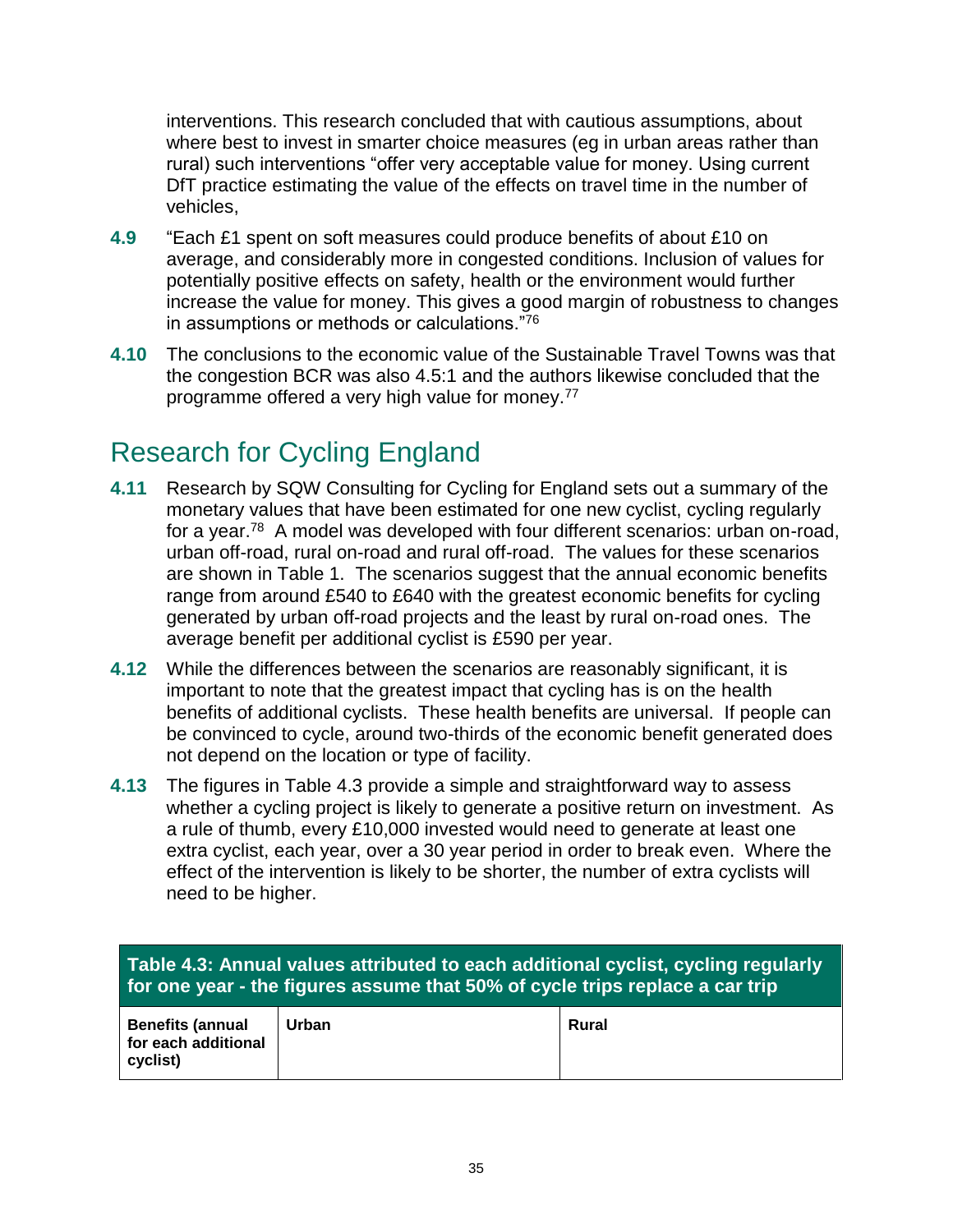interventions. This research concluded that with cautious assumptions, about where best to invest in smarter choice measures (eg in urban areas rather than rural) such interventions "offer very acceptable value for money. Using current DfT practice estimating the value of the effects on travel time in the number of vehicles,

**4.9** "Each £1 spent on soft measures could produce benefits of about £10 on average, and considerably more in congested conditions. Inclusion of values for potentially positive effects on safety, health or the environment would further increase the value for money. This gives a good margin of robustness to changes in assumptions or methods or calculations."[76]

**4.10** The conclusions to the economic value of the Sustainable Travel Towns was that the congestion BCR was also 4.5:1 and the authors likewise concluded that the programme offered a very high value for money.[77]

## Research for Cycling England

**4.11** Research by SQW Consulting for Cycling for England sets out a summary of the monetary values that have been estimated for one new cyclist, cycling regularly for a year.[78] A model was developed with four different scenarios: urban on-road, urban off-road, rural on-road and rural off-road. The values for these scenarios are shown in Table 1. The scenarios suggest that the annual economic benefits range from around £540 to £640 with the greatest economic benefits for cycling generated by urban off-road projects and the least by rural on-road ones. The average benefit per additional cyclist is £590 per year.

**4.12** While the differences between the scenarios are reasonably significant, it is important to note that the greatest impact that cycling has is on the health benefits of additional cyclists. These health benefits are universal. If people can be convinced to cycle, around two-thirds of the economic benefit generated does not depend on the location or type of facility.

**4.13** The figures in Table 4.3 provide a simple and straightforward way to assess whether a cycling project is likely to generate a positive return on investment. As a rule of thumb, every £10,000 invested would need to generate at least one extra cyclist, each year, over a 30 year period in order to break even. Where the effect of the intervention is likely to be shorter, the number of extra cyclists will need to be higher.

**Table 4.3: Annual values attributed to each additional cyclist, cycling regularly for one year - the figures assume that 50% of cycle trips replace a car trip**

| Benefits (annual for each additional cyclist) | Urban | Rural |
|---|---|---|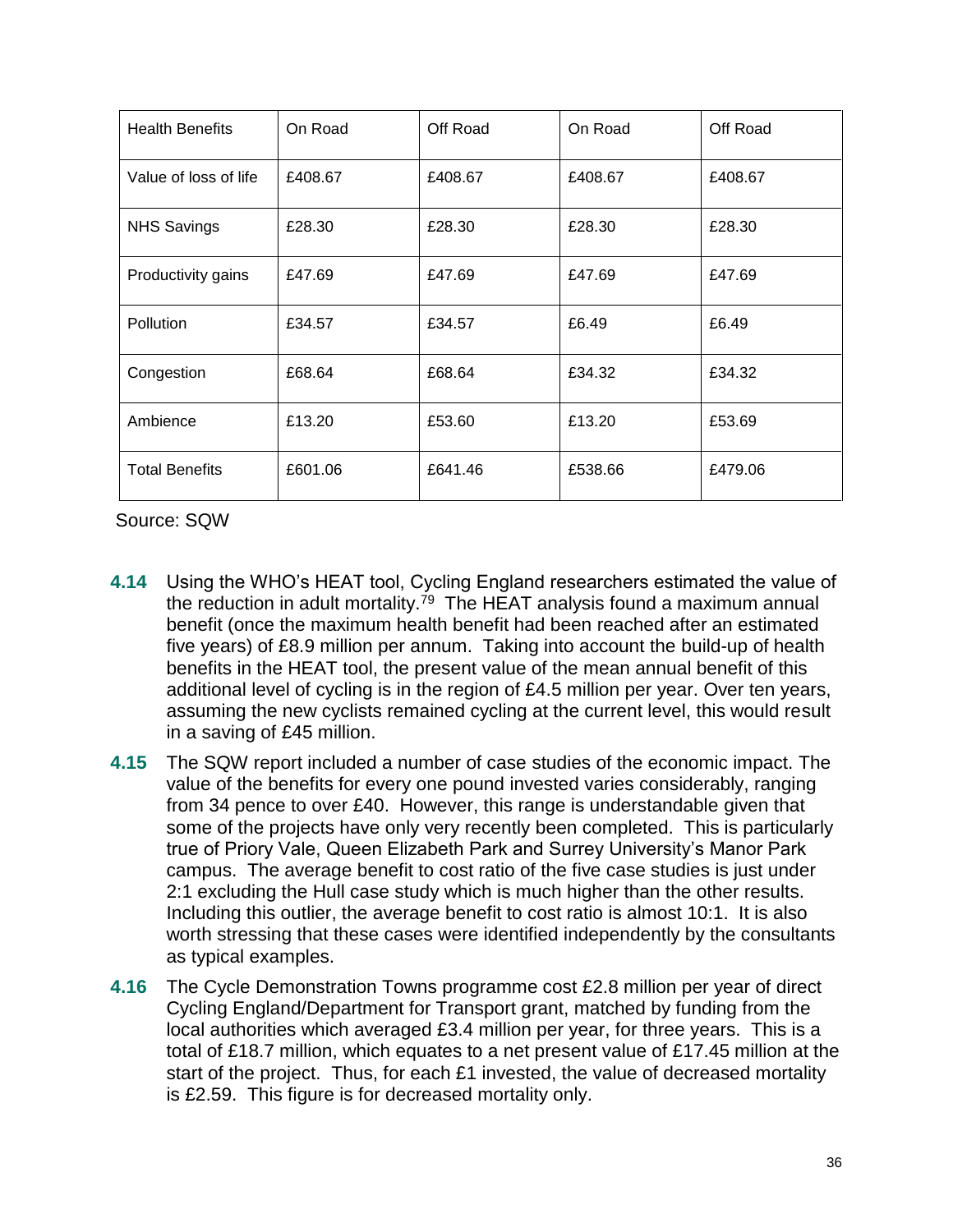| Health Benefits | On Road | Off Road | On Road | Off Road |
| --- | --- | --- | --- | --- |
| Value of loss of life | £408.67 | £408.67 | £408.67 | £408.67 |
| NHS Savings | £28.30 | £28.30 | £28.30 | £28.30 |
| Productivity gains | £47.69 | £47.69 | £47.69 | £47.69 |
| Pollution | £34.57 | £34.57 | £6.49 | £6.49 |
| Congestion | £68.64 | £68.64 | £34.32 | £34.32 |
| Ambience | £13.20 | £53.60 | £13.20 | £53.69 |
| Total Benefits | £601.06 | £641.46 | £538.66 | £479.06 |

Source: SQW

**4.14** Using the WHO's HEAT tool, Cycling England researchers estimated the value of the reduction in adult mortality.[79] The HEAT analysis found a maximum annual benefit (once the maximum health benefit had been reached after an estimated five years) of £8.9 million per annum. Taking into account the build-up of health benefits in the HEAT tool, the present value of the mean annual benefit of this additional level of cycling is in the region of £4.5 million per year. Over ten years, assuming the new cyclists remained cycling at the current level, this would result in a saving of £45 million.

**4.15** The SQW report included a number of case studies of the economic impact. The value of the benefits for every one pound invested varies considerably, ranging from 34 pence to over £40. However, this range is understandable given that some of the projects have only very recently been completed. This is particularly true of Priory Vale, Queen Elizabeth Park and Surrey University's Manor Park campus. The average benefit to cost ratio of the five case studies is just under 2:1 excluding the Hull case study which is much higher than the other results. Including this outlier, the average benefit to cost ratio is almost 10:1. It is also worth stressing that these cases were identified independently by the consultants as typical examples.

**4.16** The Cycle Demonstration Towns programme cost £2.8 million per year of direct Cycling England/Department for Transport grant, matched by funding from the local authorities which averaged £3.4 million per year, for three years. This is a total of £18.7 million, which equates to a net present value of £17.45 million at the start of the project. Thus, for each £1 invested, the value of decreased mortality is £2.59. This figure is for decreased mortality only.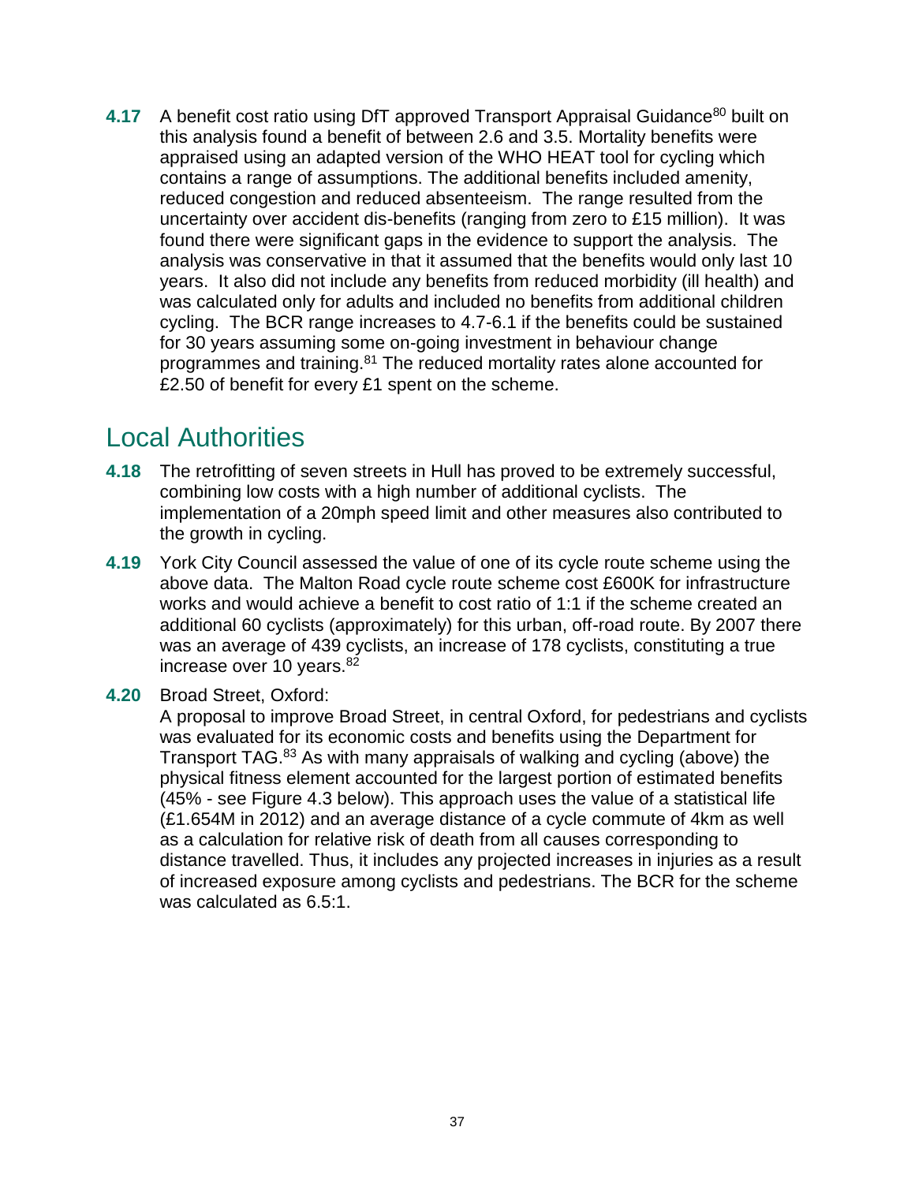**4.17** A benefit cost ratio using DfT approved Transport Appraisal Guidance[80] built on this analysis found a benefit of between 2.6 and 3.5. Mortality benefits were appraised using an adapted version of the WHO HEAT tool for cycling which contains a range of assumptions. The additional benefits included amenity, reduced congestion and reduced absenteeism. The range resulted from the uncertainty over accident dis-benefits (ranging from zero to £15 million). It was found there were significant gaps in the evidence to support the analysis. The analysis was conservative in that it assumed that the benefits would only last 10 years. It also did not include any benefits from reduced morbidity (ill health) and was calculated only for adults and included no benefits from additional children cycling. The BCR range increases to 4.7-6.1 if the benefits could be sustained for 30 years assuming some on-going investment in behaviour change programmes and training.[81] The reduced mortality rates alone accounted for £2.50 of benefit for every £1 spent on the scheme.

## Local Authorities

**4.18** The retrofitting of seven streets in Hull has proved to be extremely successful, combining low costs with a high number of additional cyclists. The implementation of a 20mph speed limit and other measures also contributed to the growth in cycling.

**4.19** York City Council assessed the value of one of its cycle route scheme using the above data. The Malton Road cycle route scheme cost £600K for infrastructure works and would achieve a benefit to cost ratio of 1:1 if the scheme created an additional 60 cyclists (approximately) for this urban, off-road route. By 2007 there was an average of 439 cyclists, an increase of 178 cyclists, constituting a true increase over 10 years.[82]

**4.20** Broad Street, Oxford:

A proposal to improve Broad Street, in central Oxford, for pedestrians and cyclists was evaluated for its economic costs and benefits using the Department for Transport TAG.[83] As with many appraisals of walking and cycling (above) the physical fitness element accounted for the largest portion of estimated benefits (45% - see Figure 4.3 below). This approach uses the value of a statistical life (£1.654M in 2012) and an average distance of a cycle commute of 4km as well as a calculation for relative risk of death from all causes corresponding to distance travelled. Thus, it includes any projected increases in injuries as a result of increased exposure among cyclists and pedestrians. The BCR for the scheme was calculated as 6.5:1.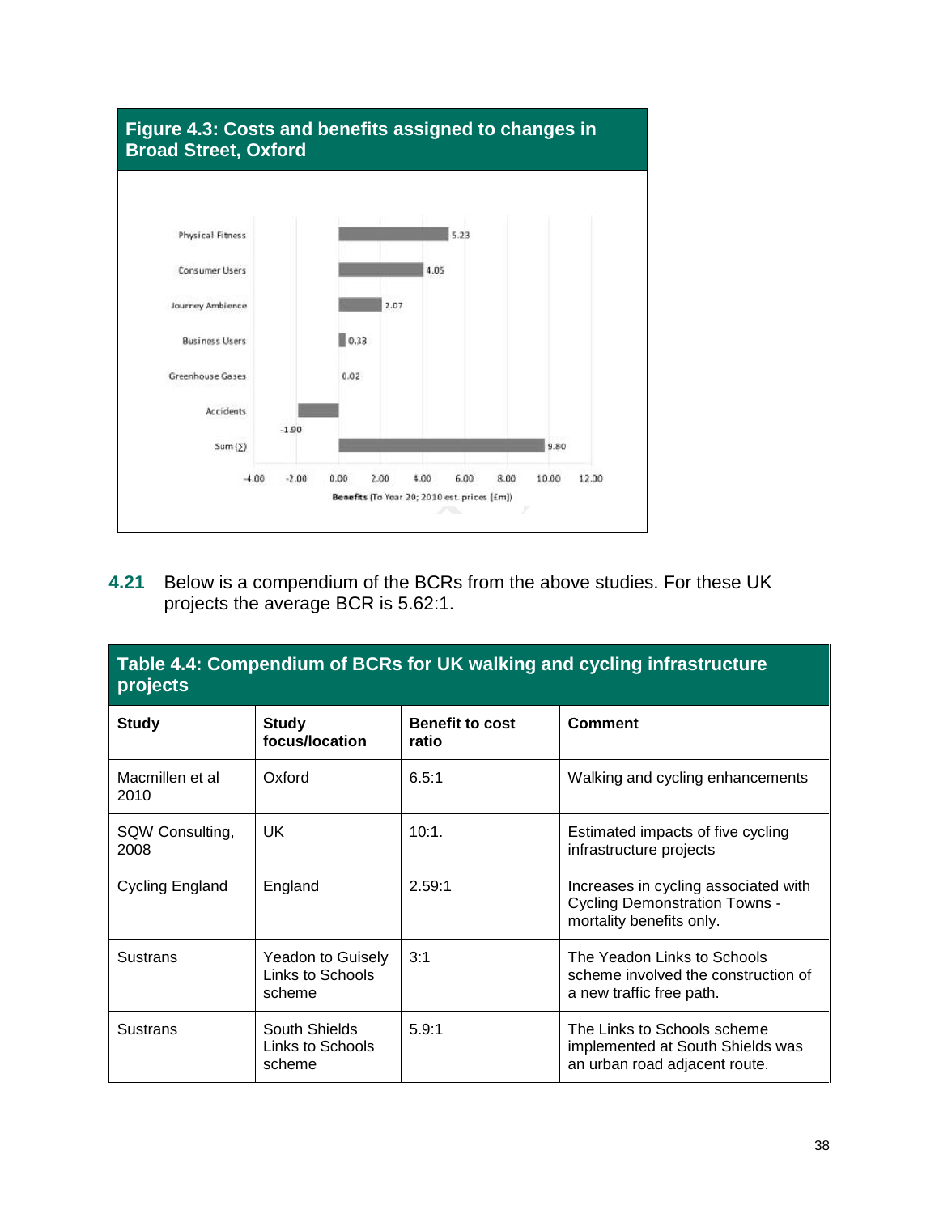**Figure 4.3: Costs and benefits assigned to changes in Broad Street, Oxford**

| Category | Benefits (To Year 20; 2010 est. prices [£m]) |
|---|---|
| Physical Fitness | 5.23 |
| Consumer Users | 4.05 |
| Journey Ambience | 2.07 |
| Business Users | 0.33 |
| Greenhouse Gases | 0.02 |
| Accidents | -1.90 |
| Sum (∑) | 9.80 |

**4.21** Below is a compendium of the BCRs from the above studies. For these UK projects the average BCR is 5.62:1.

**Table 4.4: Compendium of BCRs for UK walking and cycling infrastructure projects**

| Study | Study focus/location | Benefit to cost ratio | Comment |
|---|---|---|---|
| Macmillen et al 2010 | Oxford | 6.5:1 | Walking and cycling enhancements |
| SQW Consulting, 2008 | UK | 10:1. | Estimated impacts of five cycling infrastructure projects |
| Cycling England | England | 2.59:1 | Increases in cycling associated with Cycling Demonstration Towns - mortality benefits only. |
| Sustrans | Yeadon to Guisely Links to Schools scheme | 3:1 | The Yeadon Links to Schools scheme involved the construction of a new traffic free path. |
| Sustrans | South Shields Links to Schools scheme | 5.9:1 | The Links to Schools scheme implemented at South Shields was an urban road adjacent route. |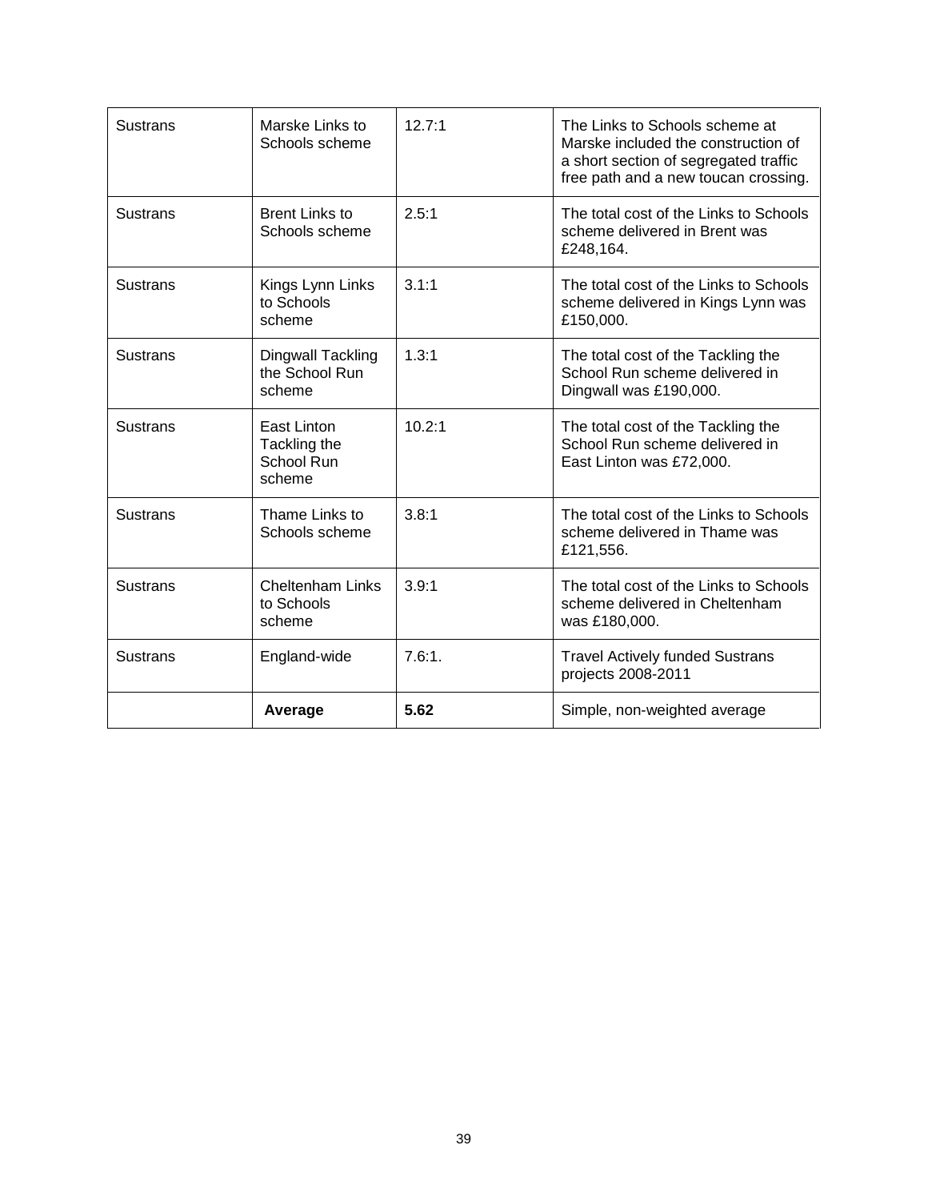| Sustrans | Marske Links to Schools scheme | 12.7:1 | The Links to Schools scheme at Marske included the construction of a short section of segregated traffic free path and a new toucan crossing. |
|---|---|---|---|
| Sustrans | Brent Links to Schools scheme | 2.5:1 | The total cost of the Links to Schools scheme delivered in Brent was £248,164. |
| Sustrans | Kings Lynn Links to Schools scheme | 3.1:1 | The total cost of the Links to Schools scheme delivered in Kings Lynn was £150,000. |
| Sustrans | Dingwall Tackling the School Run scheme | 1.3:1 | The total cost of the Tackling the School Run scheme delivered in Dingwall was £190,000. |
| Sustrans | East Linton Tackling the School Run scheme | 10.2:1 | The total cost of the Tackling the School Run scheme delivered in East Linton was £72,000. |
| Sustrans | Thame Links to Schools scheme | 3.8:1 | The total cost of the Links to Schools scheme delivered in Thame was £121,556. |
| Sustrans | Cheltenham Links to Schools scheme | 3.9:1 | The total cost of the Links to Schools scheme delivered in Cheltenham was £180,000. |
| Sustrans | England-wide | 7.6:1. | Travel Actively funded Sustrans projects 2008-2011 |
| | **Average** | **5.62** | Simple, non-weighted average |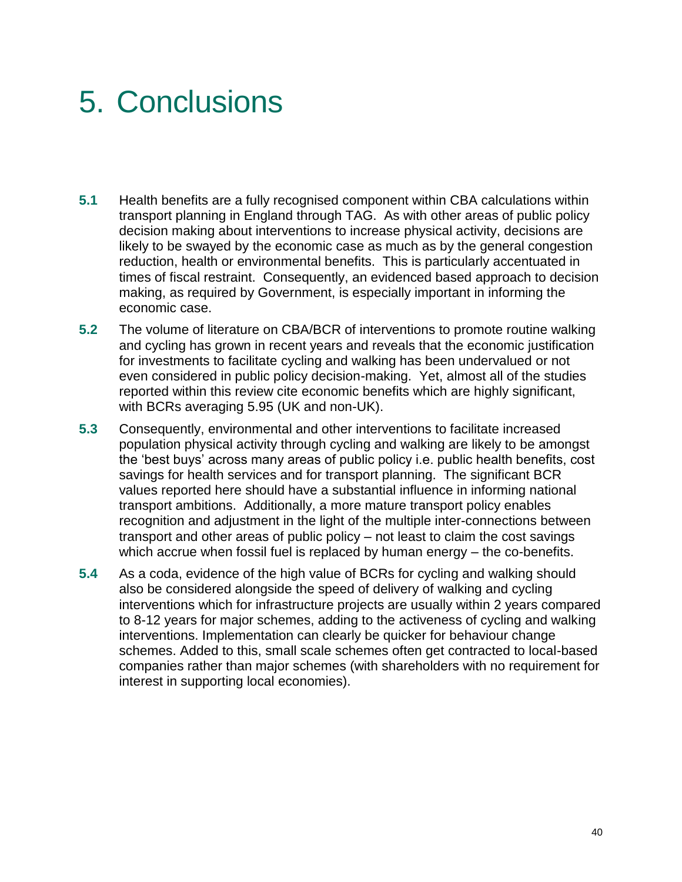# 5. Conclusions

**5.1** Health benefits are a fully recognised component within CBA calculations within transport planning in England through TAG. As with other areas of public policy decision making about interventions to increase physical activity, decisions are likely to be swayed by the economic case as much as by the general congestion reduction, health or environmental benefits. This is particularly accentuated in times of fiscal restraint. Consequently, an evidenced based approach to decision making, as required by Government, is especially important in informing the economic case.

**5.2** The volume of literature on CBA/BCR of interventions to promote routine walking and cycling has grown in recent years and reveals that the economic justification for investments to facilitate cycling and walking has been undervalued or not even considered in public policy decision-making. Yet, almost all of the studies reported within this review cite economic benefits which are highly significant, with BCRs averaging 5.95 (UK and non-UK).

**5.3** Consequently, environmental and other interventions to facilitate increased population physical activity through cycling and walking are likely to be amongst the 'best buys' across many areas of public policy i.e. public health benefits, cost savings for health services and for transport planning. The significant BCR values reported here should have a substantial influence in informing national transport ambitions. Additionally, a more mature transport policy enables recognition and adjustment in the light of the multiple inter-connections between transport and other areas of public policy – not least to claim the cost savings which accrue when fossil fuel is replaced by human energy – the co-benefits.

**5.4** As a coda, evidence of the high value of BCRs for cycling and walking should also be considered alongside the speed of delivery of walking and cycling interventions which for infrastructure projects are usually within 2 years compared to 8-12 years for major schemes, adding to the activeness of cycling and walking interventions. Implementation can clearly be quicker for behaviour change schemes. Added to this, small scale schemes often get contracted to local-based companies rather than major schemes (with shareholders with no requirement for interest in supporting local economies).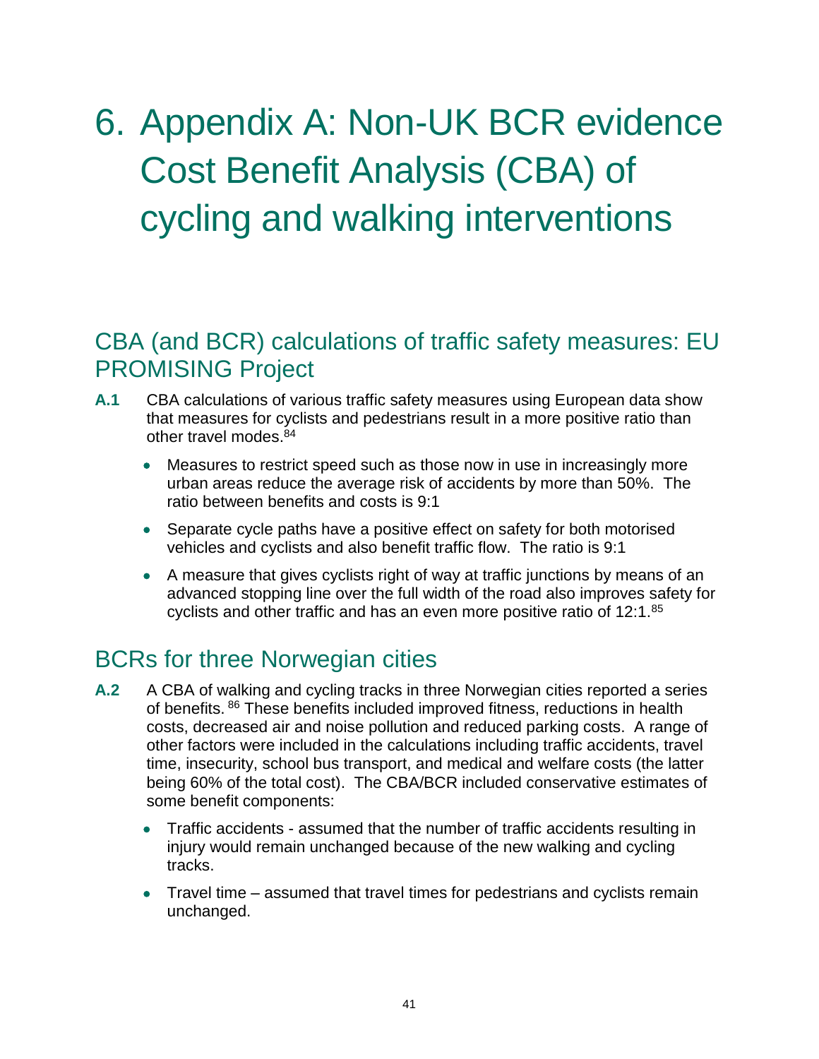# 6. Appendix A: Non-UK BCR evidence Cost Benefit Analysis (CBA) of cycling and walking interventions

## CBA (and BCR) calculations of traffic safety measures: EU PROMISING Project

**A.1** CBA calculations of various traffic safety measures using European data show that measures for cyclists and pedestrians result in a more positive ratio than other travel modes.[84]

- Measures to restrict speed such as those now in use in increasingly more urban areas reduce the average risk of accidents by more than 50%. The ratio between benefits and costs is 9:1
- Separate cycle paths have a positive effect on safety for both motorised vehicles and cyclists and also benefit traffic flow. The ratio is 9:1
- A measure that gives cyclists right of way at traffic junctions by means of an advanced stopping line over the full width of the road also improves safety for cyclists and other traffic and has an even more positive ratio of 12:1.[85]

## BCRs for three Norwegian cities

**A.2** A CBA of walking and cycling tracks in three Norwegian cities reported a series of benefits.[86] These benefits included improved fitness, reductions in health costs, decreased air and noise pollution and reduced parking costs. A range of other factors were included in the calculations including traffic accidents, travel time, insecurity, school bus transport, and medical and welfare costs (the latter being 60% of the total cost). The CBA/BCR included conservative estimates of some benefit components:

- Traffic accidents - assumed that the number of traffic accidents resulting in injury would remain unchanged because of the new walking and cycling tracks.
- Travel time – assumed that travel times for pedestrians and cyclists remain unchanged.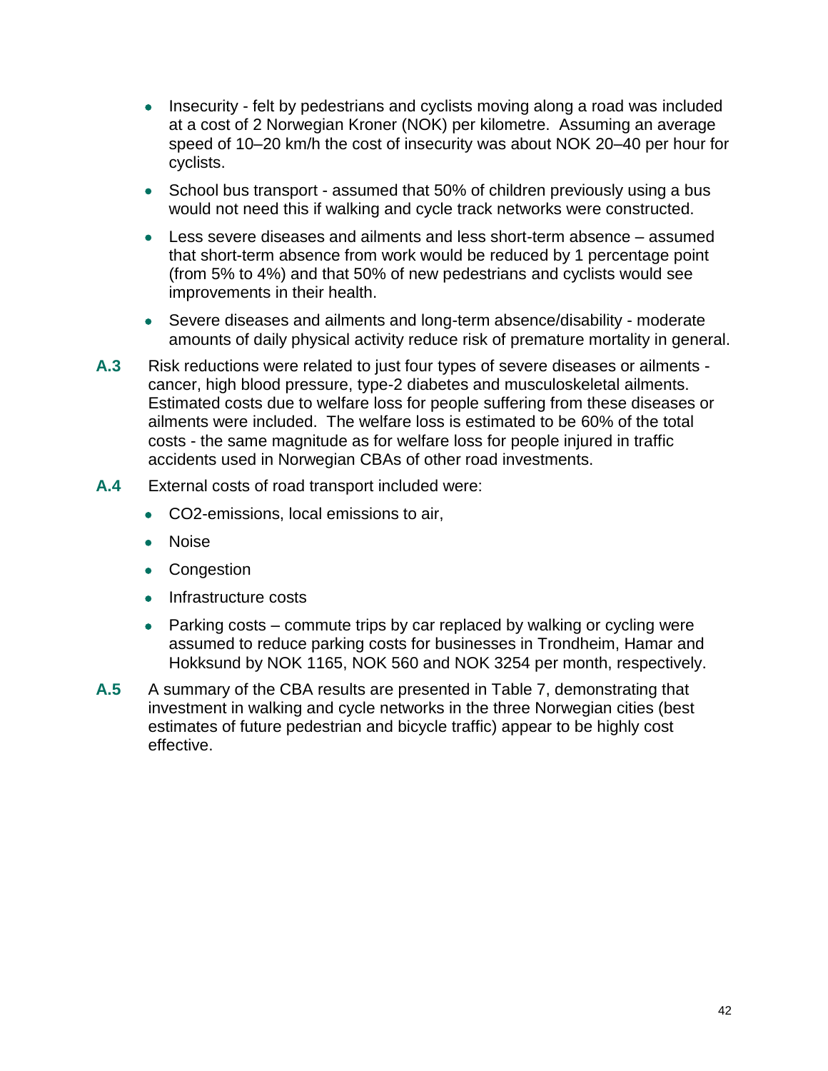- Insecurity - felt by pedestrians and cyclists moving along a road was included at a cost of 2 Norwegian Kroner (NOK) per kilometre. Assuming an average speed of 10–20 km/h the cost of insecurity was about NOK 20–40 per hour for cyclists.
- School bus transport - assumed that 50% of children previously using a bus would not need this if walking and cycle track networks were constructed.
- Less severe diseases and ailments and less short-term absence – assumed that short-term absence from work would be reduced by 1 percentage point (from 5% to 4%) and that 50% of new pedestrians and cyclists would see improvements in their health.
- Severe diseases and ailments and long-term absence/disability - moderate amounts of daily physical activity reduce risk of premature mortality in general.

**A.3** Risk reductions were related to just four types of severe diseases or ailments - cancer, high blood pressure, type-2 diabetes and musculoskeletal ailments. Estimated costs due to welfare loss for people suffering from these diseases or ailments were included. The welfare loss is estimated to be 60% of the total costs - the same magnitude as for welfare loss for people injured in traffic accidents used in Norwegian CBAs of other road investments.

**A.4** External costs of road transport included were:

- $CO_2$-emissions, local emissions to air,
- Noise
- Congestion
- Infrastructure costs
- Parking costs – commute trips by car replaced by walking or cycling were assumed to reduce parking costs for businesses in Trondheim, Hamar and Hokksund by NOK 1165, NOK 560 and NOK 3254 per month, respectively.

**A.5** A summary of the CBA results are presented in Table 7, demonstrating that investment in walking and cycle networks in the three Norwegian cities (best estimates of future pedestrian and bicycle traffic) appear to be highly cost effective.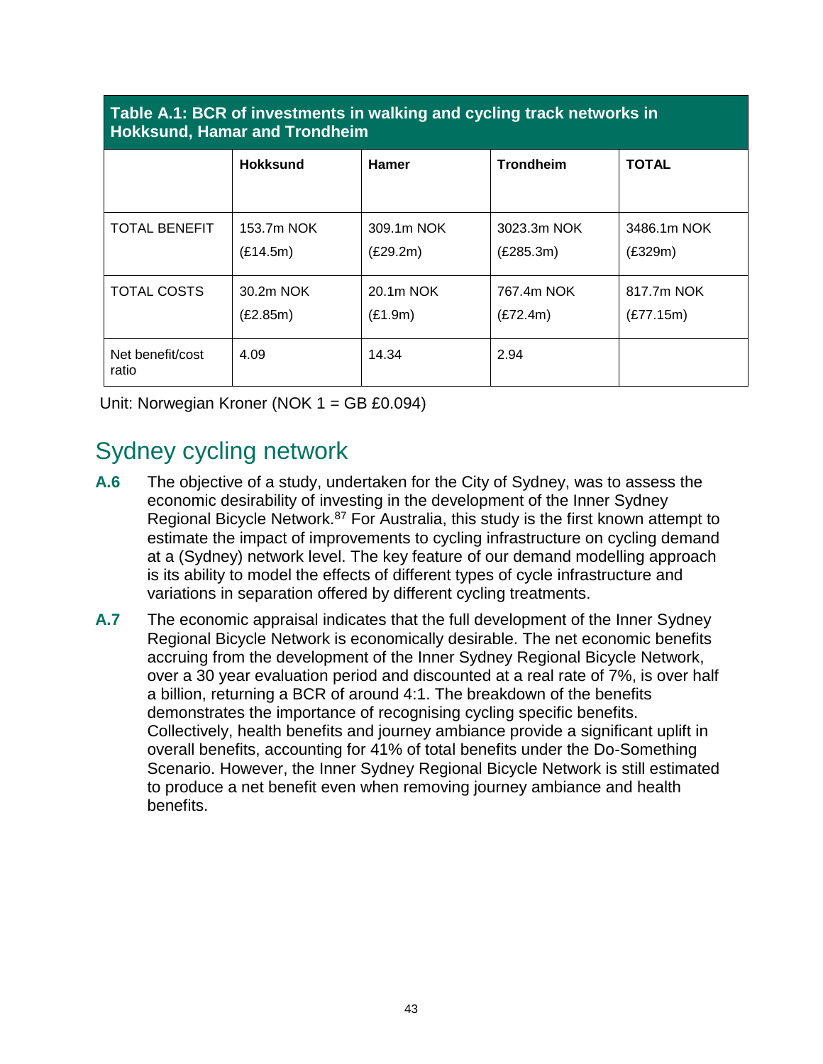**Table A.1: BCR of investments in walking and cycling track networks in Hokksund, Hamar and Trondheim**

| | Hokksund | Hamer | Trondheim | TOTAL |
|---|---|---|---|---|
| TOTAL BENEFIT | 153.7m NOK (£14.5m) | 309.1m NOK (£29.2m) | 3023.3m NOK (£285.3m) | 3486.1m NOK (£329m) |
| TOTAL COSTS | 30.2m NOK (£2.85m) | 20.1m NOK (£1.9m) | 767.4m NOK (£72.4m) | 817.7m NOK (£77.15m) |
| Net benefit/cost ratio | 4.09 | 14.34 | 2.94 | |

Unit: Norwegian Kroner (NOK 1 = GB £0.094)

## Sydney cycling network

**A.6** The objective of a study, undertaken for the City of Sydney, was to assess the economic desirability of investing in the development of the Inner Sydney Regional Bicycle Network.[87] For Australia, this study is the first known attempt to estimate the impact of improvements to cycling infrastructure on cycling demand at a (Sydney) network level. The key feature of our demand modelling approach is its ability to model the effects of different types of cycle infrastructure and variations in separation offered by different cycling treatments.

**A.7** The economic appraisal indicates that the full development of the Inner Sydney Regional Bicycle Network is economically desirable. The net economic benefits accruing from the development of the Inner Sydney Regional Bicycle Network, over a 30 year evaluation period and discounted at a real rate of 7%, is over half a billion, returning a BCR of around 4:1. The breakdown of the benefits demonstrates the importance of recognising cycling specific benefits. Collectively, health benefits and journey ambiance provide a significant uplift in overall benefits, accounting for 41% of total benefits under the Do-Something Scenario. However, the Inner Sydney Regional Bicycle Network is still estimated to produce a net benefit even when removing journey ambiance and health benefits.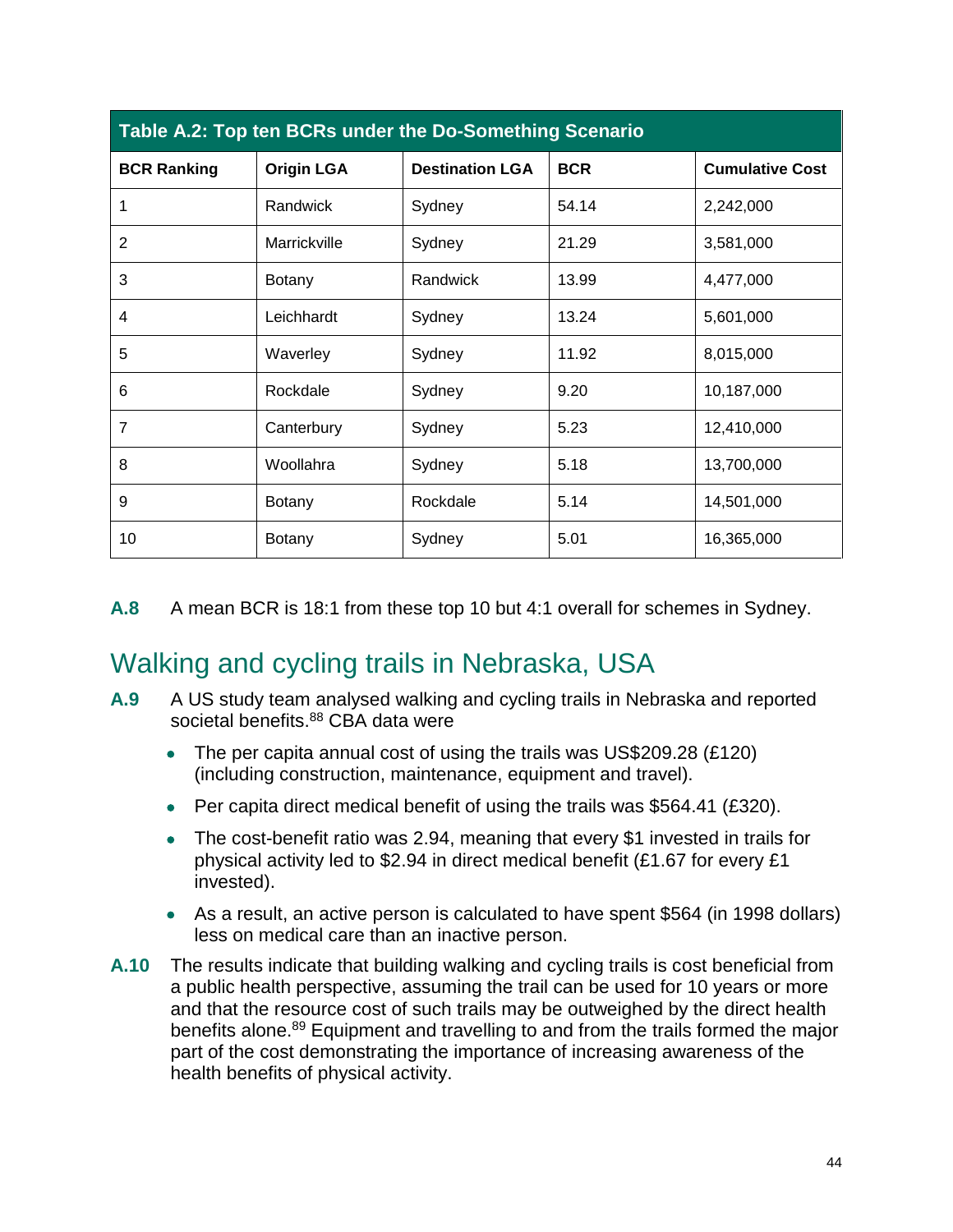**Table A.2: Top ten BCRs under the Do-Something Scenario**

| BCR Ranking | Origin LGA | Destination LGA | BCR | Cumulative Cost |
|---|---|---|---|---|
| 1 | Randwick | Sydney | 54.14 | 2,242,000 |
| 2 | Marrickville | Sydney | 21.29 | 3,581,000 |
| 3 | Botany | Randwick | 13.99 | 4,477,000 |
| 4 | Leichhardt | Sydney | 13.24 | 5,601,000 |
| 5 | Waverley | Sydney | 11.92 | 8,015,000 |
| 6 | Rockdale | Sydney | 9.20 | 10,187,000 |
| 7 | Canterbury | Sydney | 5.23 | 12,410,000 |
| 8 | Woollahra | Sydney | 5.18 | 13,700,000 |
| 9 | Botany | Rockdale | 5.14 | 14,501,000 |
| 10 | Botany | Sydney | 5.01 | 16,365,000 |

**A.8** A mean BCR is 18:1 from these top 10 but 4:1 overall for schemes in Sydney.

## Walking and cycling trails in Nebraska, USA

**A.9** A US study team analysed walking and cycling trails in Nebraska and reported societal benefits.[88] CBA data were

- The per capita annual cost of using the trails was US$209.28 (£120) (including construction, maintenance, equipment and travel).
- Per capita direct medical benefit of using the trails was $564.41 (£320).
- The cost-benefit ratio was 2.94, meaning that every $1 invested in trails for physical activity led to $2.94 in direct medical benefit (£1.67 for every £1 invested).
- As a result, an active person is calculated to have spent $564 (in 1998 dollars) less on medical care than an inactive person.

**A.10** The results indicate that building walking and cycling trails is cost beneficial from a public health perspective, assuming the trail can be used for 10 years or more and that the resource cost of such trails may be outweighed by the direct health benefits alone.[89] Equipment and travelling to and from the trails formed the major part of the cost demonstrating the importance of increasing awareness of the health benefits of physical activity.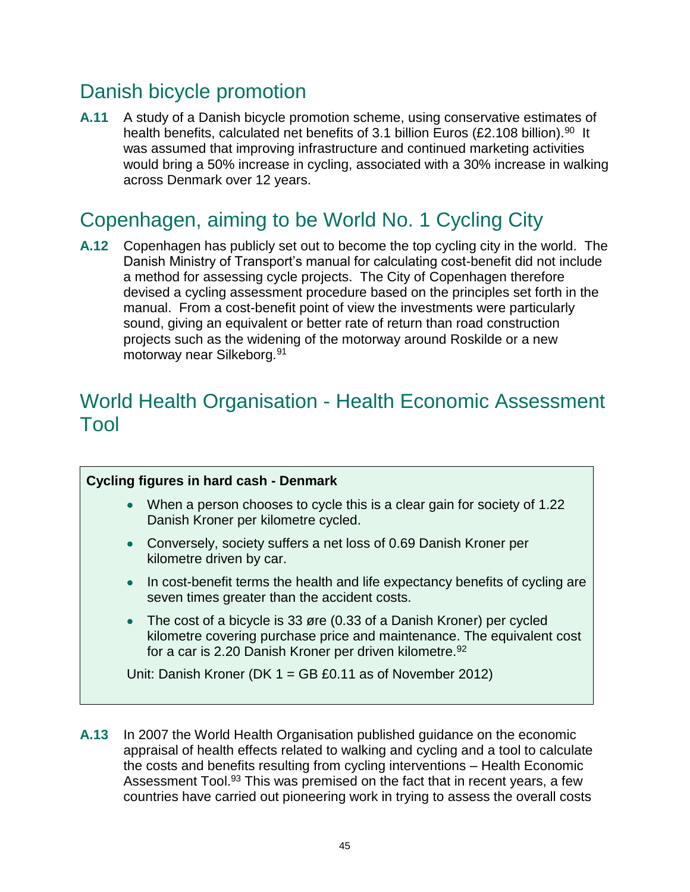## Danish bicycle promotion

**A.11** A study of a Danish bicycle promotion scheme, using conservative estimates of health benefits, calculated net benefits of 3.1 billion Euros (£2.108 billion).[90] It was assumed that improving infrastructure and continued marketing activities would bring a 50% increase in cycling, associated with a 30% increase in walking across Denmark over 12 years.

## Copenhagen, aiming to be World No. 1 Cycling City

**A.12** Copenhagen has publicly set out to become the top cycling city in the world. The Danish Ministry of Transport's manual for calculating cost-benefit did not include a method for assessing cycle projects. The City of Copenhagen therefore devised a cycling assessment procedure based on the principles set forth in the manual. From a cost-benefit point of view the investments were particularly sound, giving an equivalent or better rate of return than road construction projects such as the widening of the motorway around Roskilde or a new motorway near Silkeborg.[91]

## World Health Organisation - Health Economic Assessment Tool

**Cycling figures in hard cash - Denmark**

- When a person chooses to cycle this is a clear gain for society of 1.22 Danish Kroner per kilometre cycled.
- Conversely, society suffers a net loss of 0.69 Danish Kroner per kilometre driven by car.
- In cost-benefit terms the health and life expectancy benefits of cycling are seven times greater than the accident costs.
- The cost of a bicycle is 33 øre (0.33 of a Danish Kroner) per cycled kilometre covering purchase price and maintenance. The equivalent cost for a car is 2.20 Danish Kroner per driven kilometre.[92]

Unit: Danish Kroner (DK 1 = GB £0.11 as of November 2012)

**A.13** In 2007 the World Health Organisation published guidance on the economic appraisal of health effects related to walking and cycling and a tool to calculate the costs and benefits resulting from cycling interventions – Health Economic Assessment Tool.[93] This was premised on the fact that in recent years, a few countries have carried out pioneering work in trying to assess the overall costs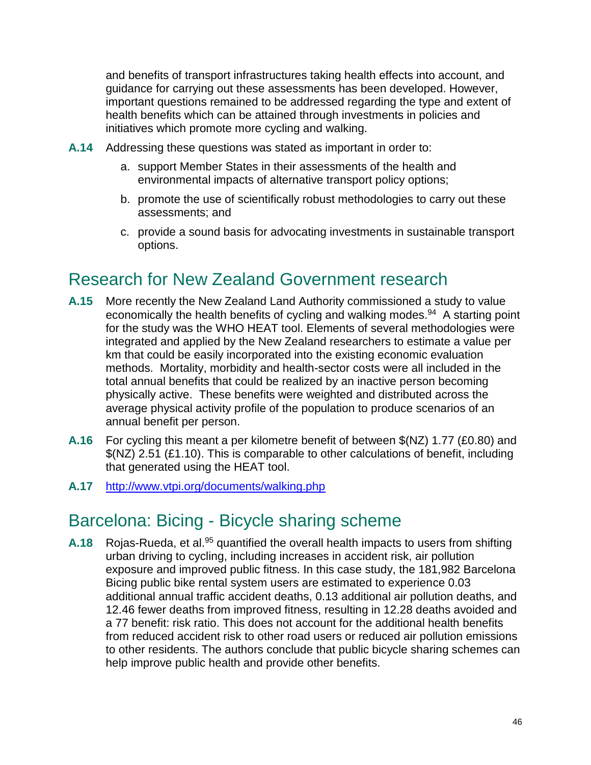and benefits of transport infrastructures taking health effects into account, and guidance for carrying out these assessments has been developed. However, important questions remained to be addressed regarding the type and extent of health benefits which can be attained through investments in policies and initiatives which promote more cycling and walking.

**A.14** Addressing these questions was stated as important in order to:

a. support Member States in their assessments of the health and environmental impacts of alternative transport policy options;

b. promote the use of scientifically robust methodologies to carry out these assessments; and

c. provide a sound basis for advocating investments in sustainable transport options.

## Research for New Zealand Government research

**A.15** More recently the New Zealand Land Authority commissioned a study to value economically the health benefits of cycling and walking modes.[94] A starting point for the study was the WHO HEAT tool. Elements of several methodologies were integrated and applied by the New Zealand researchers to estimate a value per km that could be easily incorporated into the existing economic evaluation methods. Mortality, morbidity and health-sector costs were all included in the total annual benefits that could be realized by an inactive person becoming physically active. These benefits were weighted and distributed across the average physical activity profile of the population to produce scenarios of an annual benefit per person.

**A.16** For cycling this meant a per kilometre benefit of between $(NZ) 1.77 (£0.80) and $(NZ) 2.51 (£1.10). This is comparable to other calculations of benefit, including that generated using the HEAT tool.

**A.17** [http://www.vtpi.org/documents/walking.php](http://www.vtpi.org/documents/walking.php)

## Barcelona: Bicing - Bicycle sharing scheme

**A.18** Rojas-Rueda, et al.[95] quantified the overall health impacts to users from shifting urban driving to cycling, including increases in accident risk, air pollution exposure and improved public fitness. In this case study, the 181,982 Barcelona Bicing public bike rental system users are estimated to experience 0.03 additional annual traffic accident deaths, 0.13 additional air pollution deaths, and 12.46 fewer deaths from improved fitness, resulting in 12.28 deaths avoided and a 77 benefit: risk ratio. This does not account for the additional health benefits from reduced accident risk to other road users or reduced air pollution emissions to other residents. The authors conclude that public bicycle sharing schemes can help improve public health and provide other benefits.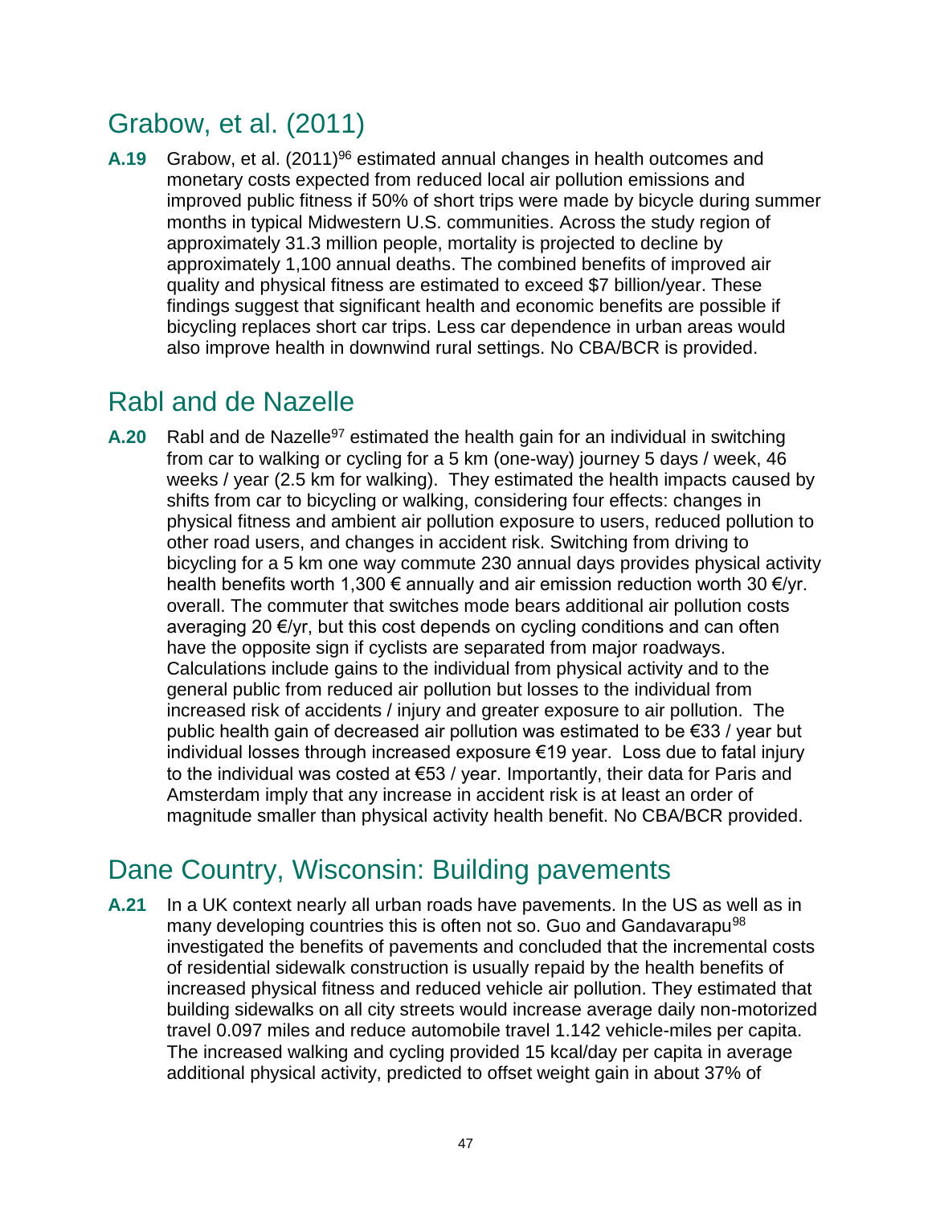## Grabow, et al. (2011)

**A.19** Grabow, et al. (2011)[96] estimated annual changes in health outcomes and monetary costs expected from reduced local air pollution emissions and improved public fitness if 50% of short trips were made by bicycle during summer months in typical Midwestern U.S. communities. Across the study region of approximately 31.3 million people, mortality is projected to decline by approximately 1,100 annual deaths. The combined benefits of improved air quality and physical fitness are estimated to exceed $7 billion/year. These findings suggest that significant health and economic benefits are possible if bicycling replaces short car trips. Less car dependence in urban areas would also improve health in downwind rural settings. No CBA/BCR is provided.

## Rabl and de Nazelle

**A.20** Rabl and de Nazelle[97] estimated the health gain for an individual in switching from car to walking or cycling for a 5 km (one-way) journey 5 days / week, 46 weeks / year (2.5 km for walking). They estimated the health impacts caused by shifts from car to bicycling or walking, considering four effects: changes in physical fitness and ambient air pollution exposure to users, reduced pollution to other road users, and changes in accident risk. Switching from driving to bicycling for a 5 km one way commute 230 annual days provides physical activity health benefits worth 1,300 € annually and air emission reduction worth 30 €/yr. overall. The commuter that switches mode bears additional air pollution costs averaging 20 €/yr, but this cost depends on cycling conditions and can often have the opposite sign if cyclists are separated from major roadways. Calculations include gains to the individual from physical activity and to the general public from reduced air pollution but losses to the individual from increased risk of accidents / injury and greater exposure to air pollution. The public health gain of decreased air pollution was estimated to be €33 / year but individual losses through increased exposure €19 year. Loss due to fatal injury to the individual was costed at €53 / year. Importantly, their data for Paris and Amsterdam imply that any increase in accident risk is at least an order of magnitude smaller than physical activity health benefit. No CBA/BCR provided.

## Dane Country, Wisconsin: Building pavements

**A.21** In a UK context nearly all urban roads have pavements. In the US as well as in many developing countries this is often not so. Guo and Gandavarapu[98] investigated the benefits of pavements and concluded that the incremental costs of residential sidewalk construction is usually repaid by the health benefits of increased physical fitness and reduced vehicle air pollution. They estimated that building sidewalks on all city streets would increase average daily non-motorized travel 0.097 miles and reduce automobile travel 1.142 vehicle-miles per capita. The increased walking and cycling provided 15 kcal/day per capita in average additional physical activity, predicted to offset weight gain in about 37% of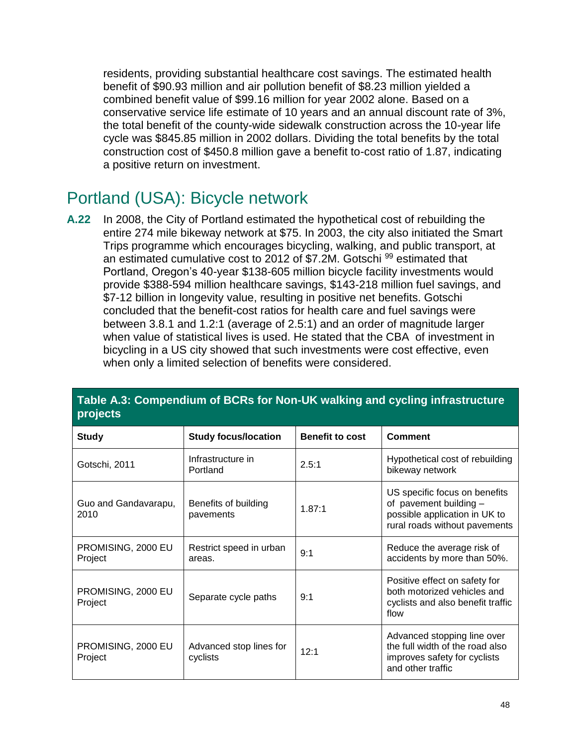residents, providing substantial healthcare cost savings. The estimated health benefit of $90.93 million and air pollution benefit of $8.23 million yielded a combined benefit value of $99.16 million for year 2002 alone. Based on a conservative service life estimate of 10 years and an annual discount rate of 3%, the total benefit of the county-wide sidewalk construction across the 10-year life cycle was $845.85 million in 2002 dollars. Dividing the total benefits by the total construction cost of $450.8 million gave a benefit to-cost ratio of 1.87, indicating a positive return on investment.

## Portland (USA): Bicycle network

**A.22** In 2008, the City of Portland estimated the hypothetical cost of rebuilding the entire 274 mile bikeway network at $75. In 2003, the city also initiated the Smart Trips programme which encourages bicycling, walking, and public transport, at an estimated cumulative cost to 2012 of $7.2M. Gotschi [99] estimated that Portland, Oregon's 40-year $138-605 million bicycle facility investments would provide $388-594 million healthcare savings, $143-218 million fuel savings, and $7-12 billion in longevity value, resulting in positive net benefits. Gotschi concluded that the benefit-cost ratios for health care and fuel savings were between 3.8.1 and 1.2:1 (average of 2.5:1) and an order of magnitude larger when value of statistical lives is used. He stated that the CBA of investment in bicycling in a US city showed that such investments were cost effective, even when only a limited selection of benefits were considered.

**Table A.3: Compendium of BCRs for Non-UK walking and cycling infrastructure projects**

| Study | Study focus/location | Benefit to cost | Comment |
|---|---|---|---|
| Gotschi, 2011 | Infrastructure in Portland | 2.5:1 | Hypothetical cost of rebuilding bikeway network |
| Guo and Gandavarapu, 2010 | Benefits of building pavements | 1.87:1 | US specific focus on benefits of pavement building – possible application in UK to rural roads without pavements |
| PROMISING, 2000 EU Project | Restrict speed in urban areas. | 9:1 | Reduce the average risk of accidents by more than 50%. |
| PROMISING, 2000 EU Project | Separate cycle paths | 9:1 | Positive effect on safety for both motorized vehicles and cyclists and also benefit traffic flow |
| PROMISING, 2000 EU Project | Advanced stop lines for cyclists | 12:1 | Advanced stopping line over the full width of the road also improves safety for cyclists and other traffic |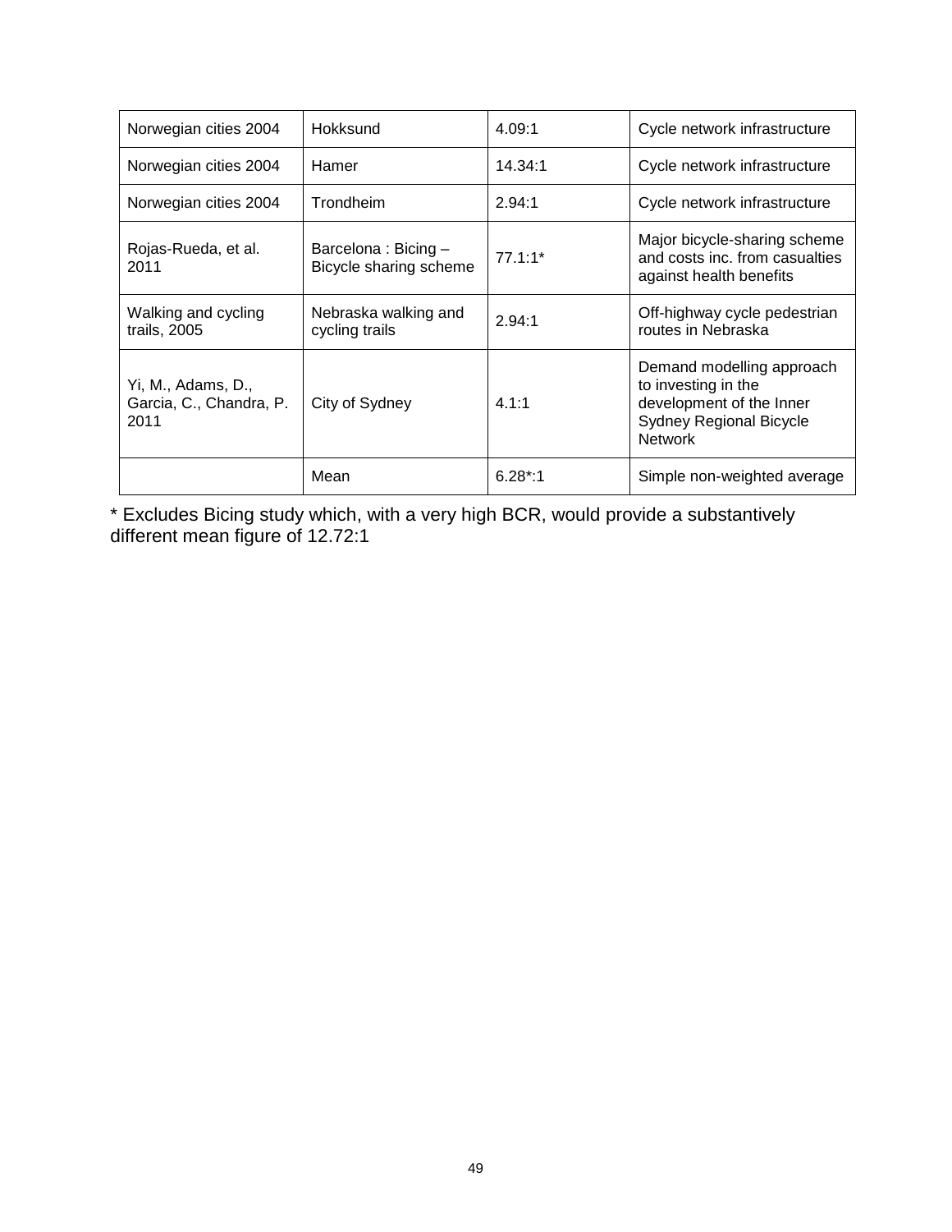| | | | |
|---|---|---|---|
| Norwegian cities 2004 | Hokksund | 4.09:1 | Cycle network infrastructure |
| Norwegian cities 2004 | Hamer | 14.34:1 | Cycle network infrastructure |
| Norwegian cities 2004 | Trondheim | 2.94:1 | Cycle network infrastructure |
| Rojas-Rueda, et al. 2011 | Barcelona : Bicing – Bicycle sharing scheme | 77.1:1* | Major bicycle-sharing scheme and costs inc. from casualties against health benefits |
| Walking and cycling trails, 2005 | Nebraska walking and cycling trails | 2.94:1 | Off-highway cycle pedestrian routes in Nebraska |
| Yi, M., Adams, D., Garcia, C., Chandra, P. 2011 | City of Sydney | 4.1:1 | Demand modelling approach to investing in the development of the Inner Sydney Regional Bicycle Network |
| | Mean | 6.28*:1 | Simple non-weighted average |

* Excludes Bicing study which, with a very high BCR, would provide a substantively different mean figure of 12.72:1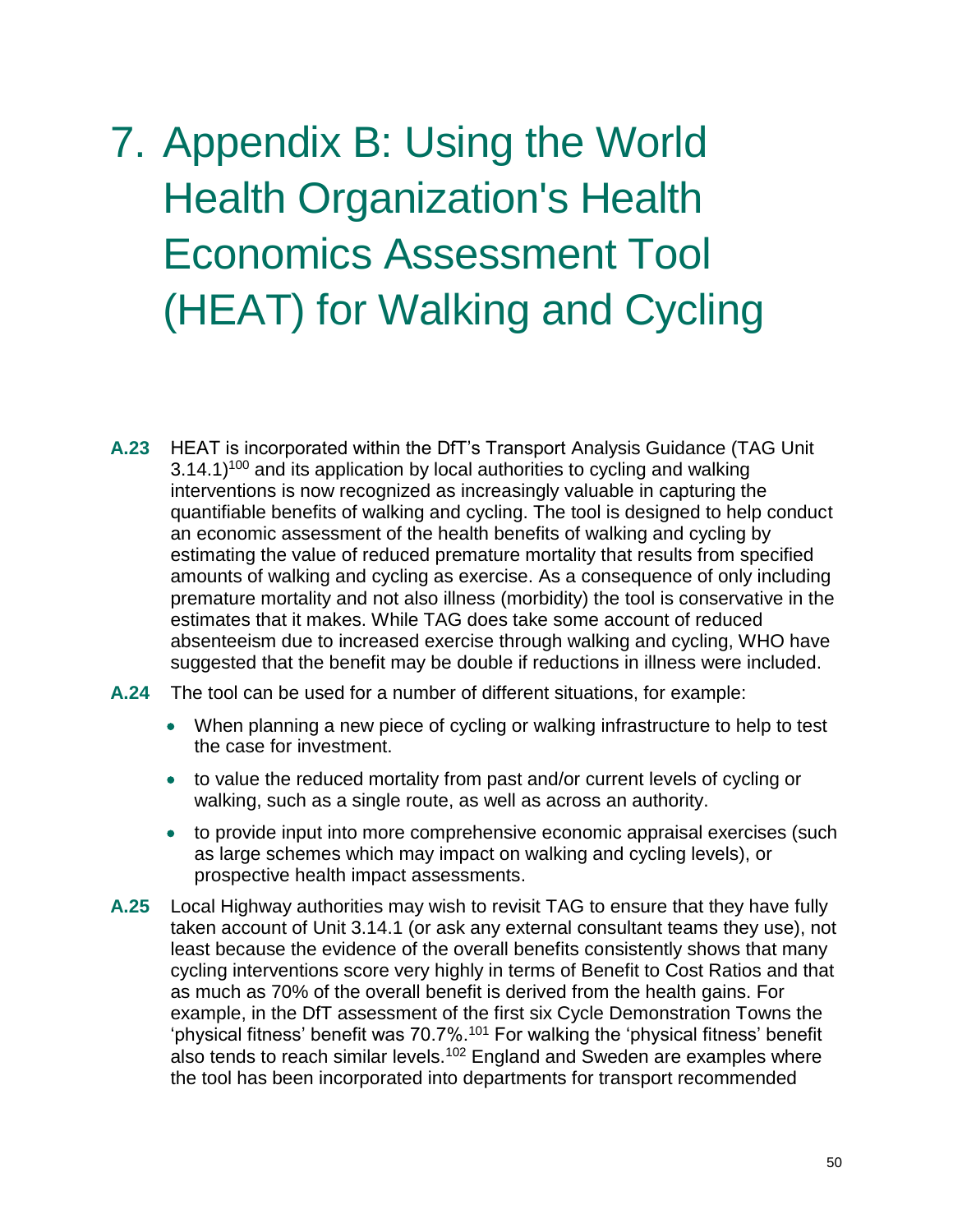# 7. Appendix B: Using the World Health Organization's Health Economics Assessment Tool (HEAT) for Walking and Cycling

**A.23** HEAT is incorporated within the DfT's Transport Analysis Guidance (TAG Unit 3.14.1)[100] and its application by local authorities to cycling and walking interventions is now recognized as increasingly valuable in capturing the quantifiable benefits of walking and cycling. The tool is designed to help conduct an economic assessment of the health benefits of walking and cycling by estimating the value of reduced premature mortality that results from specified amounts of walking and cycling as exercise. As a consequence of only including premature mortality and not also illness (morbidity) the tool is conservative in the estimates that it makes. While TAG does take some account of reduced absenteeism due to increased exercise through walking and cycling, WHO have suggested that the benefit may be double if reductions in illness were included.

**A.24** The tool can be used for a number of different situations, for example:

- When planning a new piece of cycling or walking infrastructure to help to test the case for investment.
- to value the reduced mortality from past and/or current levels of cycling or walking, such as a single route, as well as across an authority.
- to provide input into more comprehensive economic appraisal exercises (such as large schemes which may impact on walking and cycling levels), or prospective health impact assessments.

**A.25** Local Highway authorities may wish to revisit TAG to ensure that they have fully taken account of Unit 3.14.1 (or ask any external consultant teams they use), not least because the evidence of the overall benefits consistently shows that many cycling interventions score very highly in terms of Benefit to Cost Ratios and that as much as 70% of the overall benefit is derived from the health gains. For example, in the DfT assessment of the first six Cycle Demonstration Towns the 'physical fitness' benefit was 70.7%.[101] For walking the 'physical fitness' benefit also tends to reach similar levels.[102] England and Sweden are examples where the tool has been incorporated into departments for transport recommended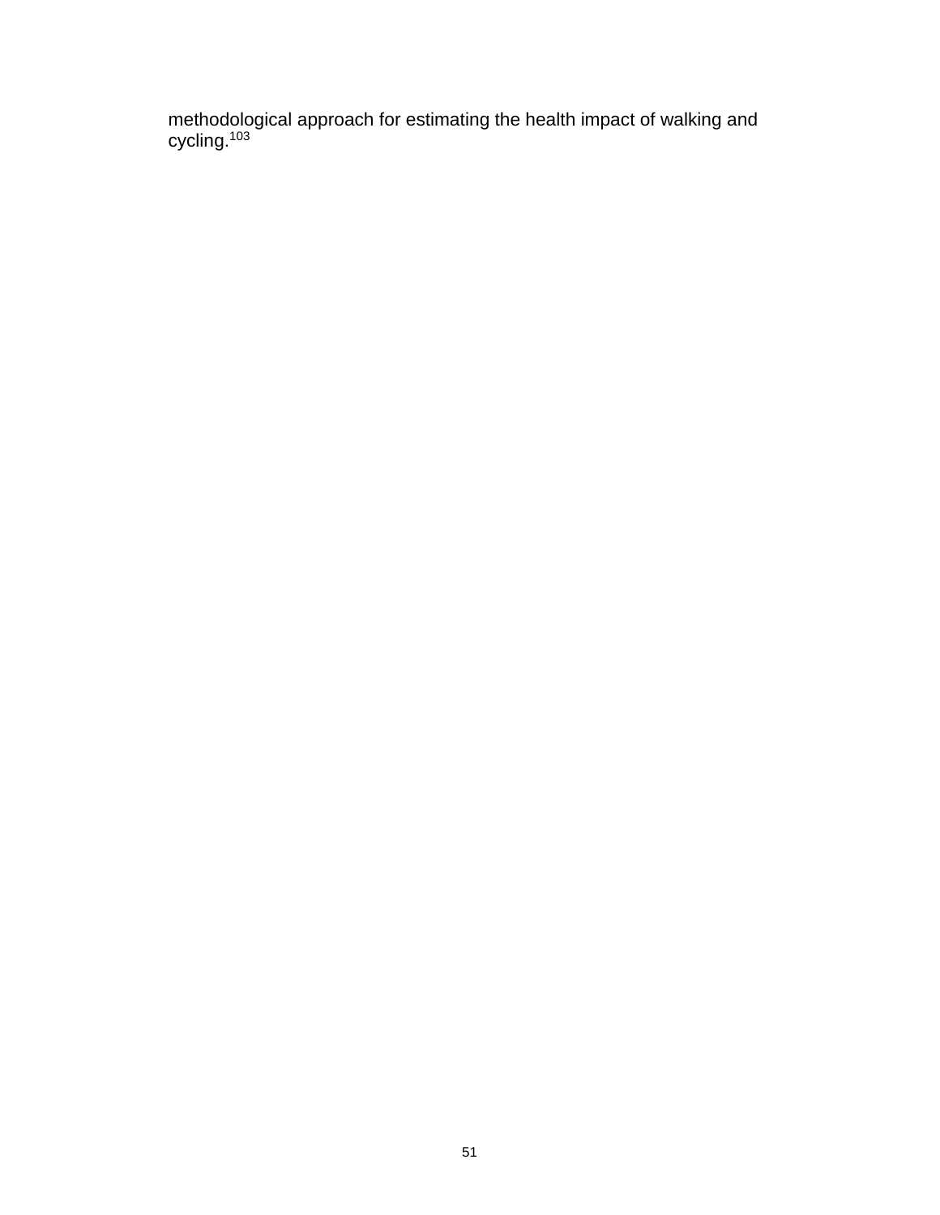methodological approach for estimating the health impact of walking and cycling.[103]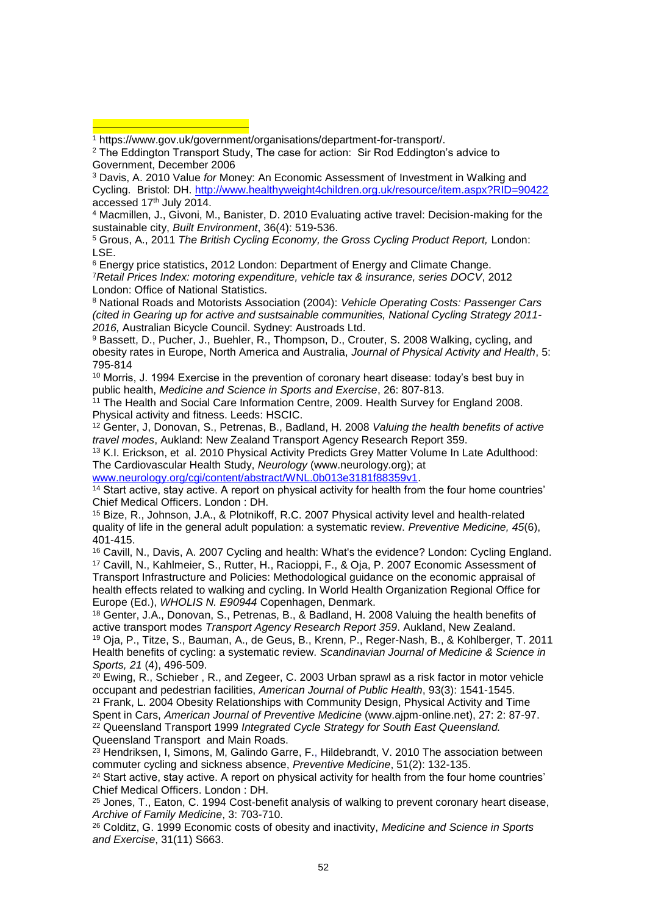[1] https://www.gov.uk/government/organisations/department-for-transport/.

[2] The Eddington Transport Study, The case for action: Sir Rod Eddington's advice to Government, December 2006

[3] Davis, A. 2010 Value *for* Money: An Economic Assessment of Investment in Walking and Cycling. Bristol: DH. http://www.healthyweight4children.org.uk/resource/item.aspx?RID=90422 accessed 17th July 2014.

[4] Macmillen, J., Givoni, M., Banister, D. 2010 Evaluating active travel: Decision-making for the sustainable city, *Built Environment*, 36(4): 519-536.

[5] Grous, A., 2011 *The British Cycling Economy, the Gross Cycling Product Report,* London: LSE.

[6] Energy price statistics, 2012 London: Department of Energy and Climate Change.

[7] *Retail Prices Index: motoring expenditure, vehicle tax & insurance, series DOCV*, 2012 London: Office of National Statistics.

[8] National Roads and Motorists Association (2004): *Vehicle Operating Costs: Passenger Cars (cited in Gearing up for active and sustsainable communities, National Cycling Strategy 2011-2016,* Australian Bicycle Council. Sydney: Austroads Ltd.

[9] Bassett, D., Pucher, J., Buehler, R., Thompson, D., Crouter, S. 2008 Walking, cycling, and obesity rates in Europe, North America and Australia, *Journal of Physical Activity and Health*, 5: 795-814

[10] Morris, J. 1994 Exercise in the prevention of coronary heart disease: today's best buy in public health, *Medicine and Science in Sports and Exercise*, 26: 807-813.

[11] The Health and Social Care Information Centre, 2009. Health Survey for England 2008. Physical activity and fitness. Leeds: HSCIC.

[12] Genter, J, Donovan, S., Petrenas, B., Badland, H. 2008 *Valuing the health benefits of active travel modes*, Aukland: New Zealand Transport Agency Research Report 359.

[13] K.I. Erickson, et al. 2010 Physical Activity Predicts Grey Matter Volume In Late Adulthood: The Cardiovascular Health Study, *Neurology* (www.neurology.org); at www.neurology.org/cgi/content/abstract/WNL.0b013e3181f88359v1.

[14] Start active, stay active. A report on physical activity for health from the four home countries' Chief Medical Officers. London : DH.

[15] Bize, R., Johnson, J.A., & Plotnikoff, R.C. 2007 Physical activity level and health-related quality of life in the general adult population: a systematic review. *Preventive Medicine, 45*(6), 401-415.

[16] Cavill, N., Davis, A. 2007 Cycling and health: What's the evidence? London: Cycling England.

[17] Cavill, N., Kahlmeier, S., Rutter, H., Racioppi, F., & Oja, P. 2007 Economic Assessment of Transport Infrastructure and Policies: Methodological guidance on the economic appraisal of health effects related to walking and cycling. In World Health Organization Regional Office for Europe (Ed.), *WHOLIS N. E90944* Copenhagen, Denmark.

[18] Genter, J.A., Donovan, S., Petrenas, B., & Badland, H. 2008 Valuing the health benefits of active transport modes *Transport Agency Research Report 359*. Aukland, New Zealand.

[19] Oja, P., Titze, S., Bauman, A., de Geus, B., Krenn, P., Reger-Nash, B., & Kohlberger, T. 2011 Health benefits of cycling: a systematic review. *Scandinavian Journal of Medicine & Science in Sports, 21* (4), 496-509.

[20] Ewing, R., Schieber , R., and Zegeer, C. 2003 Urban sprawl as a risk factor in motor vehicle occupant and pedestrian facilities, *American Journal of Public Health*, 93(3): 1541-1545.

[21] Frank, L. 2004 Obesity Relationships with Community Design, Physical Activity and Time Spent in Cars, *American Journal of Preventive Medicine* (www.ajpm-online.net), 27: 2: 87-97.

[22] Queensland Transport 1999 *Integrated Cycle Strategy for South East Queensland.* Queensland Transport and Main Roads.

[23] Hendriksen, I, Simons, M, Galindo Garre, F., Hildebrandt, V. 2010 The association between commuter cycling and sickness absence, *Preventive Medicine*, 51(2): 132-135.

[24] Start active, stay active. A report on physical activity for health from the four home countries' Chief Medical Officers. London : DH.

[25] Jones, T., Eaton, C. 1994 Cost-benefit analysis of walking to prevent coronary heart disease, *Archive of Family Medicine*, 3: 703-710.

[26] Colditz, G. 1999 Economic costs of obesity and inactivity, *Medicine and Science in Sports and Exercise*, 31(11) S663.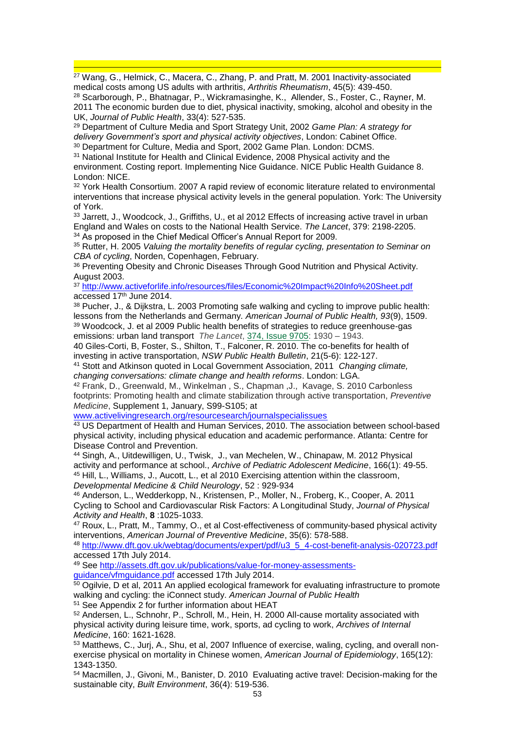[27] Wang, G., Helmick, C., Macera, C., Zhang, P. and Pratt, M. 2001 Inactivity-associated medical costs among US adults with arthritis, *Arthritis Rheumatism*, 45(5): 439-450.

[28] Scarborough, P., Bhatnagar, P., Wickramasinghe, K., Allender, S., Foster, C., Rayner, M. 2011 The economic burden due to diet, physical inactivity, smoking, alcohol and obesity in the UK, *Journal of Public Health*, 33(4): 527-535.

[29] Department of Culture Media and Sport Strategy Unit, 2002 *Game Plan: A strategy for delivery Government's sport and physical activity objectives*, London: Cabinet Office.

[30] Department for Culture, Media and Sport, 2002 Game Plan. London: DCMS.

[31] National Institute for Health and Clinical Evidence, 2008 Physical activity and the environment. Costing report. Implementing Nice Guidance. NICE Public Health Guidance 8. London: NICE.

[32] York Health Consortium. 2007 A rapid review of economic literature related to environmental interventions that increase physical activity levels in the general population. York: The University of York.

[33] Jarrett, J., Woodcock, J., Griffiths, U., et al 2012 Effects of increasing active travel in urban England and Wales on costs to the National Health Service. *The Lancet*, 379: 2198-2205.

[34] As proposed in the Chief Medical Officer's Annual Report for 2009.

[35] Rutter, H. 2005 *Valuing the mortality benefits of regular cycling, presentation to Seminar on CBA of cycling*, Norden, Copenhagen, February.

[36] Preventing Obesity and Chronic Diseases Through Good Nutrition and Physical Activity. August 2003.

[37] http://www.activeforlife.info/resources/files/Economic%20Impact%20Info%20Sheet.pdf accessed 17th June 2014.

[38] Pucher, J., & Dijkstra, L. 2003 Promoting safe walking and cycling to improve public health: lessons from the Netherlands and Germany. *American Journal of Public Health, 93*(9), 1509.

[39] Woodcock, J. et al 2009 Public health benefits of strategies to reduce greenhouse-gas emissions: urban land transport *The Lancet*, 374, Issue 9705: 1930 – 1943.

40 Giles-Corti, B, Foster, S., Shilton, T., Falconer, R. 2010. The co-benefits for health of investing in active transportation, *NSW Public Health Bulletin*, 21(5-6): 122-127.

[41] Stott and Atkinson quoted in Local Government Association, 2011 *Changing climate, changing conversations: climate change and health reforms*. London: LGA.

[42] Frank, D., Greenwald, M., Winkelman , S., Chapman ,J., Kavage, S. 2010 Carbonless footprints: Promoting health and climate stabilization through active transportation, *Preventive Medicine*, Supplement 1, January, S99-S105; at www.activelivingresearch.org/resourcesearch/journalspecialissues

[43] US Department of Health and Human Services, 2010. The association between school-based physical activity, including physical education and academic performance. Atlanta: Centre for Disease Control and Prevention.

[44] Singh, A., Uitdewilligen, U., Twisk, J., van Mechelen, W., Chinapaw, M. 2012 Physical activity and performance at school., *Archive of Pediatric Adolescent Medicine*, 166(1): 49-55.

[45] Hill, L., Williams, J., Aucott, L., et al 2010 Exercising attention within the classroom, *Developmental Medicine & Child Neurology*, 52 : 929-934

[46] Anderson, L., Wedderkopp, N., Kristensen, P., Moller, N., Froberg, K., Cooper, A. 2011 Cycling to School and Cardiovascular Risk Factors: A Longitudinal Study, *Journal of Physical Activity and Health*, **8** :1025-1033.

[47] Roux, L., Pratt, M., Tammy, O., et al Cost-effectiveness of community-based physical activity interventions, *American Journal of Preventive Medicine*, 35(6): 578-588.

[48] http://www.dft.gov.uk/webtag/documents/expert/pdf/u3_5_4-cost-benefit-analysis-020723.pdf accessed 17th July 2014.

[49] See http://assets.dft.gov.uk/publications/value-for-money-assessments-guidance/vfmguidance.pdf accessed 17th July 2014.

[50] Ogilvie, D et al, 2011 An applied ecological framework for evaluating infrastructure to promote walking and cycling: the iConnect study. *American Journal of Public Health*

[51] See Appendix 2 for further information about HEAT

[52] Andersen, L., Schnohr, P., Schroll, M., Hein, H. 2000 All-cause mortality associated with physical activity during leisure time, work, sports, ad cycling to work, *Archives of Internal Medicine*, 160: 1621-1628.

[53] Matthews, C., Jurj, A., Shu, et al, 2007 Influence of exercise, waling, cycling, and overall non-exercise physical on mortality in Chinese women, *American Journal of Epidemiology*, 165(12): 1343-1350.

[54] Macmillen, J., Givoni, M., Banister, D. 2010 Evaluating active travel: Decision-making for the sustainable city, *Built Environment*, 36(4): 519-536.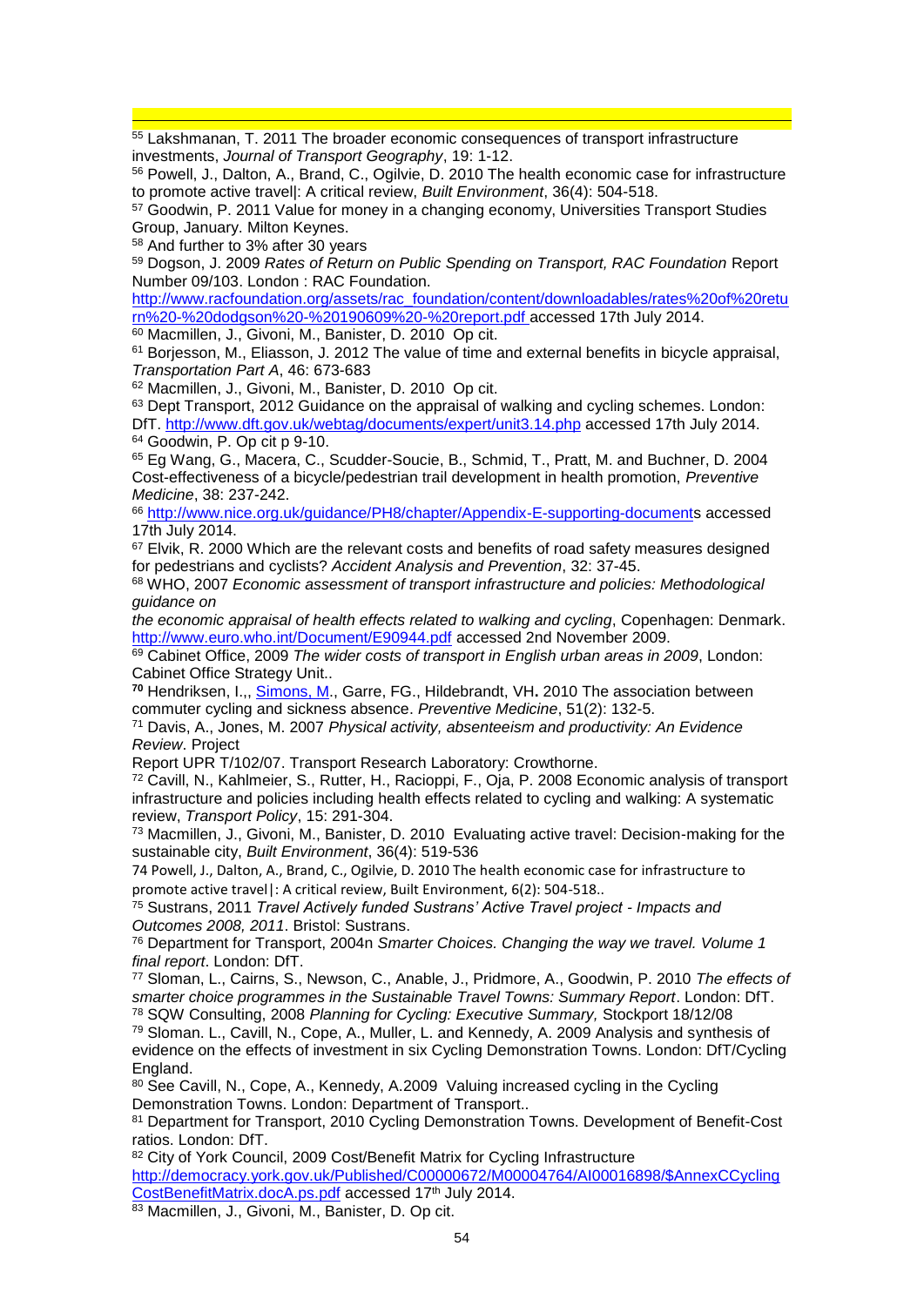[55] Lakshmanan, T. 2011 The broader economic consequences of transport infrastructure investments, *Journal of Transport Geography*, 19: 1-12.

[56] Powell, J., Dalton, A., Brand, C., Ogilvie, D. 2010 The health economic case for infrastructure to promote active travel|: A critical review, *Built Environment*, 36(4): 504-518.

[57] Goodwin, P. 2011 Value for money in a changing economy, Universities Transport Studies Group, January. Milton Keynes.

[58] And further to 3% after 30 years

[59] Dogson, J. 2009 *Rates of Return on Public Spending on Transport, RAC Foundation* Report Number 09/103. London : RAC Foundation. http://www.racfoundation.org/assets/rac_foundation/content/downloadables/rates%20of%20return%20-%20dodgson%20-%20190609%20-%20report.pdf accessed 17th July 2014.

[60] Macmillen, J., Givoni, M., Banister, D. 2010 Op cit.

[61] Borjesson, M., Eliasson, J. 2012 The value of time and external benefits in bicycle appraisal, *Transportation Part A*, 46: 673-683

[62] Macmillen, J., Givoni, M., Banister, D. 2010 Op cit.

[63] Dept Transport, 2012 Guidance on the appraisal of walking and cycling schemes. London: DfT. http://www.dft.gov.uk/webtag/documents/expert/unit3.14.php accessed 17th July 2014.

[64] Goodwin, P. Op cit p 9-10.

[65] Eg Wang, G., Macera, C., Scudder-Soucie, B., Schmid, T., Pratt, M. and Buchner, D. 2004 Cost-effectiveness of a bicycle/pedestrian trail development in health promotion, *Preventive Medicine*, 38: 237-242.

[66] http://www.nice.org.uk/guidance/PH8/chapter/Appendix-E-supporting-documents accessed 17th July 2014.

[67] Elvik, R. 2000 Which are the relevant costs and benefits of road safety measures designed for pedestrians and cyclists? *Accident Analysis and Prevention*, 32: 37-45.

[68] WHO, 2007 *Economic assessment of transport infrastructure and policies: Methodological guidance on the economic appraisal of health effects related to walking and cycling*, Copenhagen: Denmark. http://www.euro.who.int/Document/E90944.pdf accessed 2nd November 2009.

[69] Cabinet Office, 2009 *The wider costs of transport in English urban areas in 2009*, London: Cabinet Office Strategy Unit..

**[70]** Hendriksen, I.,, Simons, M., Garre, FG., Hildebrandt, VH**.** 2010 The association between commuter cycling and sickness absence. *Preventive Medicine*, 51(2): 132-5.

[71] Davis, A., Jones, M. 2007 *Physical activity, absenteeism and productivity: An Evidence Review*. Project Report UPR T/102/07. Transport Research Laboratory: Crowthorne.

[72] Cavill, N., Kahlmeier, S., Rutter, H., Racioppi, F., Oja, P. 2008 Economic analysis of transport infrastructure and policies including health effects related to cycling and walking: A systematic review, *Transport Policy*, 15: 291-304.

[73] Macmillen, J., Givoni, M., Banister, D. 2010 Evaluating active travel: Decision-making for the sustainable city, *Built Environment*, 36(4): 519-536

74 Powell, J., Dalton, A., Brand, C., Ogilvie, D. 2010 The health economic case for infrastructure to promote active travel|: A critical review, Built Environment, 6(2): 504-518..

[75] Sustrans, 2011 *Travel Actively funded Sustrans' Active Travel project - Impacts and Outcomes 2008, 2011*. Bristol: Sustrans.

[76] Department for Transport, 2004n *Smarter Choices. Changing the way we travel. Volume 1 final report*. London: DfT.

[77] Sloman, L., Cairns, S., Newson, C., Anable, J., Pridmore, A., Goodwin, P. 2010 *The effects of smarter choice programmes in the Sustainable Travel Towns: Summary Report*. London: DfT.

[78] SQW Consulting, 2008 *Planning for Cycling: Executive Summary,* Stockport 18/12/08

[79] Sloman. L., Cavill, N., Cope, A., Muller, L. and Kennedy, A. 2009 Analysis and synthesis of evidence on the effects of investment in six Cycling Demonstration Towns. London: DfT/Cycling England.

[80] See Cavill, N., Cope, A., Kennedy, A.2009 Valuing increased cycling in the Cycling Demonstration Towns. London: Department of Transport..

[81] Department for Transport, 2010 Cycling Demonstration Towns. Development of Benefit-Cost ratios. London: DfT.

[82] City of York Council, 2009 Cost/Benefit Matrix for Cycling Infrastructure http://democracy.york.gov.uk/Published/C00000672/M00004764/AI00016898/$AnnexCCyclingCostBenefitMatrix.docA.ps.pdf accessed 17th July 2014.

[83] Macmillen, J., Givoni, M., Banister, D. Op cit.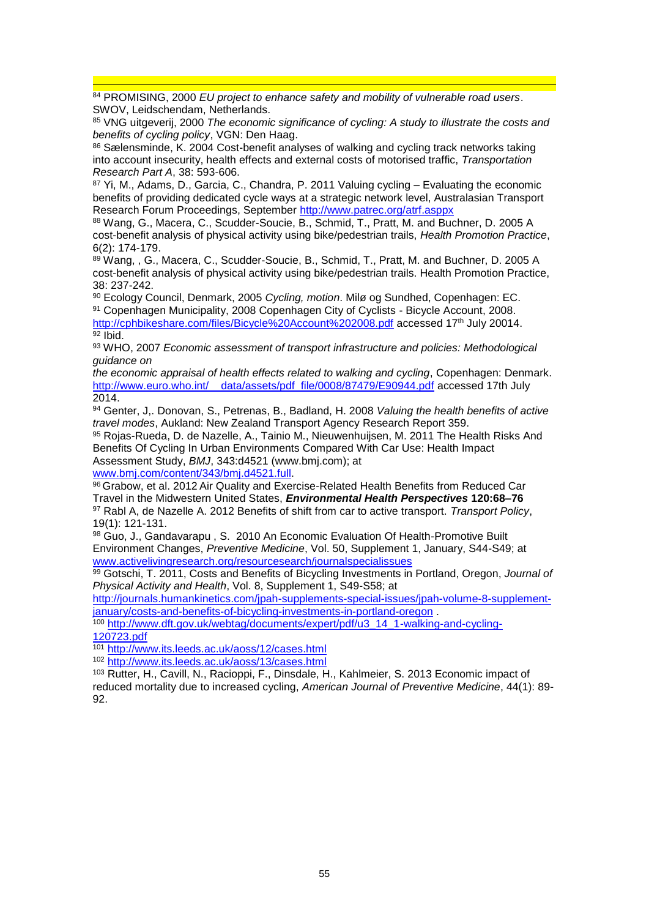[84] PROMISING, 2000 *EU project to enhance safety and mobility of vulnerable road users*. SWOV, Leidschendam, Netherlands.

[85] VNG uitgeverij, 2000 *The economic significance of cycling: A study to illustrate the costs and benefits of cycling policy*, VGN: Den Haag.

[86] Sælensminde, K. 2004 Cost-benefit analyses of walking and cycling track networks taking into account insecurity, health effects and external costs of motorised traffic, *Transportation Research Part A*, 38: 593-606.

[87] Yi, M., Adams, D., Garcia, C., Chandra, P. 2011 Valuing cycling – Evaluating the economic benefits of providing dedicated cycle ways at a strategic network level, Australasian Transport Research Forum Proceedings, September http://www.patrec.org/atrf.asppx

[88] Wang, G., Macera, C., Scudder-Soucie, B., Schmid, T., Pratt, M. and Buchner, D. 2005 A cost-benefit analysis of physical activity using bike/pedestrian trails, *Health Promotion Practice*, 6(2): 174-179.

[89] Wang, , G., Macera, C., Scudder-Soucie, B., Schmid, T., Pratt, M. and Buchner, D. 2005 A cost-benefit analysis of physical activity using bike/pedestrian trails. Health Promotion Practice, 38: 237-242.

[90] Ecology Council, Denmark, 2005 *Cycling, motion*. Milø og Sundhed, Copenhagen: EC.

[91] Copenhagen Municipality, 2008 Copenhagen City of Cyclists - Bicycle Account, 2008. http://cphbikeshare.com/files/Bicycle%20Account%202008.pdf accessed 17th July 20014.

[92] Ibid.

[93] WHO, 2007 *Economic assessment of transport infrastructure and policies: Methodological guidance on the economic appraisal of health effects related to walking and cycling*, Copenhagen: Denmark. http://www.euro.who.int/__data/assets/pdf_file/0008/87479/E90944.pdf accessed 17th July 2014.

[94] Genter, J,. Donovan, S., Petrenas, B., Badland, H. 2008 *Valuing the health benefits of active travel modes*, Aukland: New Zealand Transport Agency Research Report 359.

[95] Rojas-Rueda, D. de Nazelle, A., Tainio M., Nieuwenhuijsen, M. 2011 The Health Risks And Benefits Of Cycling In Urban Environments Compared With Car Use: Health Impact Assessment Study, *BMJ*, 343:d4521 (www.bmj.com); at www.bmj.com/content/343/bmj.d4521.full.

[96] Grabow, et al. 2012 Air Quality and Exercise-Related Health Benefits from Reduced Car Travel in the Midwestern United States, ***Environmental Health Perspectives*** **120:68–76**

[97] Rabl A, de Nazelle A. 2012 Benefits of shift from car to active transport. *Transport Policy*, 19(1): 121-131.

[98] Guo, J., Gandavarapu , S. 2010 An Economic Evaluation Of Health-Promotive Built Environment Changes, *Preventive Medicine*, Vol. 50, Supplement 1, January, S44-S49; at www.activelivingresearch.org/resourcesearch/journalspecialissues

[99] Gotschi, T. 2011, Costs and Benefits of Bicycling Investments in Portland, Oregon, *Journal of Physical Activity and Health*, Vol. 8, Supplement 1, S49-S58; at http://journals.humankinetics.com/jpah-supplements-special-issues/jpah-volume-8-supplement-january/costs-and-benefits-of-bicycling-investments-in-portland-oregon .

[100] http://www.dft.gov.uk/webtag/documents/expert/pdf/u3_14_1-walking-and-cycling-120723.pdf

[101] http://www.its.leeds.ac.uk/aoss/12/cases.html

[102] http://www.its.leeds.ac.uk/aoss/13/cases.html

[103] Rutter, H., Cavill, N., Racioppi, F., Dinsdale, H., Kahlmeier, S. 2013 Economic impact of reduced mortality due to increased cycling, *American Journal of Preventive Medicine*, 44(1): 89-92.